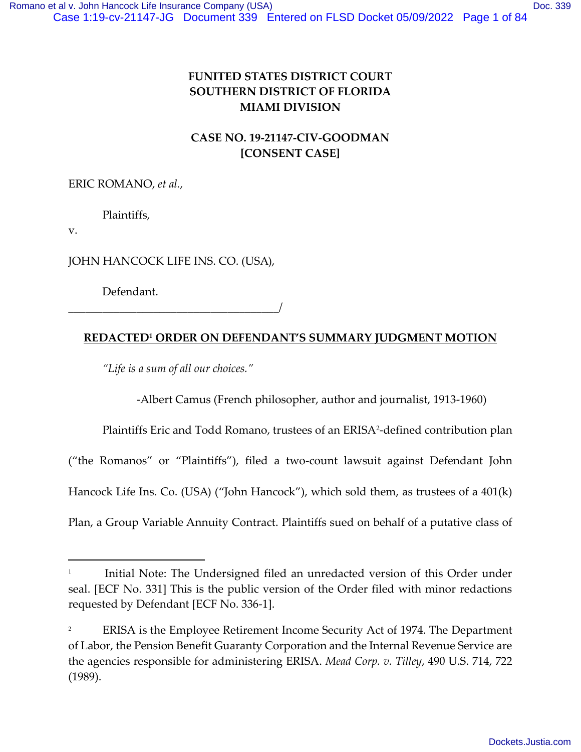**FUNITED STATES DISTRICT COURT**
**SOUTHERN DISTRICT OF FLORIDA**
**MIAMI DIVISION**

**CASE NO. 19-21147-CIV-GOODMAN**
**[CONSENT CASE]**

ERIC ROMANO, *et al.*,

Plaintiffs,

v.

JOHN HANCOCK LIFE INS. CO. (USA),

Defendant.
_____________________________________/

**REDACTED[1] ORDER ON DEFENDANT'S SUMMARY JUDGMENT MOTION**

*"Life is a sum of all our choices."*

-Albert Camus (French philosopher, author and journalist, 1913-1960)

Plaintiffs Eric and Todd Romano, trustees of an ERISA[2]-defined contribution plan ("the Romanos" or "Plaintiffs"), filed a two-count lawsuit against Defendant John Hancock Life Ins. Co. (USA) ("John Hancock"), which sold them, as trustees of a 401(k) Plan, a Group Variable Annuity Contract. Plaintiffs sued on behalf of a putative class of

---

[1] Initial Note: The Undersigned filed an unredacted version of this Order under seal. [ECF No. 331] This is the public version of the Order filed with minor redactions requested by Defendant [ECF No. 336-1].

[2] ERISA is the Employee Retirement Income Security Act of 1974. The Department of Labor, the Pension Benefit Guaranty Corporation and the Internal Revenue Service are the agencies responsible for administering ERISA. *Mead Corp. v. Tilley*, 490 U.S. 714, 722 (1989).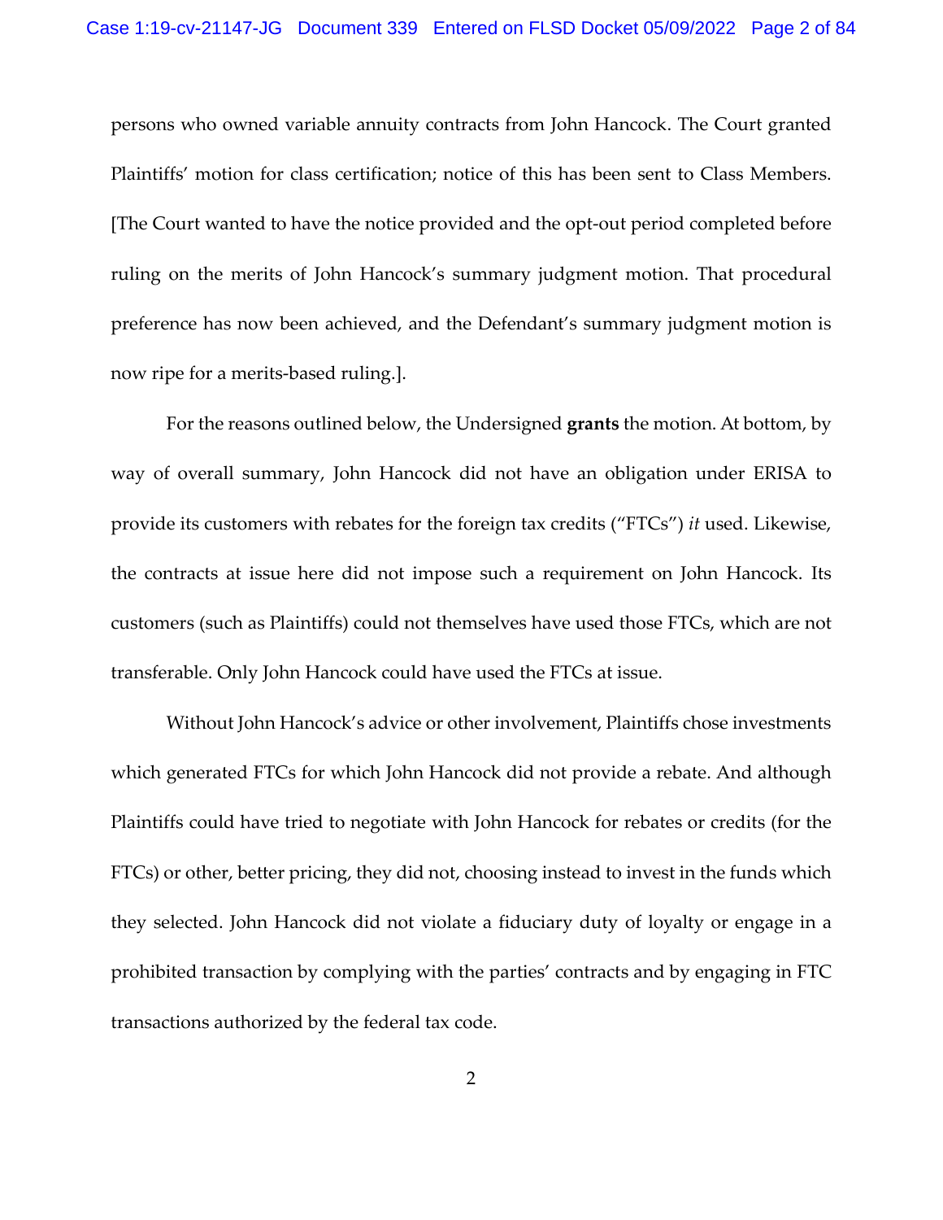persons who owned variable annuity contracts from John Hancock. The Court granted Plaintiffs' motion for class certification; notice of this has been sent to Class Members. [The Court wanted to have the notice provided and the opt-out period completed before ruling on the merits of John Hancock's summary judgment motion. That procedural preference has now been achieved, and the Defendant's summary judgment motion is now ripe for a merits-based ruling.].

For the reasons outlined below, the Undersigned **grants** the motion. At bottom, by way of overall summary, John Hancock did not have an obligation under ERISA to provide its customers with rebates for the foreign tax credits ("FTCs") *it* used. Likewise, the contracts at issue here did not impose such a requirement on John Hancock. Its customers (such as Plaintiffs) could not themselves have used those FTCs, which are not transferable. Only John Hancock could have used the FTCs at issue.

Without John Hancock's advice or other involvement, Plaintiffs chose investments which generated FTCs for which John Hancock did not provide a rebate. And although Plaintiffs could have tried to negotiate with John Hancock for rebates or credits (for the FTCs) or other, better pricing, they did not, choosing instead to invest in the funds which they selected. John Hancock did not violate a fiduciary duty of loyalty or engage in a prohibited transaction by complying with the parties' contracts and by engaging in FTC transactions authorized by the federal tax code.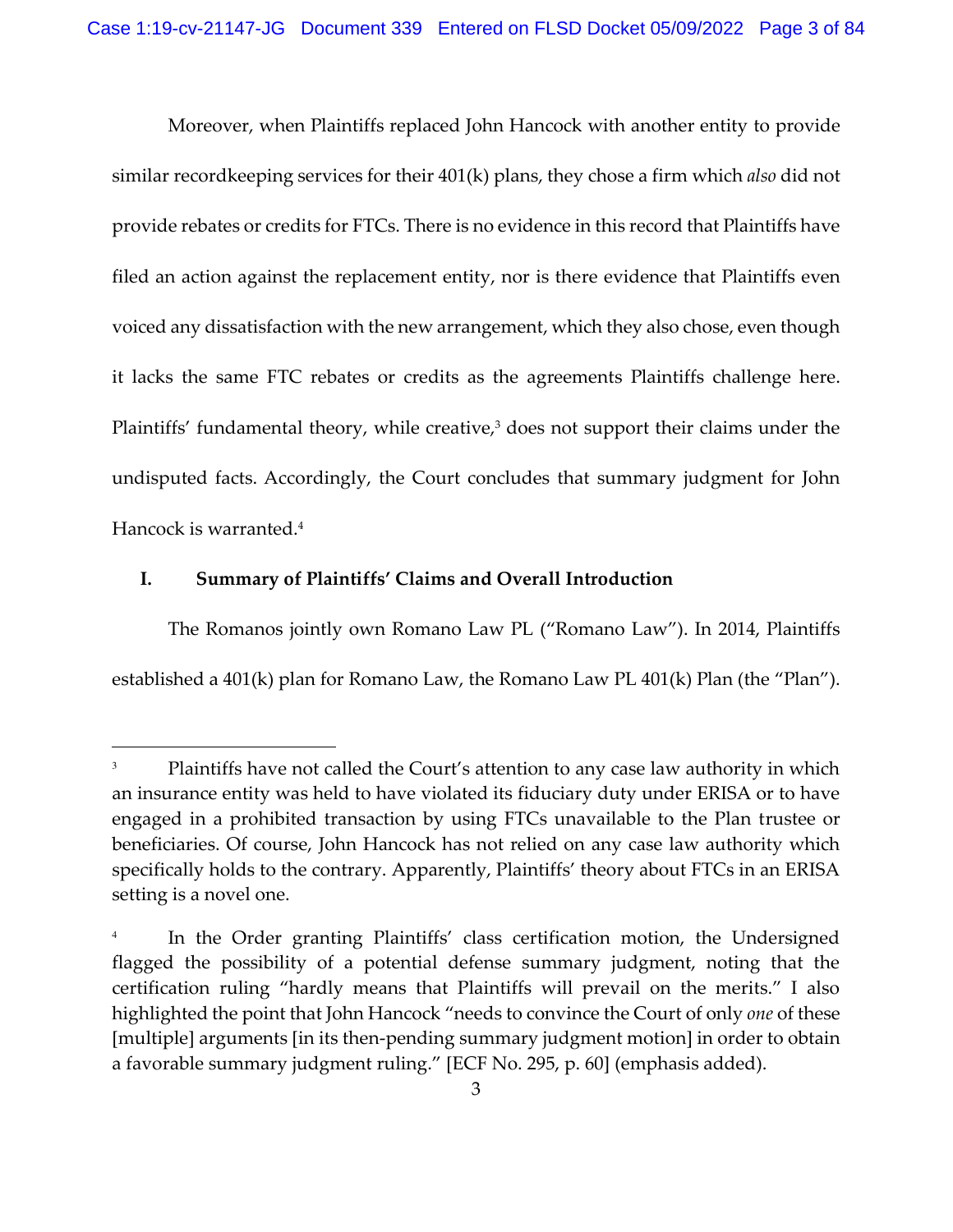Moreover, when Plaintiffs replaced John Hancock with another entity to provide similar recordkeeping services for their 401(k) plans, they chose a firm which *also* did not provide rebates or credits for FTCs. There is no evidence in this record that Plaintiffs have filed an action against the replacement entity, nor is there evidence that Plaintiffs even voiced any dissatisfaction with the new arrangement, which they also chose, even though it lacks the same FTC rebates or credits as the agreements Plaintiffs challenge here. Plaintiffs' fundamental theory, while creative,[3] does not support their claims under the undisputed facts. Accordingly, the Court concludes that summary judgment for John Hancock is warranted.[4]

## I. Summary of Plaintiffs' Claims and Overall Introduction

The Romanos jointly own Romano Law PL ("Romano Law"). In 2014, Plaintiffs established a 401(k) plan for Romano Law, the Romano Law PL 401(k) Plan (the "Plan").

---

[3] Plaintiffs have not called the Court's attention to any case law authority in which an insurance entity was held to have violated its fiduciary duty under ERISA or to have engaged in a prohibited transaction by using FTCs unavailable to the Plan trustee or beneficiaries. Of course, John Hancock has not relied on any case law authority which specifically holds to the contrary. Apparently, Plaintiffs' theory about FTCs in an ERISA setting is a novel one.

[4] In the Order granting Plaintiffs' class certification motion, the Undersigned flagged the possibility of a potential defense summary judgment, noting that the certification ruling "hardly means that Plaintiffs will prevail on the merits." I also highlighted the point that John Hancock "needs to convince the Court of only *one* of these [multiple] arguments [in its then-pending summary judgment motion] in order to obtain a favorable summary judgment ruling." [ECF No. 295, p. 60] (emphasis added).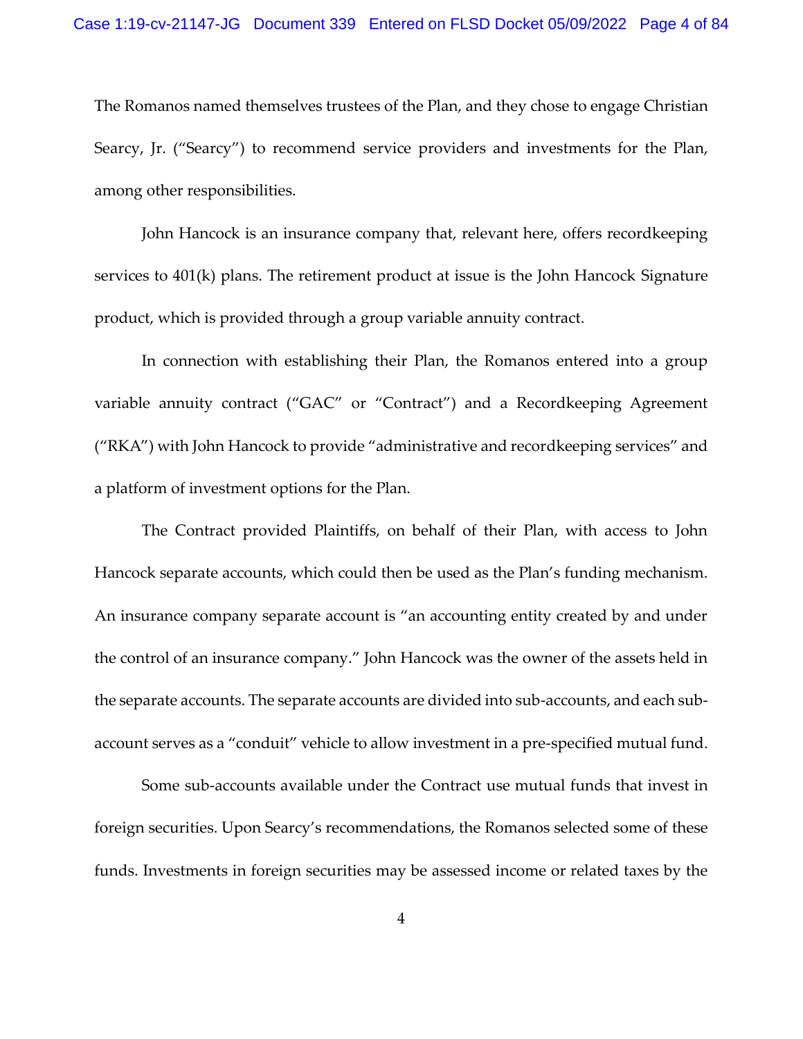The Romanos named themselves trustees of the Plan, and they chose to engage Christian Searcy, Jr. ("Searcy") to recommend service providers and investments for the Plan, among other responsibilities.

John Hancock is an insurance company that, relevant here, offers recordkeeping services to 401(k) plans. The retirement product at issue is the John Hancock Signature product, which is provided through a group variable annuity contract.

In connection with establishing their Plan, the Romanos entered into a group variable annuity contract ("GAC" or "Contract") and a Recordkeeping Agreement ("RKA") with John Hancock to provide "administrative and recordkeeping services" and a platform of investment options for the Plan.

The Contract provided Plaintiffs, on behalf of their Plan, with access to John Hancock separate accounts, which could then be used as the Plan's funding mechanism. An insurance company separate account is "an accounting entity created by and under the control of an insurance company." John Hancock was the owner of the assets held in the separate accounts. The separate accounts are divided into sub-accounts, and each sub-account serves as a "conduit" vehicle to allow investment in a pre-specified mutual fund.

Some sub-accounts available under the Contract use mutual funds that invest in foreign securities. Upon Searcy's recommendations, the Romanos selected some of these funds. Investments in foreign securities may be assessed income or related taxes by the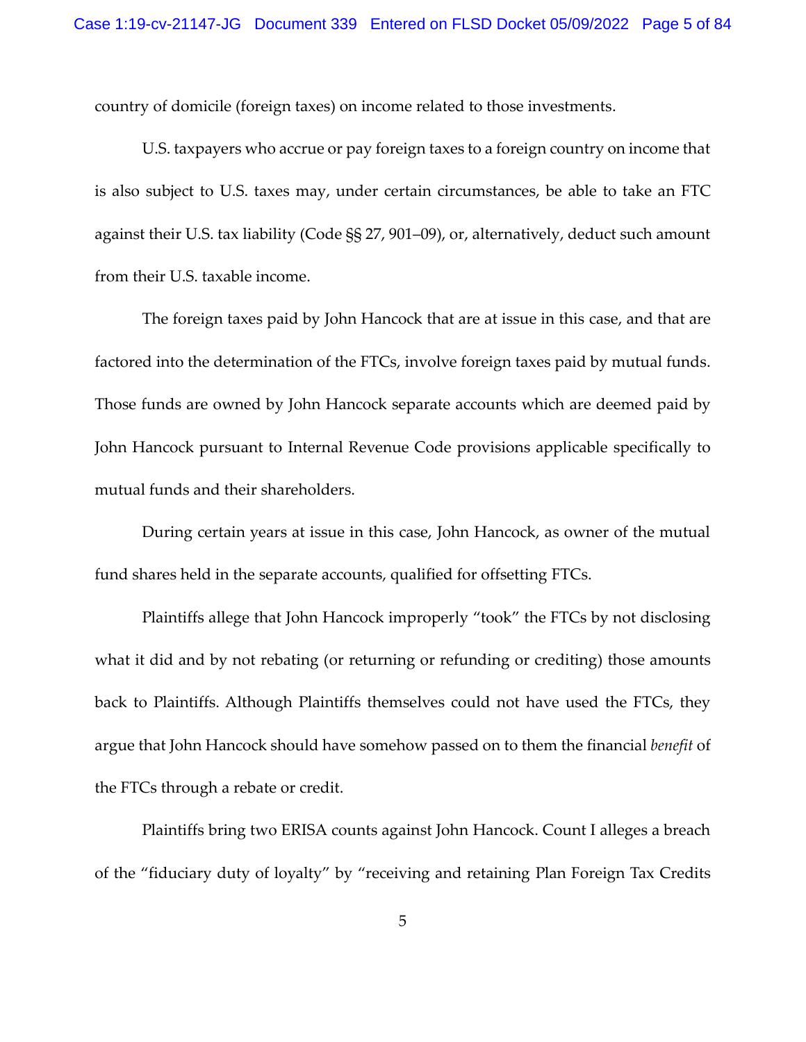country of domicile (foreign taxes) on income related to those investments.

U.S. taxpayers who accrue or pay foreign taxes to a foreign country on income that is also subject to U.S. taxes may, under certain circumstances, be able to take an FTC against their U.S. tax liability (Code §§ 27, 901–09), or, alternatively, deduct such amount from their U.S. taxable income.

The foreign taxes paid by John Hancock that are at issue in this case, and that are factored into the determination of the FTCs, involve foreign taxes paid by mutual funds. Those funds are owned by John Hancock separate accounts which are deemed paid by John Hancock pursuant to Internal Revenue Code provisions applicable specifically to mutual funds and their shareholders.

During certain years at issue in this case, John Hancock, as owner of the mutual fund shares held in the separate accounts, qualified for offsetting FTCs.

Plaintiffs allege that John Hancock improperly "took" the FTCs by not disclosing what it did and by not rebating (or returning or refunding or crediting) those amounts back to Plaintiffs. Although Plaintiffs themselves could not have used the FTCs, they argue that John Hancock should have somehow passed on to them the financial *benefit* of the FTCs through a rebate or credit.

Plaintiffs bring two ERISA counts against John Hancock. Count I alleges a breach of the "fiduciary duty of loyalty" by "receiving and retaining Plan Foreign Tax Credits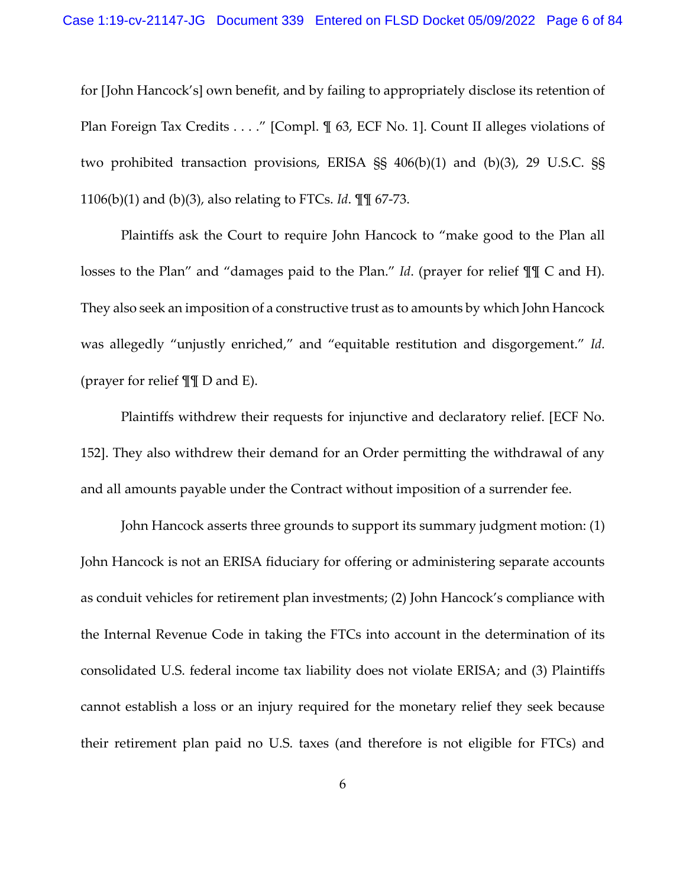for [John Hancock's] own benefit, and by failing to appropriately disclose its retention of Plan Foreign Tax Credits . . . ." [Compl. ¶ 63, ECF No. 1]. Count II alleges violations of two prohibited transaction provisions, ERISA §§ 406(b)(1) and (b)(3), 29 U.S.C. §§ 1106(b)(1) and (b)(3), also relating to FTCs. *Id*. ¶¶ 67-73.

Plaintiffs ask the Court to require John Hancock to "make good to the Plan all losses to the Plan" and "damages paid to the Plan." *Id*. (prayer for relief ¶¶ C and H). They also seek an imposition of a constructive trust as to amounts by which John Hancock was allegedly "unjustly enriched," and "equitable restitution and disgorgement." *Id*. (prayer for relief ¶¶ D and E).

Plaintiffs withdrew their requests for injunctive and declaratory relief. [ECF No. 152]. They also withdrew their demand for an Order permitting the withdrawal of any and all amounts payable under the Contract without imposition of a surrender fee.

John Hancock asserts three grounds to support its summary judgment motion: (1) John Hancock is not an ERISA fiduciary for offering or administering separate accounts as conduit vehicles for retirement plan investments; (2) John Hancock's compliance with the Internal Revenue Code in taking the FTCs into account in the determination of its consolidated U.S. federal income tax liability does not violate ERISA; and (3) Plaintiffs cannot establish a loss or an injury required for the monetary relief they seek because their retirement plan paid no U.S. taxes (and therefore is not eligible for FTCs) and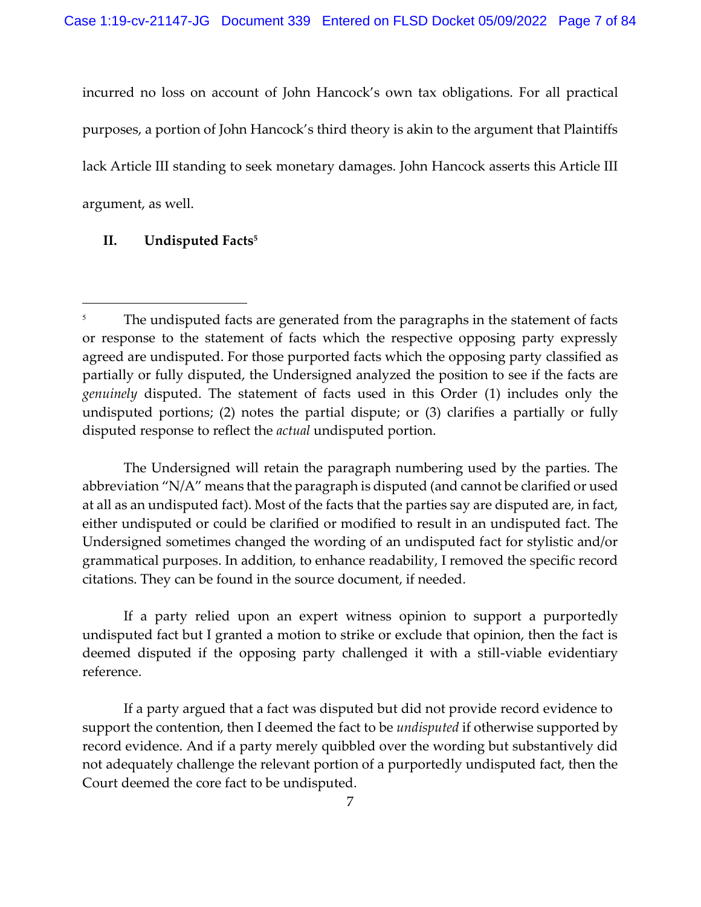incurred no loss on account of John Hancock's own tax obligations. For all practical purposes, a portion of John Hancock's third theory is akin to the argument that Plaintiffs lack Article III standing to seek monetary damages. John Hancock asserts this Article III argument, as well.

## II. Undisputed Facts[5]

---

[5] The undisputed facts are generated from the paragraphs in the statement of facts or response to the statement of facts which the respective opposing party expressly agreed are undisputed. For those purported facts which the opposing party classified as partially or fully disputed, the Undersigned analyzed the position to see if the facts are *genuinely* disputed. The statement of facts used in this Order (1) includes only the undisputed portions; (2) notes the partial dispute; or (3) clarifies a partially or fully disputed response to reflect the *actual* undisputed portion.

The Undersigned will retain the paragraph numbering used by the parties. The abbreviation "N/A" means that the paragraph is disputed (and cannot be clarified or used at all as an undisputed fact). Most of the facts that the parties say are disputed are, in fact, either undisputed or could be clarified or modified to result in an undisputed fact. The Undersigned sometimes changed the wording of an undisputed fact for stylistic and/or grammatical purposes. In addition, to enhance readability, I removed the specific record citations. They can be found in the source document, if needed.

If a party relied upon an expert witness opinion to support a purportedly undisputed fact but I granted a motion to strike or exclude that opinion, then the fact is deemed disputed if the opposing party challenged it with a still-viable evidentiary reference.

If a party argued that a fact was disputed but did not provide record evidence to support the contention, then I deemed the fact to be *undisputed* if otherwise supported by record evidence. And if a party merely quibbled over the wording but substantively did not adequately challenge the relevant portion of a purportedly undisputed fact, then the Court deemed the core fact to be undisputed.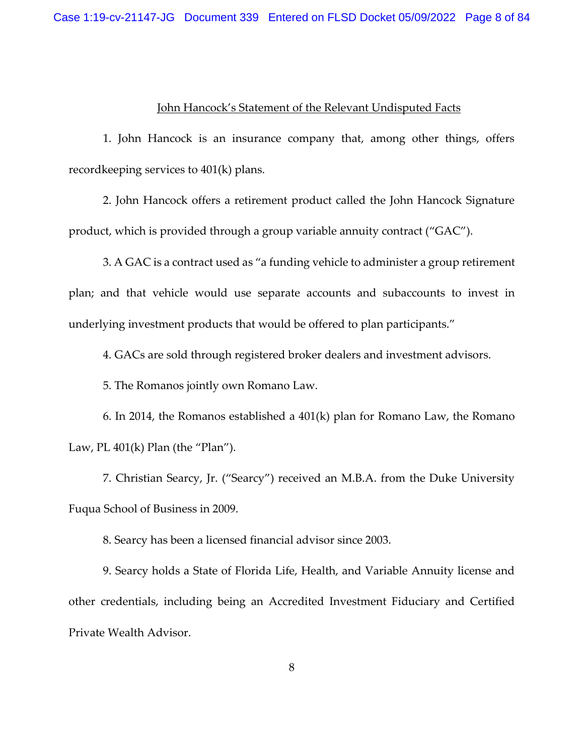John Hancock's Statement of the Relevant Undisputed Facts

1. John Hancock is an insurance company that, among other things, offers recordkeeping services to 401(k) plans.

2. John Hancock offers a retirement product called the John Hancock Signature product, which is provided through a group variable annuity contract ("GAC").

3. A GAC is a contract used as "a funding vehicle to administer a group retirement plan; and that vehicle would use separate accounts and subaccounts to invest in underlying investment products that would be offered to plan participants."

4. GACs are sold through registered broker dealers and investment advisors.

5. The Romanos jointly own Romano Law.

6. In 2014, the Romanos established a 401(k) plan for Romano Law, the Romano Law, PL 401(k) Plan (the "Plan").

7. Christian Searcy, Jr. ("Searcy") received an M.B.A. from the Duke University Fuqua School of Business in 2009.

8. Searcy has been a licensed financial advisor since 2003.

9. Searcy holds a State of Florida Life, Health, and Variable Annuity license and other credentials, including being an Accredited Investment Fiduciary and Certified Private Wealth Advisor.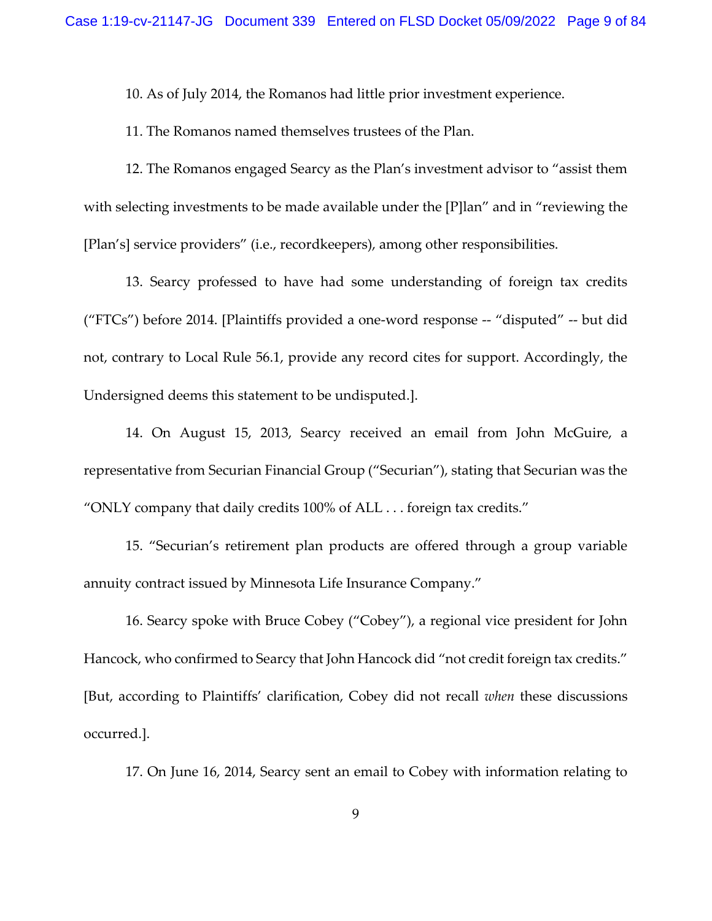10. As of July 2014, the Romanos had little prior investment experience.

11. The Romanos named themselves trustees of the Plan.

12. The Romanos engaged Searcy as the Plan's investment advisor to "assist them with selecting investments to be made available under the [P]lan" and in "reviewing the [Plan's] service providers" (i.e., recordkeepers), among other responsibilities.

13. Searcy professed to have had some understanding of foreign tax credits ("FTCs") before 2014. [Plaintiffs provided a one-word response -- "disputed" -- but did not, contrary to Local Rule 56.1, provide any record cites for support. Accordingly, the Undersigned deems this statement to be undisputed.].

14. On August 15, 2013, Searcy received an email from John McGuire, a representative from Securian Financial Group ("Securian"), stating that Securian was the "ONLY company that daily credits 100% of ALL . . . foreign tax credits."

15. "Securian's retirement plan products are offered through a group variable annuity contract issued by Minnesota Life Insurance Company."

16. Searcy spoke with Bruce Cobey ("Cobey"), a regional vice president for John Hancock, who confirmed to Searcy that John Hancock did "not credit foreign tax credits." [But, according to Plaintiffs' clarification, Cobey did not recall *when* these discussions occurred.].

17. On June 16, 2014, Searcy sent an email to Cobey with information relating to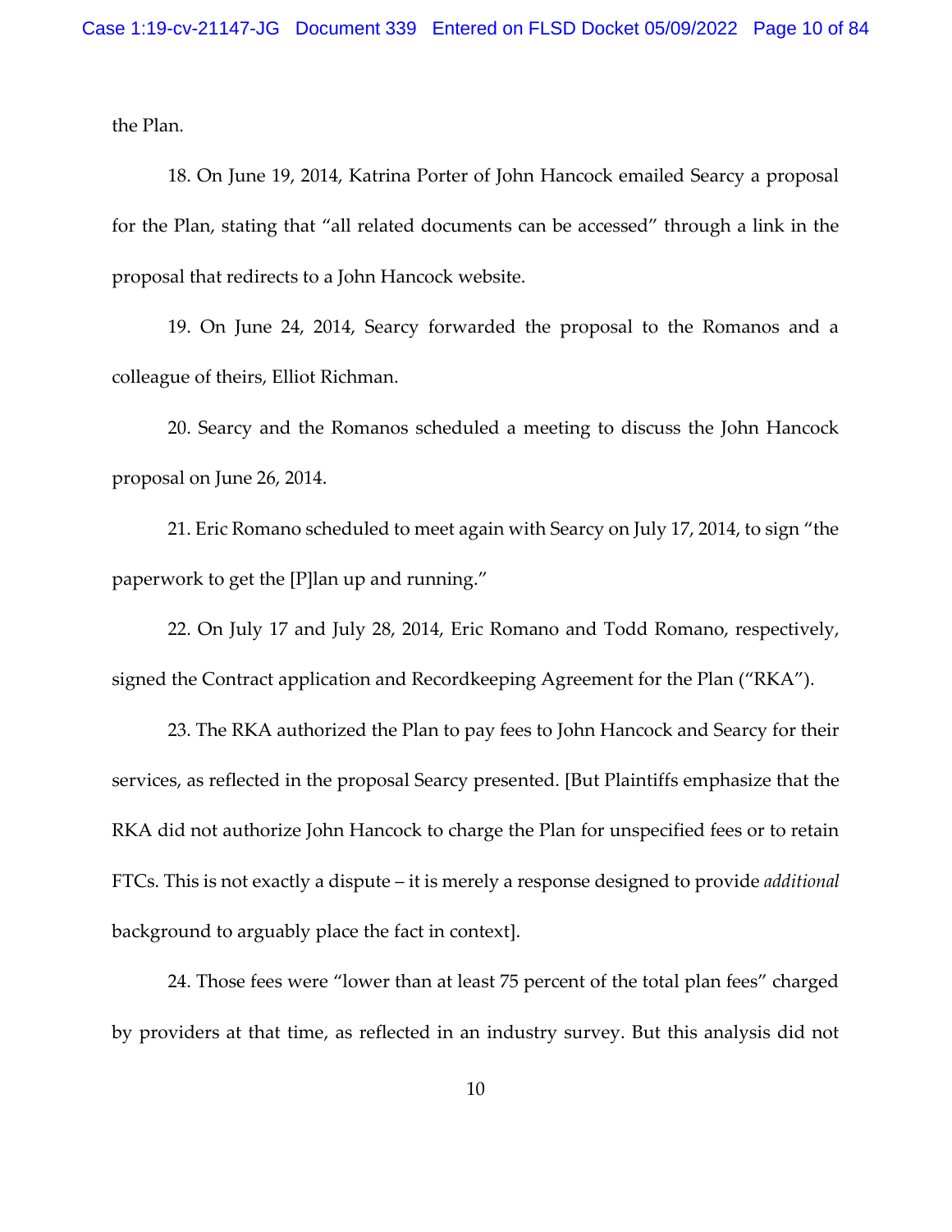the Plan.

18. On June 19, 2014, Katrina Porter of John Hancock emailed Searcy a proposal for the Plan, stating that "all related documents can be accessed" through a link in the proposal that redirects to a John Hancock website.

19. On June 24, 2014, Searcy forwarded the proposal to the Romanos and a colleague of theirs, Elliot Richman.

20. Searcy and the Romanos scheduled a meeting to discuss the John Hancock proposal on June 26, 2014.

21. Eric Romano scheduled to meet again with Searcy on July 17, 2014, to sign "the paperwork to get the [P]lan up and running."

22. On July 17 and July 28, 2014, Eric Romano and Todd Romano, respectively, signed the Contract application and Recordkeeping Agreement for the Plan ("RKA").

23. The RKA authorized the Plan to pay fees to John Hancock and Searcy for their services, as reflected in the proposal Searcy presented. [But Plaintiffs emphasize that the RKA did not authorize John Hancock to charge the Plan for unspecified fees or to retain FTCs. This is not exactly a dispute – it is merely a response designed to provide *additional* background to arguably place the fact in context].

24. Those fees were "lower than at least 75 percent of the total plan fees" charged by providers at that time, as reflected in an industry survey. But this analysis did not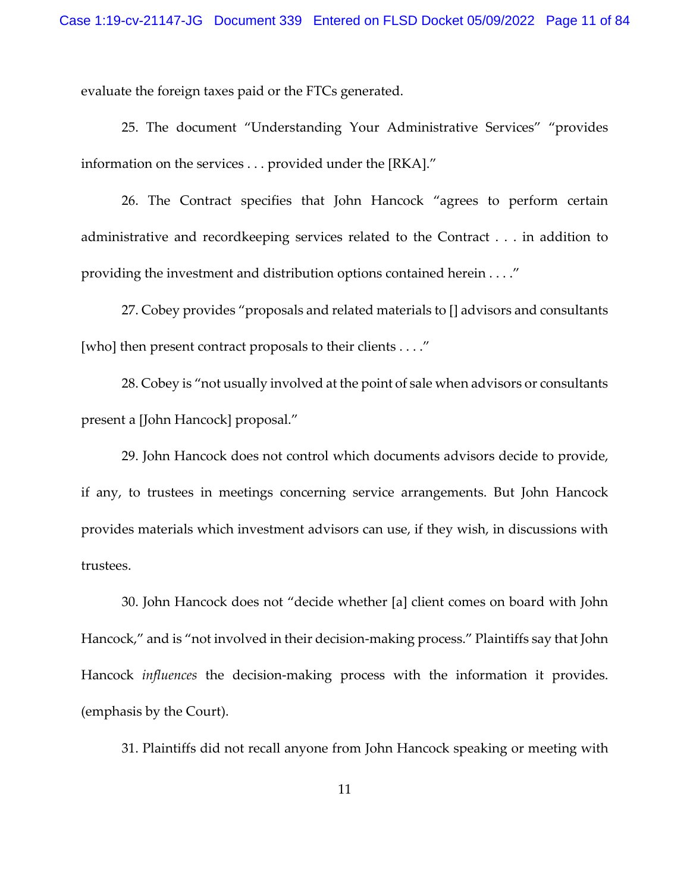evaluate the foreign taxes paid or the FTCs generated.

25. The document "Understanding Your Administrative Services" "provides information on the services . . . provided under the [RKA]."

26. The Contract specifies that John Hancock "agrees to perform certain administrative and recordkeeping services related to the Contract . . . in addition to providing the investment and distribution options contained herein . . . ."

27. Cobey provides "proposals and related materials to [] advisors and consultants [who] then present contract proposals to their clients . . . ."

28. Cobey is "not usually involved at the point of sale when advisors or consultants present a [John Hancock] proposal."

29. John Hancock does not control which documents advisors decide to provide, if any, to trustees in meetings concerning service arrangements. But John Hancock provides materials which investment advisors can use, if they wish, in discussions with trustees.

30. John Hancock does not "decide whether [a] client comes on board with John Hancock," and is "not involved in their decision-making process." Plaintiffs say that John Hancock *influences* the decision-making process with the information it provides. (emphasis by the Court).

31. Plaintiffs did not recall anyone from John Hancock speaking or meeting with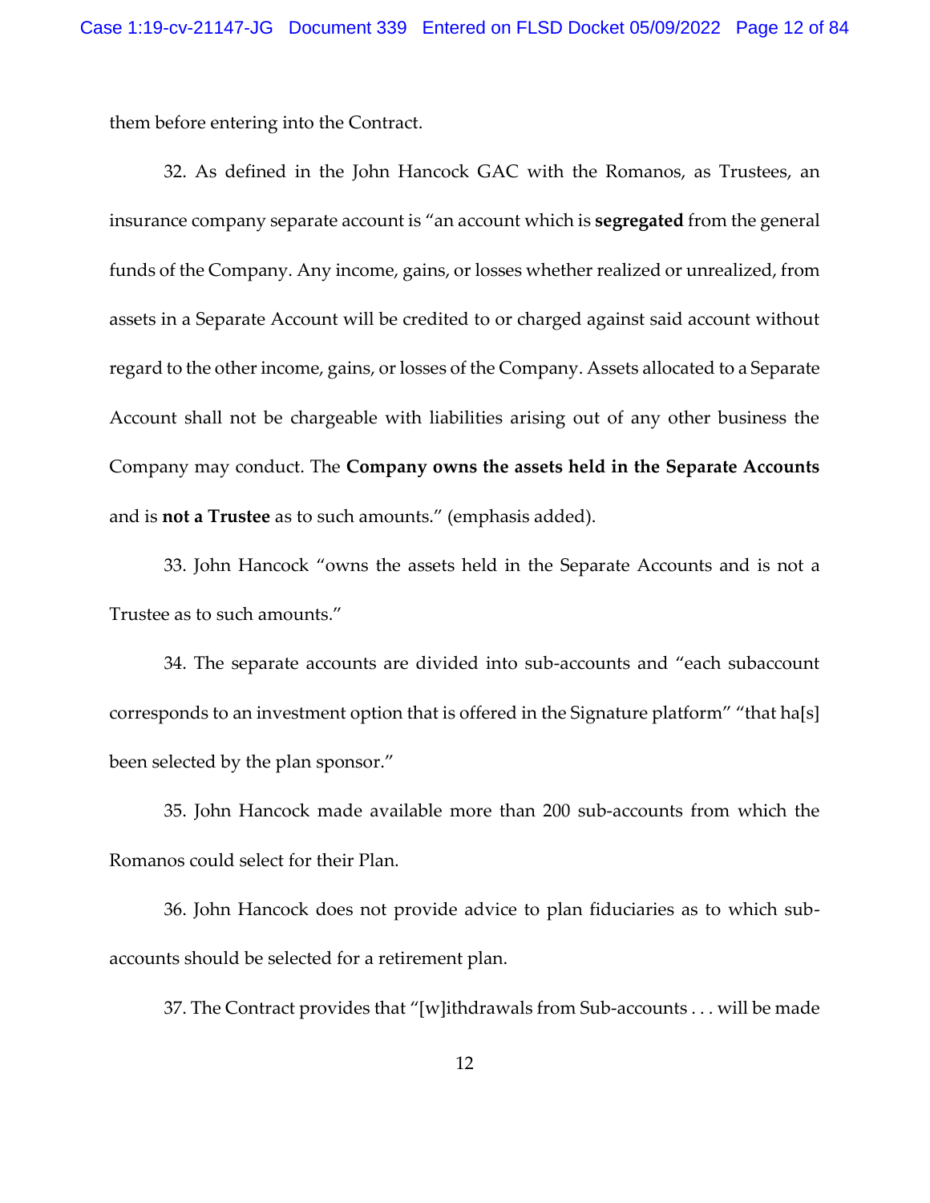them before entering into the Contract.

32. As defined in the John Hancock GAC with the Romanos, as Trustees, an insurance company separate account is "an account which is **segregated** from the general funds of the Company. Any income, gains, or losses whether realized or unrealized, from assets in a Separate Account will be credited to or charged against said account without regard to the other income, gains, or losses of the Company. Assets allocated to a Separate Account shall not be chargeable with liabilities arising out of any other business the Company may conduct. The **Company owns the assets held in the Separate Accounts** and is **not a Trustee** as to such amounts." (emphasis added).

33. John Hancock "owns the assets held in the Separate Accounts and is not a Trustee as to such amounts."

34. The separate accounts are divided into sub-accounts and "each subaccount corresponds to an investment option that is offered in the Signature platform" "that ha[s] been selected by the plan sponsor."

35. John Hancock made available more than 200 sub-accounts from which the Romanos could select for their Plan.

36. John Hancock does not provide advice to plan fiduciaries as to which sub-accounts should be selected for a retirement plan.

37. The Contract provides that "[w]ithdrawals from Sub-accounts . . . will be made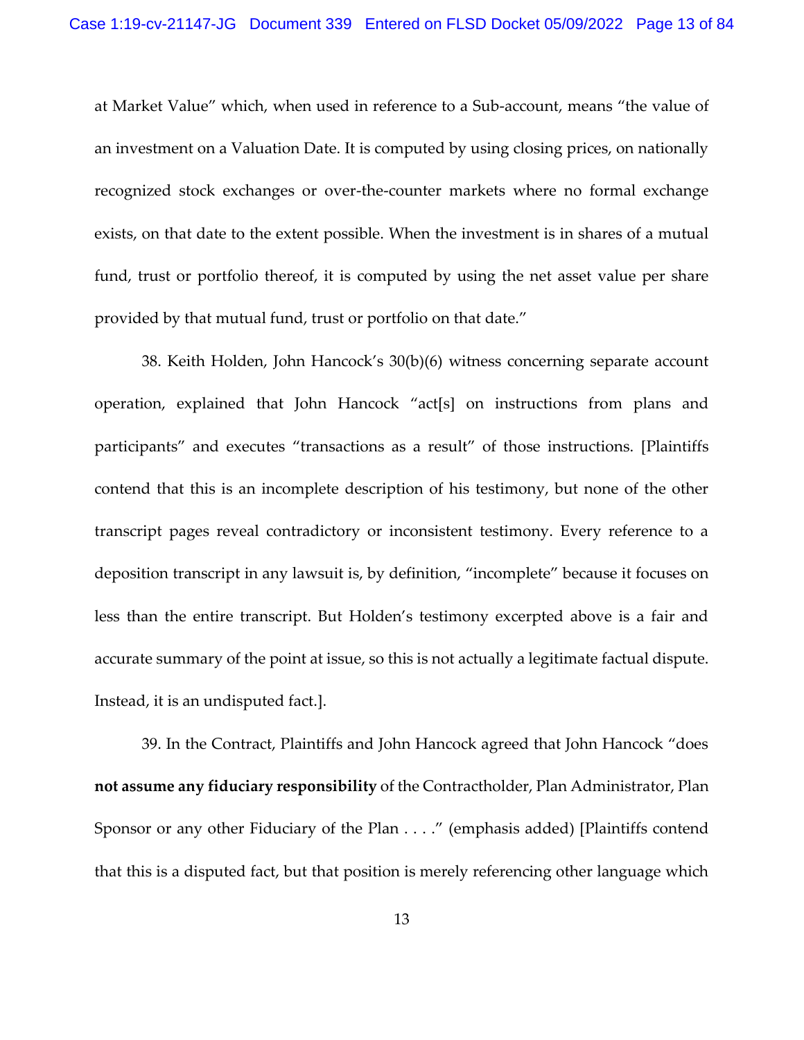at Market Value" which, when used in reference to a Sub-account, means "the value of an investment on a Valuation Date. It is computed by using closing prices, on nationally recognized stock exchanges or over-the-counter markets where no formal exchange exists, on that date to the extent possible. When the investment is in shares of a mutual fund, trust or portfolio thereof, it is computed by using the net asset value per share provided by that mutual fund, trust or portfolio on that date."

38. Keith Holden, John Hancock's 30(b)(6) witness concerning separate account operation, explained that John Hancock "act[s] on instructions from plans and participants" and executes "transactions as a result" of those instructions. [Plaintiffs contend that this is an incomplete description of his testimony, but none of the other transcript pages reveal contradictory or inconsistent testimony. Every reference to a deposition transcript in any lawsuit is, by definition, "incomplete" because it focuses on less than the entire transcript. But Holden's testimony excerpted above is a fair and accurate summary of the point at issue, so this is not actually a legitimate factual dispute. Instead, it is an undisputed fact.].

39. In the Contract, Plaintiffs and John Hancock agreed that John Hancock "does **not assume any fiduciary responsibility** of the Contractholder, Plan Administrator, Plan Sponsor or any other Fiduciary of the Plan . . . ." (emphasis added) [Plaintiffs contend that this is a disputed fact, but that position is merely referencing other language which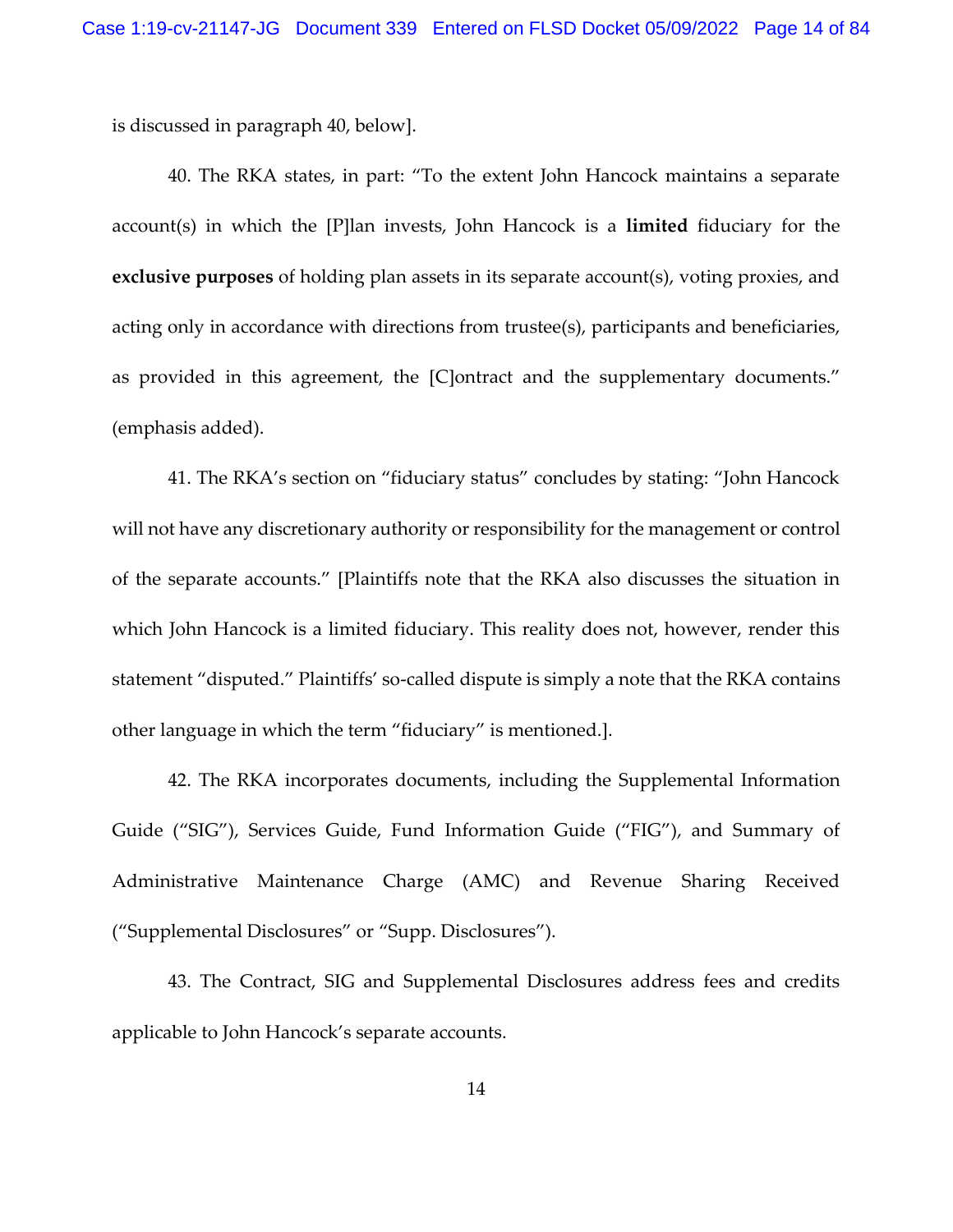is discussed in paragraph 40, below].

40. The RKA states, in part: "To the extent John Hancock maintains a separate account(s) in which the [P]lan invests, John Hancock is a **limited** fiduciary for the **exclusive purposes** of holding plan assets in its separate account(s), voting proxies, and acting only in accordance with directions from trustee(s), participants and beneficiaries, as provided in this agreement, the [C]ontract and the supplementary documents." (emphasis added).

41. The RKA's section on "fiduciary status" concludes by stating: "John Hancock will not have any discretionary authority or responsibility for the management or control of the separate accounts." [Plaintiffs note that the RKA also discusses the situation in which John Hancock is a limited fiduciary. This reality does not, however, render this statement "disputed." Plaintiffs' so-called dispute is simply a note that the RKA contains other language in which the term "fiduciary" is mentioned.].

42. The RKA incorporates documents, including the Supplemental Information Guide ("SIG"), Services Guide, Fund Information Guide ("FIG"), and Summary of Administrative Maintenance Charge (AMC) and Revenue Sharing Received ("Supplemental Disclosures" or "Supp. Disclosures").

43. The Contract, SIG and Supplemental Disclosures address fees and credits applicable to John Hancock's separate accounts.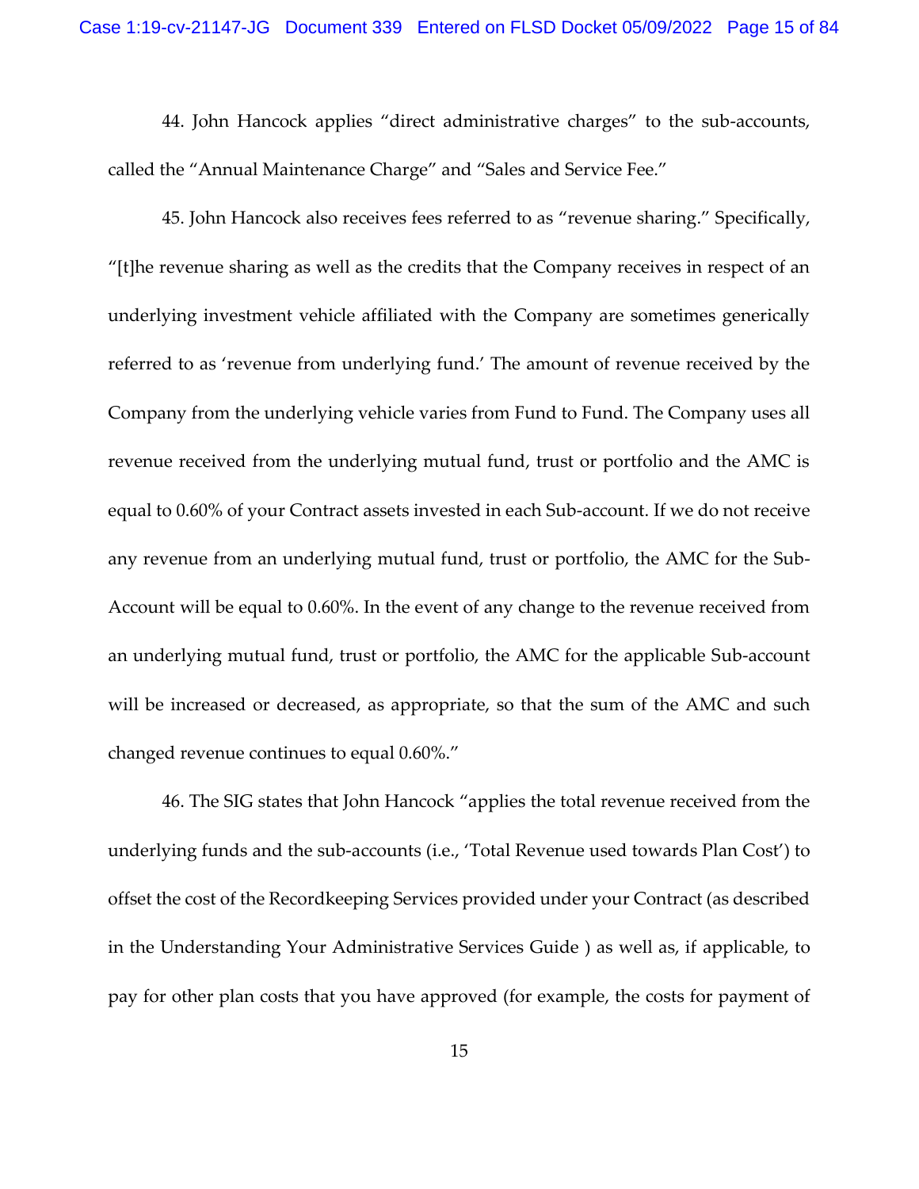44. John Hancock applies "direct administrative charges" to the sub-accounts, called the "Annual Maintenance Charge" and "Sales and Service Fee."

45. John Hancock also receives fees referred to as "revenue sharing." Specifically, "[t]he revenue sharing as well as the credits that the Company receives in respect of an underlying investment vehicle affiliated with the Company are sometimes generically referred to as 'revenue from underlying fund.' The amount of revenue received by the Company from the underlying vehicle varies from Fund to Fund. The Company uses all revenue received from the underlying mutual fund, trust or portfolio and the AMC is equal to 0.60% of your Contract assets invested in each Sub-account. If we do not receive any revenue from an underlying mutual fund, trust or portfolio, the AMC for the Sub-Account will be equal to 0.60%. In the event of any change to the revenue received from an underlying mutual fund, trust or portfolio, the AMC for the applicable Sub-account will be increased or decreased, as appropriate, so that the sum of the AMC and such changed revenue continues to equal 0.60%."

46. The SIG states that John Hancock "applies the total revenue received from the underlying funds and the sub-accounts (i.e., 'Total Revenue used towards Plan Cost') to offset the cost of the Recordkeeping Services provided under your Contract (as described in the Understanding Your Administrative Services Guide ) as well as, if applicable, to pay for other plan costs that you have approved (for example, the costs for payment of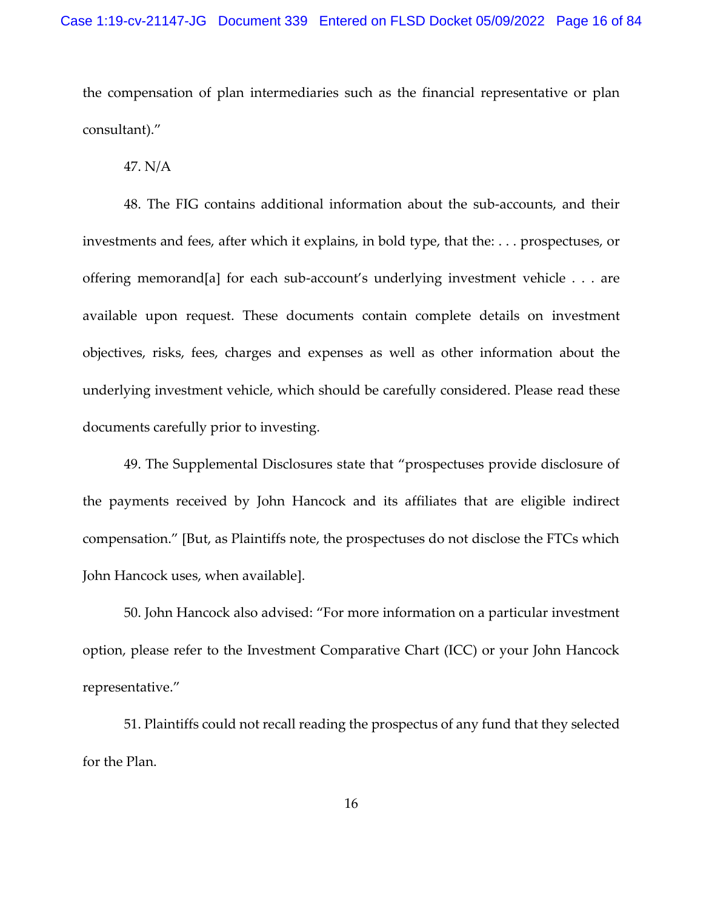the compensation of plan intermediaries such as the financial representative or plan consultant)."

47. N/A

48. The FIG contains additional information about the sub-accounts, and their investments and fees, after which it explains, in bold type, that the: . . . prospectuses, or offering memorand[a] for each sub-account's underlying investment vehicle . . . are available upon request. These documents contain complete details on investment objectives, risks, fees, charges and expenses as well as other information about the underlying investment vehicle, which should be carefully considered. Please read these documents carefully prior to investing.

49. The Supplemental Disclosures state that "prospectuses provide disclosure of the payments received by John Hancock and its affiliates that are eligible indirect compensation." [But, as Plaintiffs note, the prospectuses do not disclose the FTCs which John Hancock uses, when available].

50. John Hancock also advised: "For more information on a particular investment option, please refer to the Investment Comparative Chart (ICC) or your John Hancock representative."

51. Plaintiffs could not recall reading the prospectus of any fund that they selected for the Plan.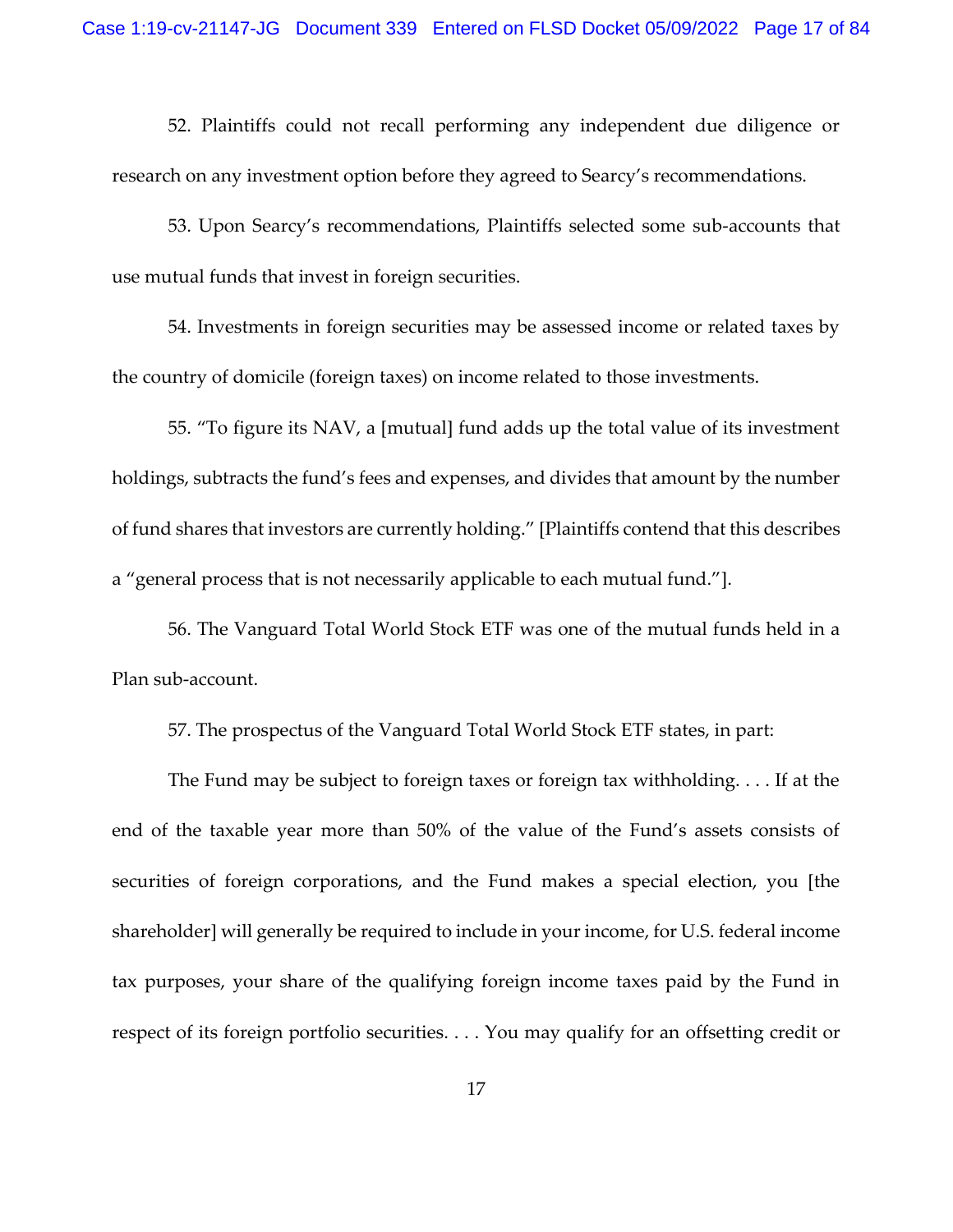52. Plaintiffs could not recall performing any independent due diligence or research on any investment option before they agreed to Searcy's recommendations.

53. Upon Searcy's recommendations, Plaintiffs selected some sub-accounts that use mutual funds that invest in foreign securities.

54. Investments in foreign securities may be assessed income or related taxes by the country of domicile (foreign taxes) on income related to those investments.

55. "To figure its NAV, a [mutual] fund adds up the total value of its investment holdings, subtracts the fund's fees and expenses, and divides that amount by the number of fund shares that investors are currently holding." [Plaintiffs contend that this describes a "general process that is not necessarily applicable to each mutual fund."].

56. The Vanguard Total World Stock ETF was one of the mutual funds held in a Plan sub-account.

57. The prospectus of the Vanguard Total World Stock ETF states, in part:

The Fund may be subject to foreign taxes or foreign tax withholding. . . . If at the end of the taxable year more than 50% of the value of the Fund's assets consists of securities of foreign corporations, and the Fund makes a special election, you [the shareholder] will generally be required to include in your income, for U.S. federal income tax purposes, your share of the qualifying foreign income taxes paid by the Fund in respect of its foreign portfolio securities. . . . You may qualify for an offsetting credit or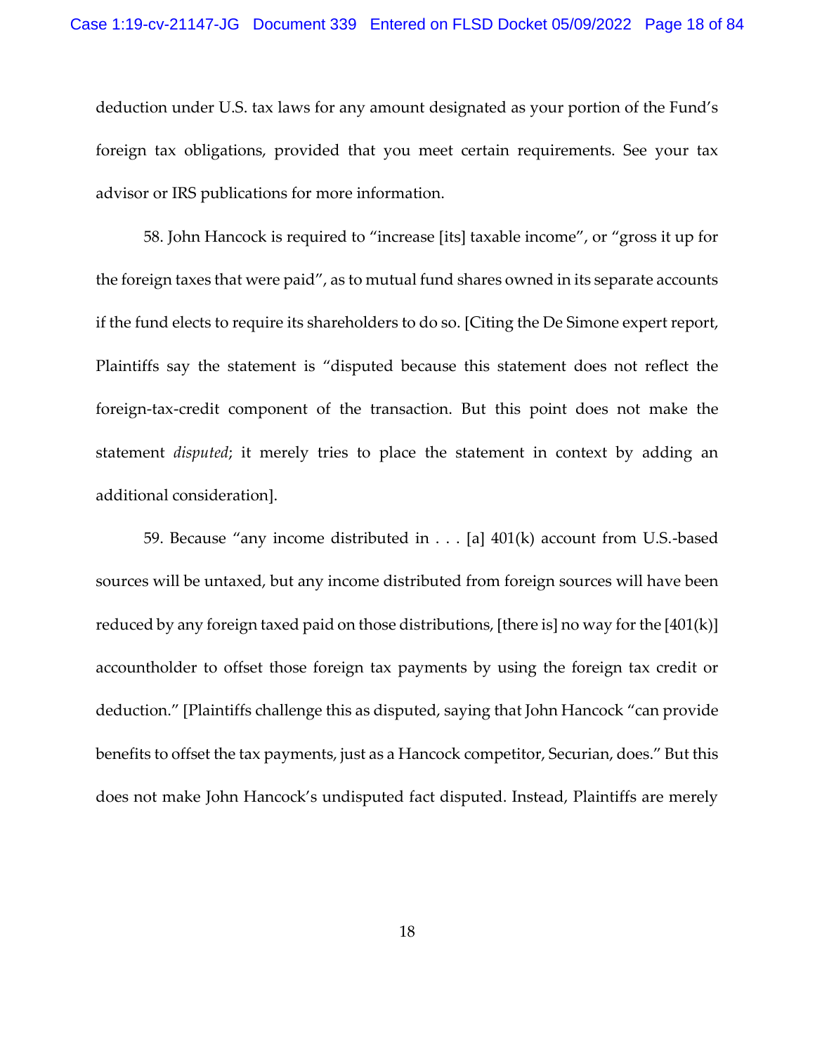deduction under U.S. tax laws for any amount designated as your portion of the Fund's foreign tax obligations, provided that you meet certain requirements. See your tax advisor or IRS publications for more information.

58. John Hancock is required to "increase [its] taxable income", or "gross it up for the foreign taxes that were paid", as to mutual fund shares owned in its separate accounts if the fund elects to require its shareholders to do so. [Citing the De Simone expert report, Plaintiffs say the statement is "disputed because this statement does not reflect the foreign-tax-credit component of the transaction. But this point does not make the statement *disputed*; it merely tries to place the statement in context by adding an additional consideration].

59. Because "any income distributed in . . . [a] 401(k) account from U.S.-based sources will be untaxed, but any income distributed from foreign sources will have been reduced by any foreign taxed paid on those distributions, [there is] no way for the [401(k)] accountholder to offset those foreign tax payments by using the foreign tax credit or deduction." [Plaintiffs challenge this as disputed, saying that John Hancock "can provide benefits to offset the tax payments, just as a Hancock competitor, Securian, does." But this does not make John Hancock's undisputed fact disputed. Instead, Plaintiffs are merely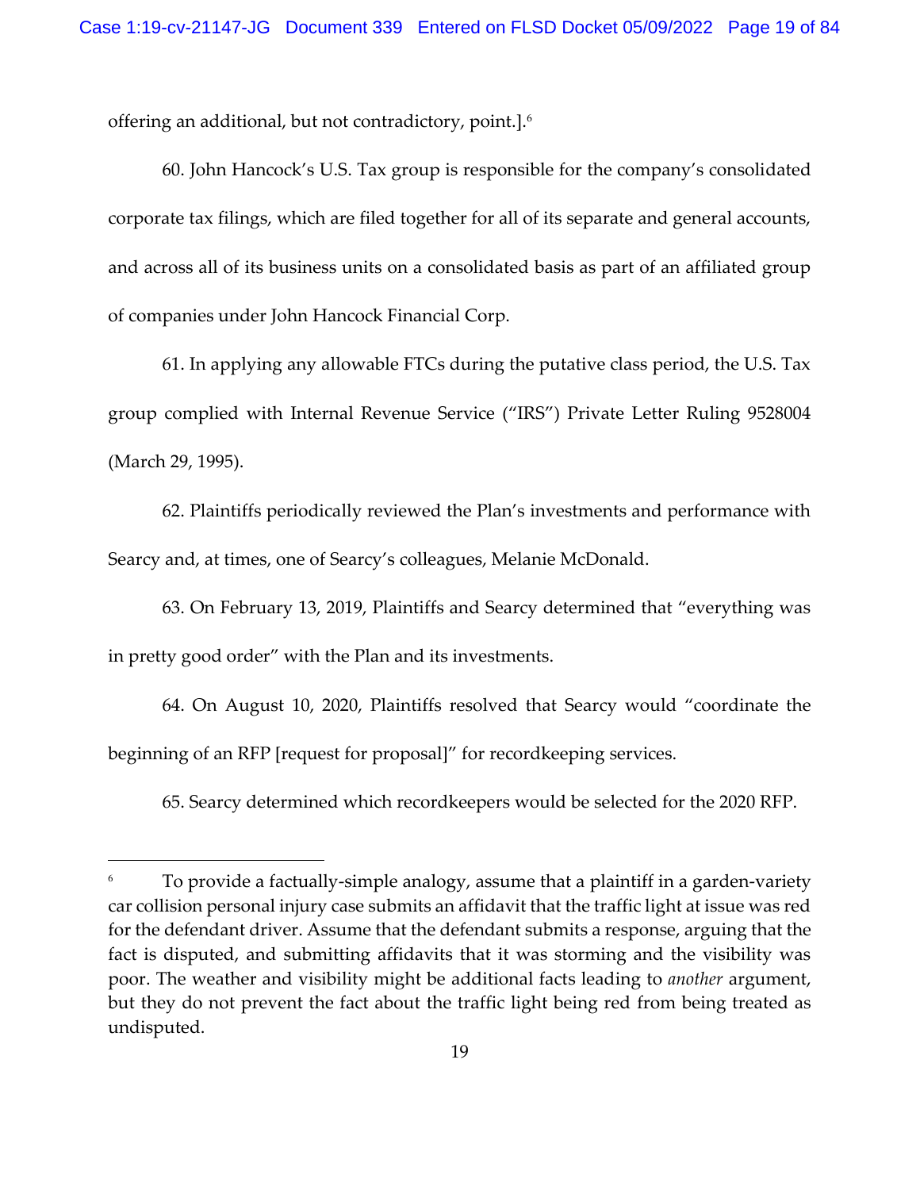offering an additional, but not contradictory, point.].[6]

60. John Hancock's U.S. Tax group is responsible for the company's consolidated corporate tax filings, which are filed together for all of its separate and general accounts, and across all of its business units on a consolidated basis as part of an affiliated group of companies under John Hancock Financial Corp.

61. In applying any allowable FTCs during the putative class period, the U.S. Tax group complied with Internal Revenue Service ("IRS") Private Letter Ruling 9528004 (March 29, 1995).

62. Plaintiffs periodically reviewed the Plan's investments and performance with Searcy and, at times, one of Searcy's colleagues, Melanie McDonald.

63. On February 13, 2019, Plaintiffs and Searcy determined that "everything was in pretty good order" with the Plan and its investments.

64. On August 10, 2020, Plaintiffs resolved that Searcy would "coordinate the beginning of an RFP [request for proposal]" for recordkeeping services.

65. Searcy determined which recordkeepers would be selected for the 2020 RFP.

---

[6] To provide a factually-simple analogy, assume that a plaintiff in a garden-variety car collision personal injury case submits an affidavit that the traffic light at issue was red for the defendant driver. Assume that the defendant submits a response, arguing that the fact is disputed, and submitting affidavits that it was storming and the visibility was poor. The weather and visibility might be additional facts leading to *another* argument, but they do not prevent the fact about the traffic light being red from being treated as undisputed.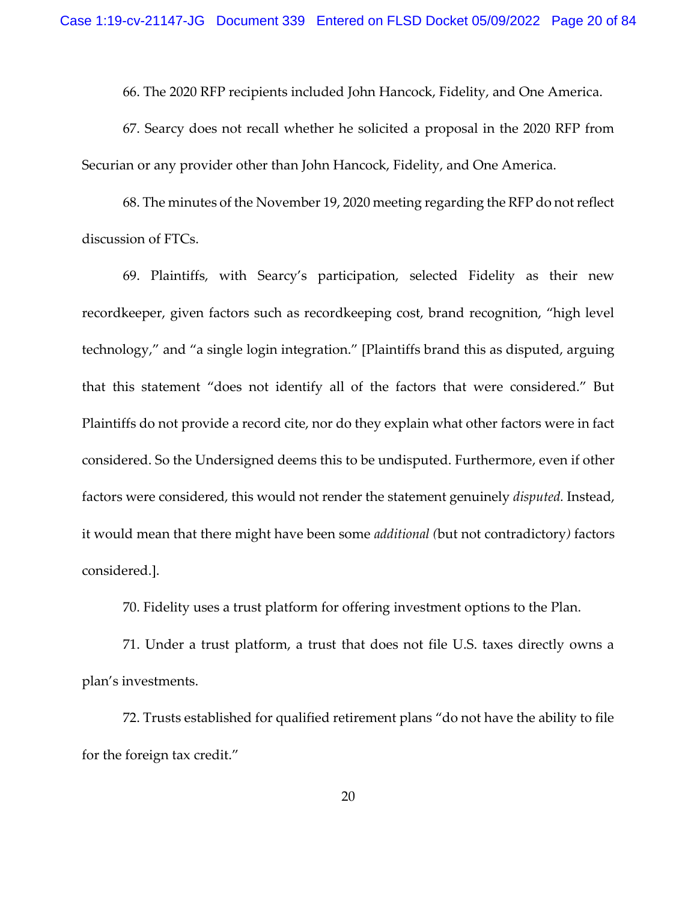66. The 2020 RFP recipients included John Hancock, Fidelity, and One America.

67. Searcy does not recall whether he solicited a proposal in the 2020 RFP from Securian or any provider other than John Hancock, Fidelity, and One America.

68. The minutes of the November 19, 2020 meeting regarding the RFP do not reflect discussion of FTCs.

69. Plaintiffs, with Searcy's participation, selected Fidelity as their new recordkeeper, given factors such as recordkeeping cost, brand recognition, "high level technology," and "a single login integration." [Plaintiffs brand this as disputed, arguing that this statement "does not identify all of the factors that were considered." But Plaintiffs do not provide a record cite, nor do they explain what other factors were in fact considered. So the Undersigned deems this to be undisputed. Furthermore, even if other factors were considered, this would not render the statement genuinely *disputed.* Instead, it would mean that there might have been some *additional (*but not contradictory*)* factors considered.].

70. Fidelity uses a trust platform for offering investment options to the Plan.

71. Under a trust platform, a trust that does not file U.S. taxes directly owns a plan's investments.

72. Trusts established for qualified retirement plans "do not have the ability to file for the foreign tax credit."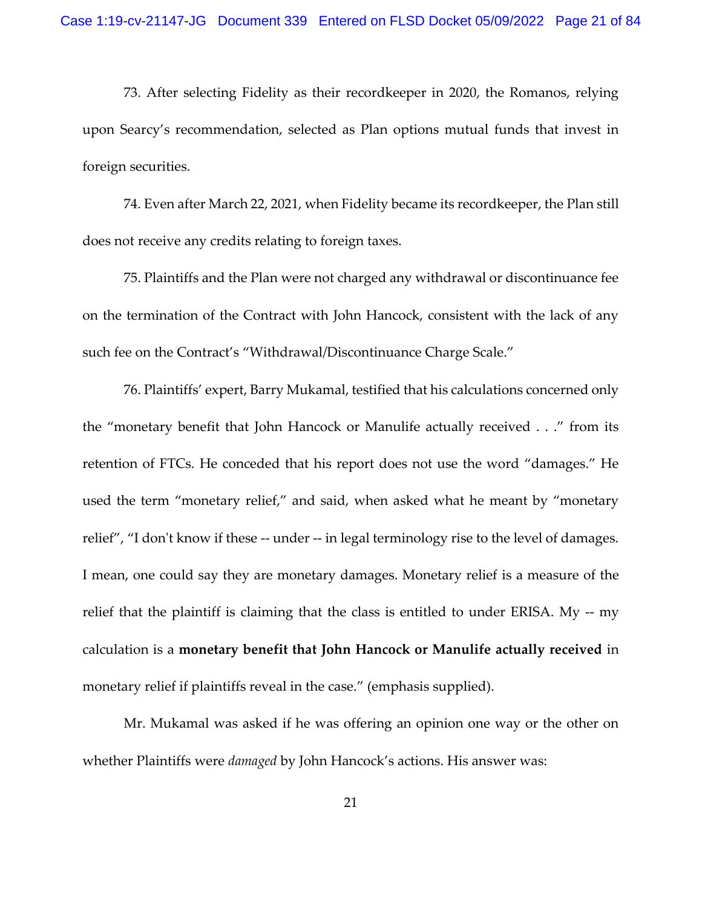73. After selecting Fidelity as their recordkeeper in 2020, the Romanos, relying upon Searcy's recommendation, selected as Plan options mutual funds that invest in foreign securities.

74. Even after March 22, 2021, when Fidelity became its recordkeeper, the Plan still does not receive any credits relating to foreign taxes.

75. Plaintiffs and the Plan were not charged any withdrawal or discontinuance fee on the termination of the Contract with John Hancock, consistent with the lack of any such fee on the Contract's "Withdrawal/Discontinuance Charge Scale."

76. Plaintiffs' expert, Barry Mukamal, testified that his calculations concerned only the "monetary benefit that John Hancock or Manulife actually received . . ." from its retention of FTCs. He conceded that his report does not use the word "damages." He used the term "monetary relief," and said, when asked what he meant by "monetary relief", "I don't know if these -- under -- in legal terminology rise to the level of damages. I mean, one could say they are monetary damages. Monetary relief is a measure of the relief that the plaintiff is claiming that the class is entitled to under ERISA. My -- my calculation is a **monetary benefit that John Hancock or Manulife actually received** in monetary relief if plaintiffs reveal in the case." (emphasis supplied).

Mr. Mukamal was asked if he was offering an opinion one way or the other on whether Plaintiffs were *damaged* by John Hancock's actions. His answer was: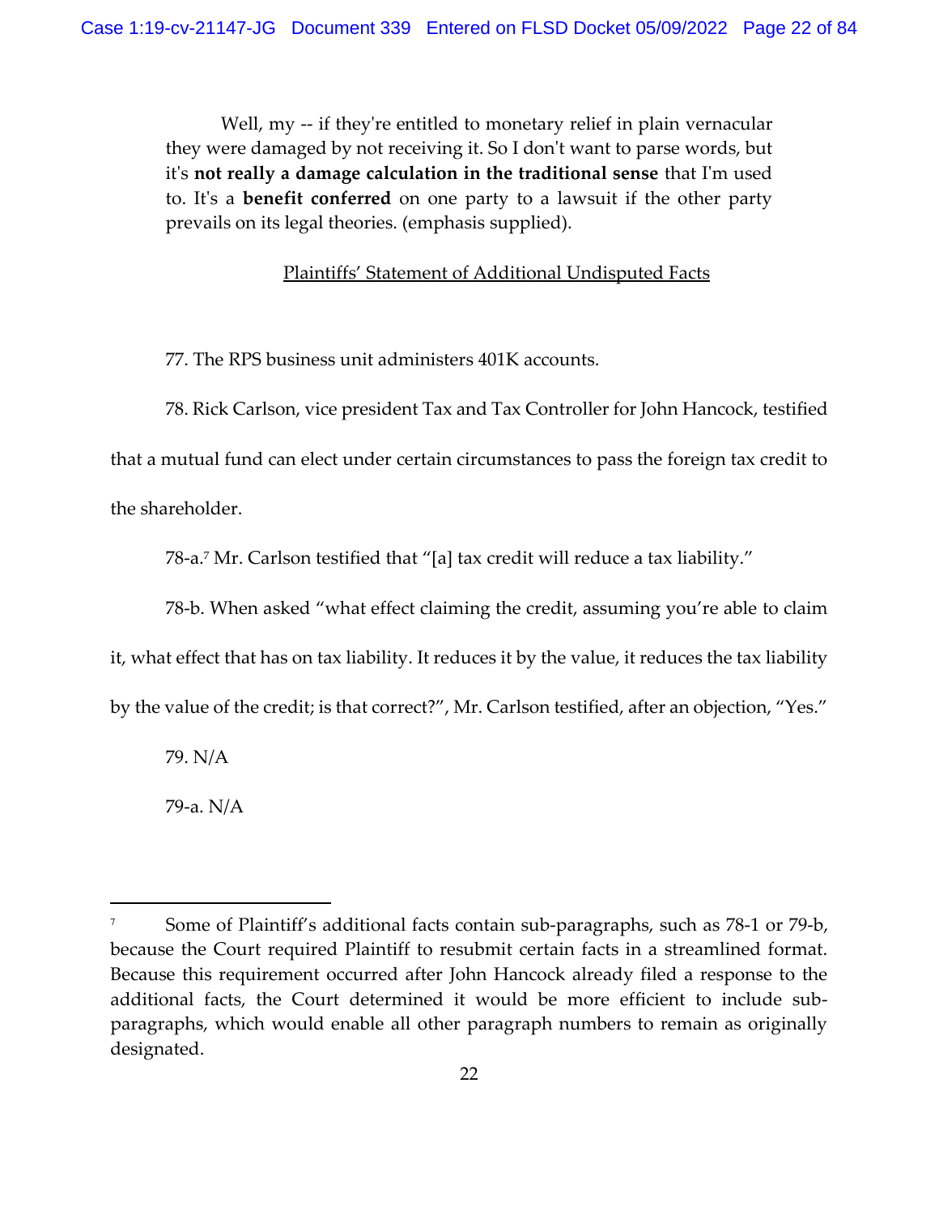> Well, my -- if they're entitled to monetary relief in plain vernacular they were damaged by not receiving it. So I don't want to parse words, but it's **not really a damage calculation in the traditional sense** that I'm used to. It's a **benefit conferred** on one party to a lawsuit if the other party prevails on its legal theories. (emphasis supplied).

<u>Plaintiffs' Statement of Additional Undisputed Facts</u>

77. The RPS business unit administers 401K accounts.

78. Rick Carlson, vice president Tax and Tax Controller for John Hancock, testified that a mutual fund can elect under certain circumstances to pass the foreign tax credit to the shareholder.

78-a.[7] Mr. Carlson testified that "[a] tax credit will reduce a tax liability."

78-b. When asked "what effect claiming the credit, assuming you're able to claim it, what effect that has on tax liability. It reduces it by the value, it reduces the tax liability by the value of the credit; is that correct?", Mr. Carlson testified, after an objection, "Yes."

79. N/A

79-a. N/A

---

[7] Some of Plaintiff's additional facts contain sub-paragraphs, such as 78-1 or 79-b, because the Court required Plaintiff to resubmit certain facts in a streamlined format. Because this requirement occurred after John Hancock already filed a response to the additional facts, the Court determined it would be more efficient to include sub-paragraphs, which would enable all other paragraph numbers to remain as originally designated.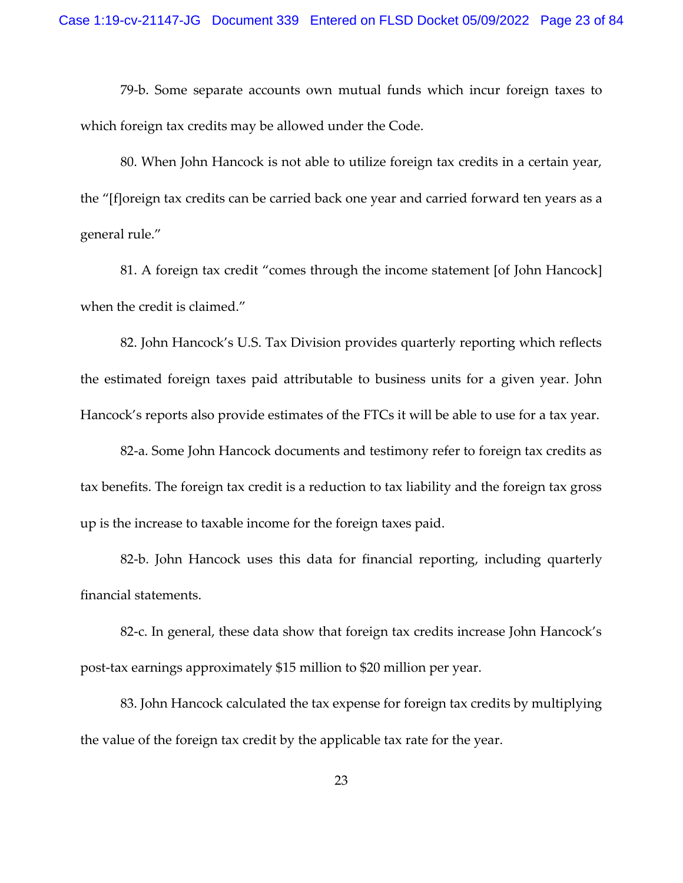79-b. Some separate accounts own mutual funds which incur foreign taxes to which foreign tax credits may be allowed under the Code.

80. When John Hancock is not able to utilize foreign tax credits in a certain year, the "[f]oreign tax credits can be carried back one year and carried forward ten years as a general rule."

81. A foreign tax credit "comes through the income statement [of John Hancock] when the credit is claimed."

82. John Hancock's U.S. Tax Division provides quarterly reporting which reflects the estimated foreign taxes paid attributable to business units for a given year. John Hancock's reports also provide estimates of the FTCs it will be able to use for a tax year.

82-a. Some John Hancock documents and testimony refer to foreign tax credits as tax benefits. The foreign tax credit is a reduction to tax liability and the foreign tax gross up is the increase to taxable income for the foreign taxes paid.

82-b. John Hancock uses this data for financial reporting, including quarterly financial statements.

82-c. In general, these data show that foreign tax credits increase John Hancock's post-tax earnings approximately $15 million to $20 million per year.

83. John Hancock calculated the tax expense for foreign tax credits by multiplying the value of the foreign tax credit by the applicable tax rate for the year.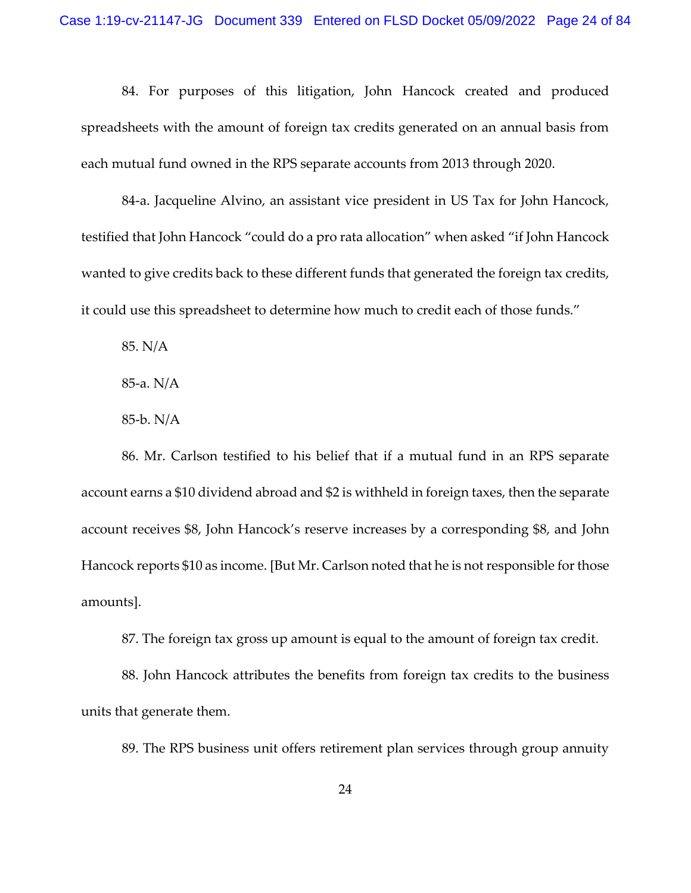84. For purposes of this litigation, John Hancock created and produced spreadsheets with the amount of foreign tax credits generated on an annual basis from each mutual fund owned in the RPS separate accounts from 2013 through 2020.

84-a. Jacqueline Alvino, an assistant vice president in US Tax for John Hancock, testified that John Hancock "could do a pro rata allocation" when asked "if John Hancock wanted to give credits back to these different funds that generated the foreign tax credits, it could use this spreadsheet to determine how much to credit each of those funds."

85. N/A

85-a. N/A

85-b. N/A

86. Mr. Carlson testified to his belief that if a mutual fund in an RPS separate account earns a $10 dividend abroad and $2 is withheld in foreign taxes, then the separate account receives $8, John Hancock's reserve increases by a corresponding $8, and John Hancock reports $10 as income. [But Mr. Carlson noted that he is not responsible for those amounts].

87. The foreign tax gross up amount is equal to the amount of foreign tax credit.

88. John Hancock attributes the benefits from foreign tax credits to the business units that generate them.

89. The RPS business unit offers retirement plan services through group annuity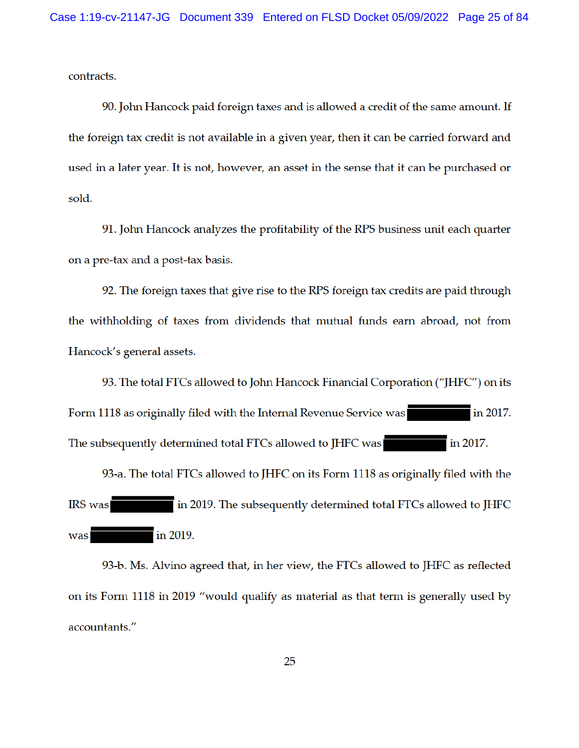contracts.

90. John Hancock paid foreign taxes and is allowed a credit of the same amount. If the foreign tax credit is not available in a given year, then it can be carried forward and used in a later year. It is not, however, an asset in the sense that it can be purchased or sold.

91. John Hancock analyzes the profitability of the RPS business unit each quarter on a pre-tax and a post-tax basis.

92. The foreign taxes that give rise to the RPS foreign tax credits are paid through the withholding of taxes from dividends that mutual funds earn abroad, not from Hancock's general assets.

93. The total FTCs allowed to John Hancock Financial Corporation ("JHFC") on its Form 1118 as originally filed with the Internal Revenue Service was [REDACTED] in 2017. The subsequently determined total FTCs allowed to JHFC was [REDACTED] in 2017.

93-a. The total FTCs allowed to JHFC on its Form 1118 as originally filed with the IRS was [REDACTED] in 2019. The subsequently determined total FTCs allowed to JHFC was [REDACTED] in 2019.

93-b. Ms. Alvino agreed that, in her view, the FTCs allowed to JHFC as reflected on its Form 1118 in 2019 "would qualify as material as that term is generally used by accountants."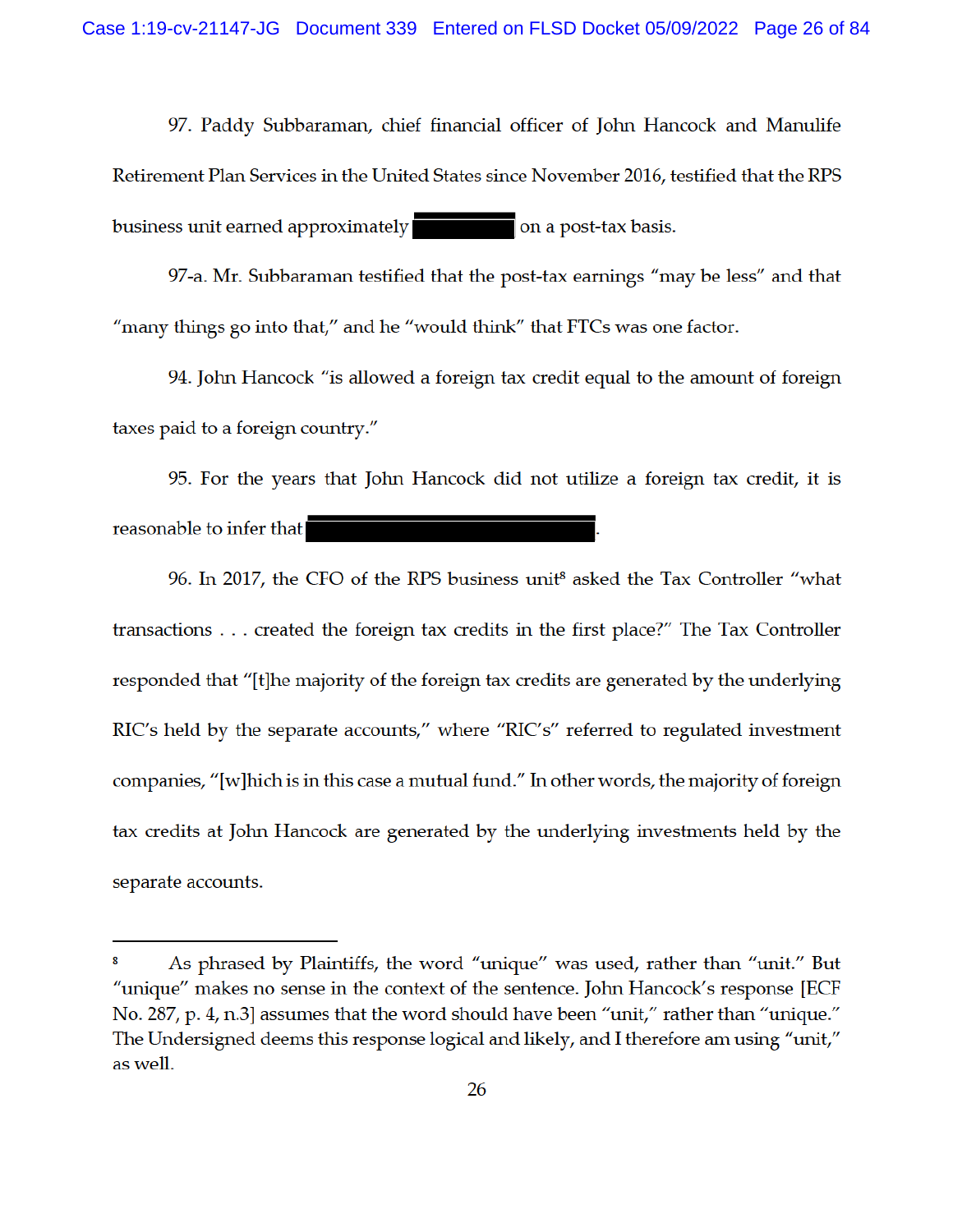97. Paddy Subbaraman, chief financial officer of John Hancock and Manulife Retirement Plan Services in the United States since November 2016, testified that the RPS business unit earned approximately ██████████ on a post-tax basis.

97-a. Mr. Subbaraman testified that the post-tax earnings "may be less" and that "many things go into that," and he "would think" that FTCs was one factor.

94. John Hancock "is allowed a foreign tax credit equal to the amount of foreign taxes paid to a foreign country."

95. For the years that John Hancock did not utilize a foreign tax credit, it is reasonable to infer that ████████████████████████████.

96. In 2017, the CFO of the RPS business unit[8] asked the Tax Controller "what transactions . . . created the foreign tax credits in the first place?" The Tax Controller responded that "[t]he majority of the foreign tax credits are generated by the underlying RIC's held by the separate accounts," where "RIC's" referred to regulated investment companies, "[w]hich is in this case a mutual fund." In other words, the majority of foreign tax credits at John Hancock are generated by the underlying investments held by the separate accounts.

---

[8] As phrased by Plaintiffs, the word "unique" was used, rather than "unit." But "unique" makes no sense in the context of the sentence. John Hancock's response [ECF No. 287, p. 4, n.3] assumes that the word should have been "unit," rather than "unique." The Undersigned deems this response logical and likely, and I therefore am using "unit," as well.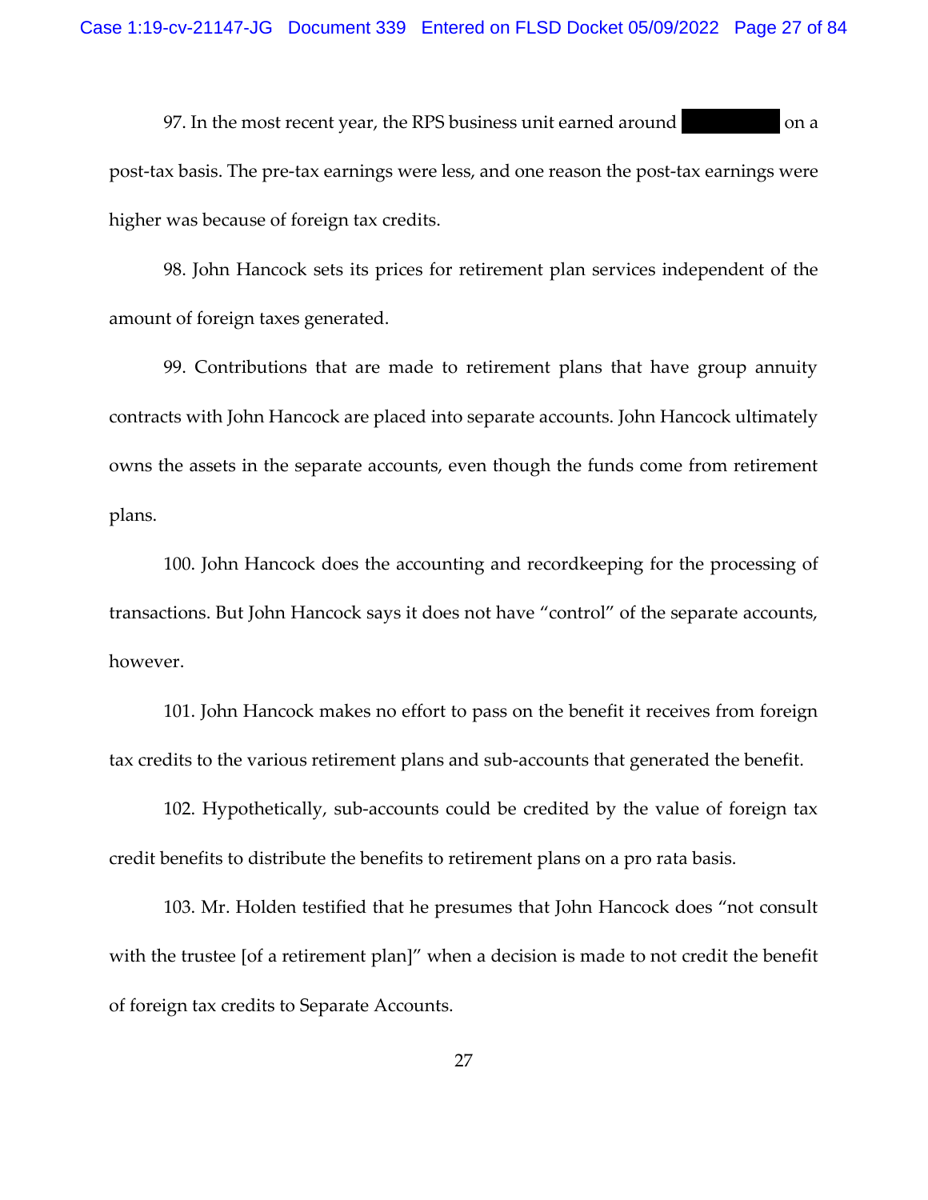97. In the most recent year, the RPS business unit earned around [REDACTED] on a post-tax basis. The pre-tax earnings were less, and one reason the post-tax earnings were higher was because of foreign tax credits.

98. John Hancock sets its prices for retirement plan services independent of the amount of foreign taxes generated.

99. Contributions that are made to retirement plans that have group annuity contracts with John Hancock are placed into separate accounts. John Hancock ultimately owns the assets in the separate accounts, even though the funds come from retirement plans.

100. John Hancock does the accounting and recordkeeping for the processing of transactions. But John Hancock says it does not have "control" of the separate accounts, however.

101. John Hancock makes no effort to pass on the benefit it receives from foreign tax credits to the various retirement plans and sub-accounts that generated the benefit.

102. Hypothetically, sub-accounts could be credited by the value of foreign tax credit benefits to distribute the benefits to retirement plans on a pro rata basis.

103. Mr. Holden testified that he presumes that John Hancock does "not consult with the trustee [of a retirement plan]" when a decision is made to not credit the benefit of foreign tax credits to Separate Accounts.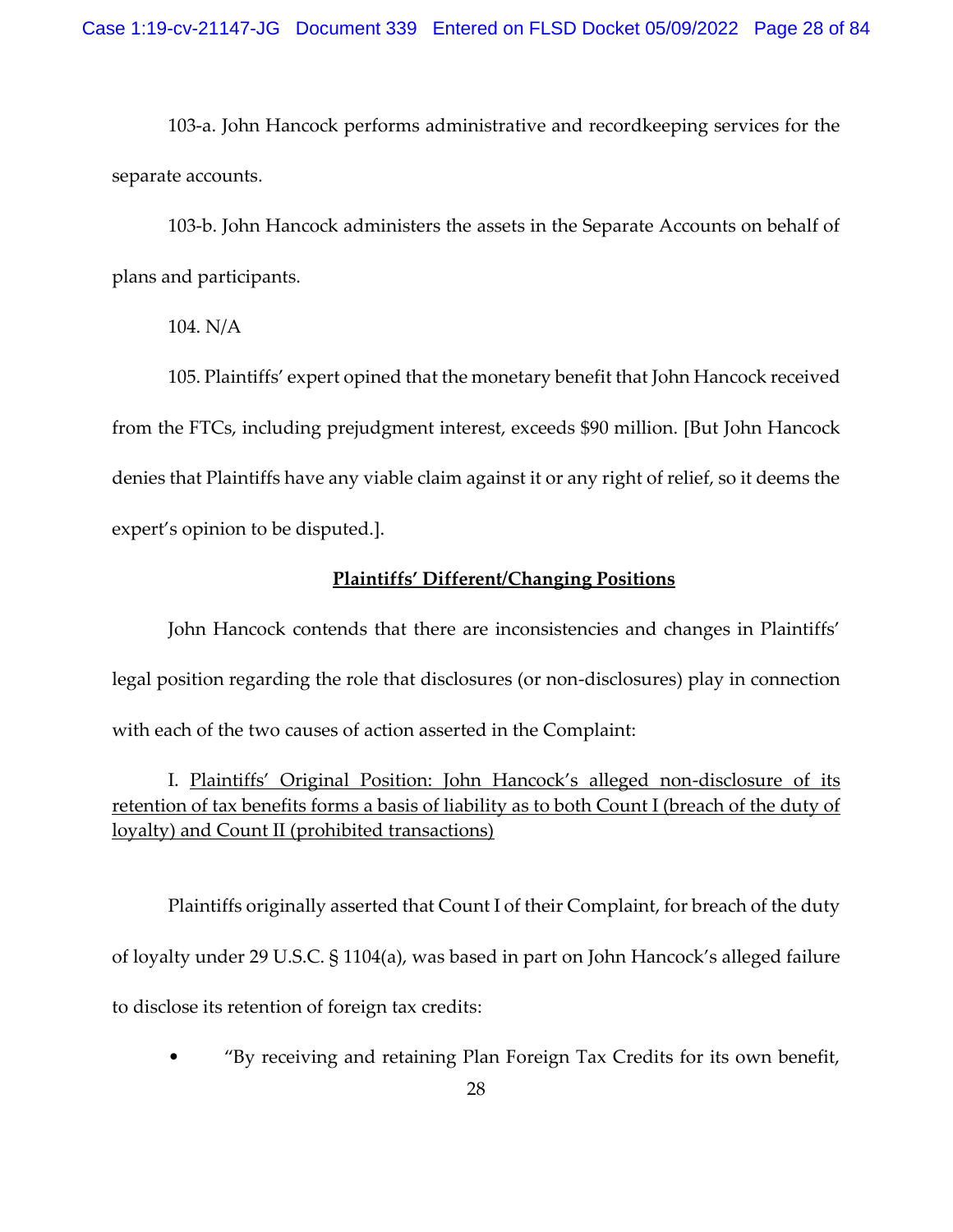103-a. John Hancock performs administrative and recordkeeping services for the separate accounts.

103-b. John Hancock administers the assets in the Separate Accounts on behalf of plans and participants.

104. N/A

105. Plaintiffs' expert opined that the monetary benefit that John Hancock received from the FTCs, including prejudgment interest, exceeds $90 million. [But John Hancock denies that Plaintiffs have any viable claim against it or any right of relief, so it deems the expert's opinion to be disputed.].

**Plaintiffs' Different/Changing Positions**

John Hancock contends that there are inconsistencies and changes in Plaintiffs' legal position regarding the role that disclosures (or non-disclosures) play in connection with each of the two causes of action asserted in the Complaint:

I. Plaintiffs' Original Position: John Hancock's alleged non-disclosure of its retention of tax benefits forms a basis of liability as to both Count I (breach of the duty of loyalty) and Count II (prohibited transactions)

Plaintiffs originally asserted that Count I of their Complaint, for breach of the duty of loyalty under 29 U.S.C. § 1104(a), was based in part on John Hancock's alleged failure to disclose its retention of foreign tax credits:

- "By receiving and retaining Plan Foreign Tax Credits for its own benefit,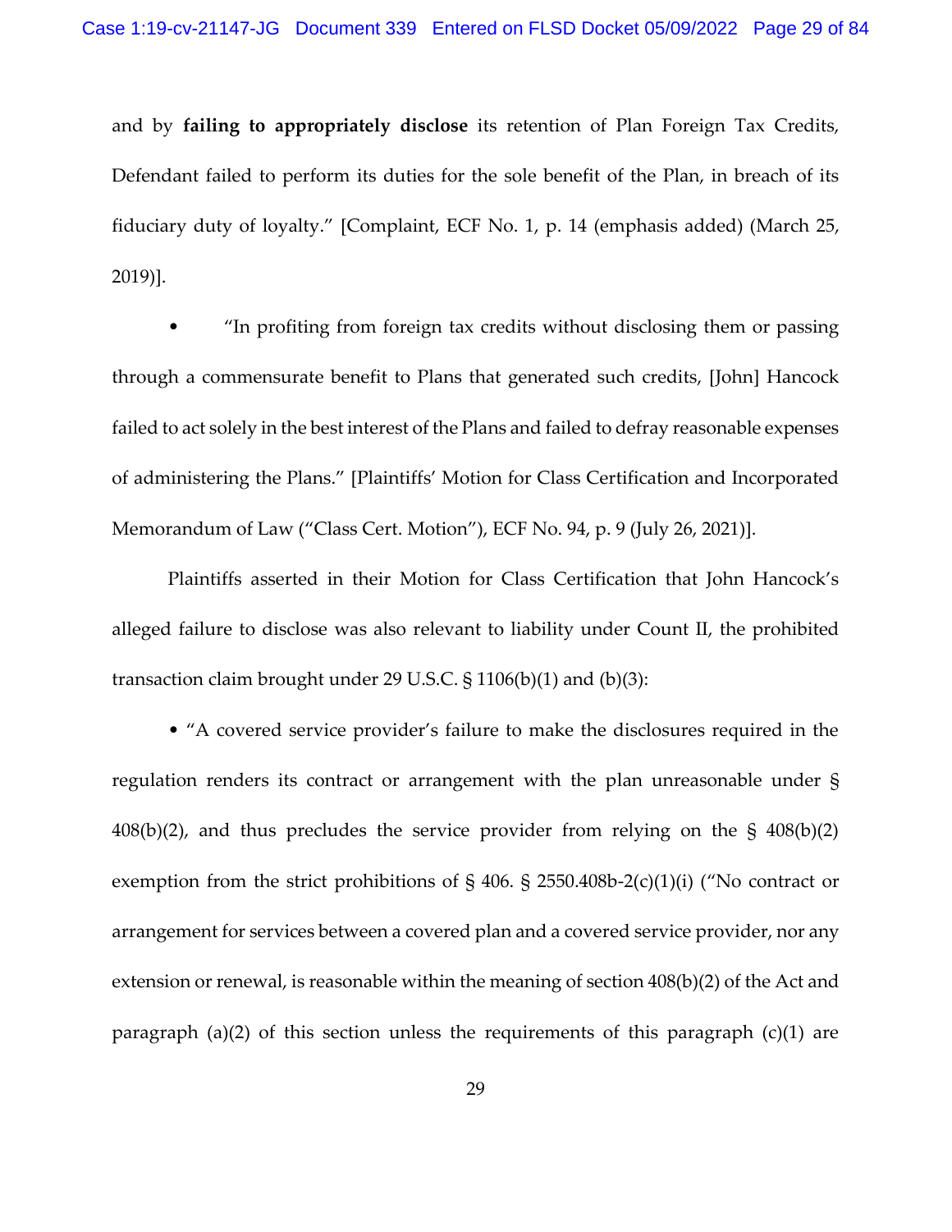and by **failing to appropriately disclose** its retention of Plan Foreign Tax Credits, Defendant failed to perform its duties for the sole benefit of the Plan, in breach of its fiduciary duty of loyalty." [Complaint, ECF No. 1, p. 14 (emphasis added) (March 25, 2019)].

- "In profiting from foreign tax credits without disclosing them or passing through a commensurate benefit to Plans that generated such credits, [John] Hancock failed to act solely in the best interest of the Plans and failed to defray reasonable expenses of administering the Plans." [Plaintiffs' Motion for Class Certification and Incorporated Memorandum of Law ("Class Cert. Motion"), ECF No. 94, p. 9 (July 26, 2021)].

Plaintiffs asserted in their Motion for Class Certification that John Hancock's alleged failure to disclose was also relevant to liability under Count II, the prohibited transaction claim brought under 29 U.S.C. § 1106(b)(1) and (b)(3):

- "A covered service provider's failure to make the disclosures required in the regulation renders its contract or arrangement with the plan unreasonable under § 408(b)(2), and thus precludes the service provider from relying on the § 408(b)(2) exemption from the strict prohibitions of § 406. § 2550.408b-2(c)(1)(i) ("No contract or arrangement for services between a covered plan and a covered service provider, nor any extension or renewal, is reasonable within the meaning of section 408(b)(2) of the Act and paragraph (a)(2) of this section unless the requirements of this paragraph (c)(1) are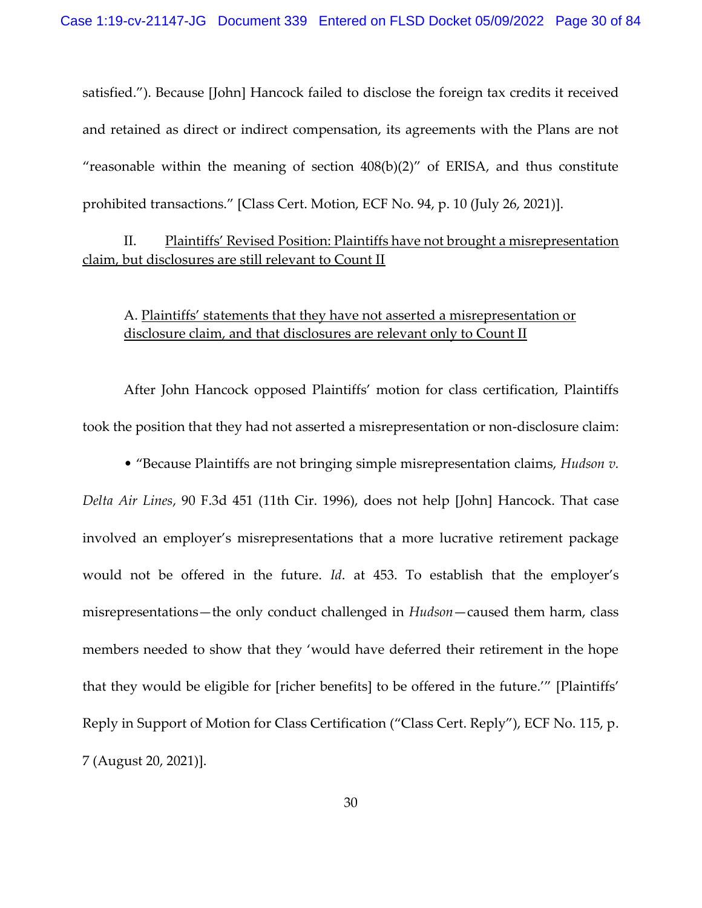satisfied."). Because [John] Hancock failed to disclose the foreign tax credits it received and retained as direct or indirect compensation, its agreements with the Plans are not "reasonable within the meaning of section 408(b)(2)" of ERISA, and thus constitute prohibited transactions." [Class Cert. Motion, ECF No. 94, p. 10 (July 26, 2021)].

## II. Plaintiffs' Revised Position: Plaintiffs have not brought a misrepresentation claim, but disclosures are still relevant to Count II

### A. Plaintiffs' statements that they have not asserted a misrepresentation or disclosure claim, and that disclosures are relevant only to Count II

After John Hancock opposed Plaintiffs' motion for class certification, Plaintiffs took the position that they had not asserted a misrepresentation or non-disclosure claim:

- "Because Plaintiffs are not bringing simple misrepresentation claims, *Hudson v. Delta Air Lines*, 90 F.3d 451 (11th Cir. 1996), does not help [John] Hancock. That case involved an employer's misrepresentations that a more lucrative retirement package would not be offered in the future. *Id*. at 453. To establish that the employer's misrepresentations—the only conduct challenged in *Hudson*—caused them harm, class members needed to show that they 'would have deferred their retirement in the hope that they would be eligible for [richer benefits] to be offered in the future.'" [Plaintiffs' Reply in Support of Motion for Class Certification ("Class Cert. Reply"), ECF No. 115, p. 7 (August 20, 2021)].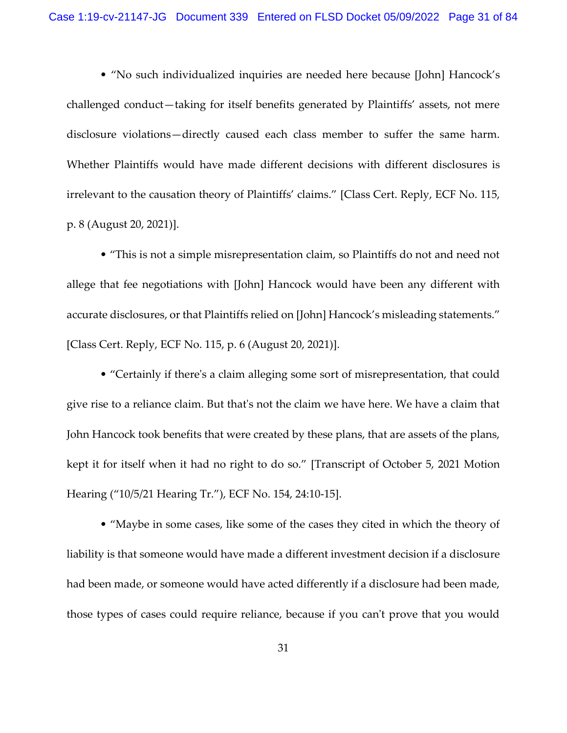- "No such individualized inquiries are needed here because [John] Hancock's challenged conduct—taking for itself benefits generated by Plaintiffs' assets, not mere disclosure violations—directly caused each class member to suffer the same harm. Whether Plaintiffs would have made different decisions with different disclosures is irrelevant to the causation theory of Plaintiffs' claims." [Class Cert. Reply, ECF No. 115, p. 8 (August 20, 2021)].

- "This is not a simple misrepresentation claim, so Plaintiffs do not and need not allege that fee negotiations with [John] Hancock would have been any different with accurate disclosures, or that Plaintiffs relied on [John] Hancock's misleading statements." [Class Cert. Reply, ECF No. 115, p. 6 (August 20, 2021)].

- "Certainly if there's a claim alleging some sort of misrepresentation, that could give rise to a reliance claim. But that's not the claim we have here. We have a claim that John Hancock took benefits that were created by these plans, that are assets of the plans, kept it for itself when it had no right to do so." [Transcript of October 5, 2021 Motion Hearing ("10/5/21 Hearing Tr."), ECF No. 154, 24:10-15].

- "Maybe in some cases, like some of the cases they cited in which the theory of liability is that someone would have made a different investment decision if a disclosure had been made, or someone would have acted differently if a disclosure had been made, those types of cases could require reliance, because if you can't prove that you would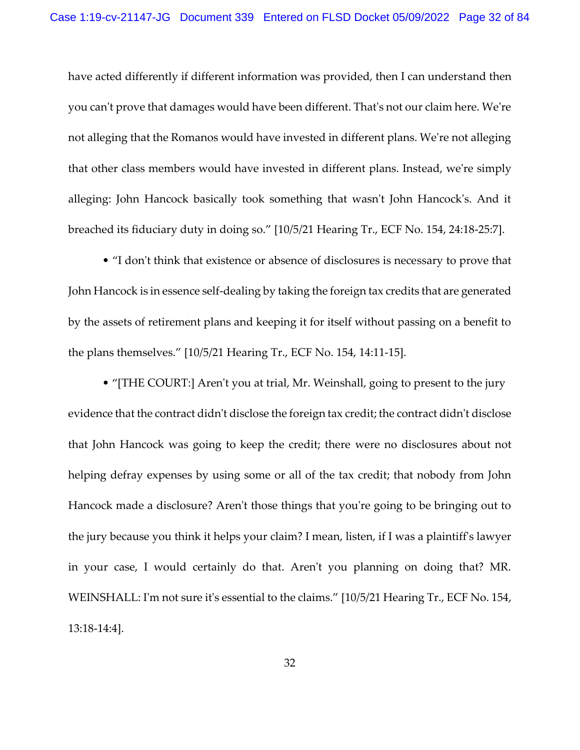have acted differently if different information was provided, then I can understand then you can't prove that damages would have been different. That's not our claim here. We're not alleging that the Romanos would have invested in different plans. We're not alleging that other class members would have invested in different plans. Instead, we're simply alleging: John Hancock basically took something that wasn't John Hancock's. And it breached its fiduciary duty in doing so." [10/5/21 Hearing Tr., ECF No. 154, 24:18-25:7].

- "I don't think that existence or absence of disclosures is necessary to prove that John Hancock is in essence self-dealing by taking the foreign tax credits that are generated by the assets of retirement plans and keeping it for itself without passing on a benefit to the plans themselves." [10/5/21 Hearing Tr., ECF No. 154, 14:11-15].

- "[THE COURT:] Aren't you at trial, Mr. Weinshall, going to present to the jury evidence that the contract didn't disclose the foreign tax credit; the contract didn't disclose that John Hancock was going to keep the credit; there were no disclosures about not helping defray expenses by using some or all of the tax credit; that nobody from John Hancock made a disclosure? Aren't those things that you're going to be bringing out to the jury because you think it helps your claim? I mean, listen, if I was a plaintiff's lawyer in your case, I would certainly do that. Aren't you planning on doing that? MR. WEINSHALL: I'm not sure it's essential to the claims." [10/5/21 Hearing Tr., ECF No. 154, 13:18-14:4].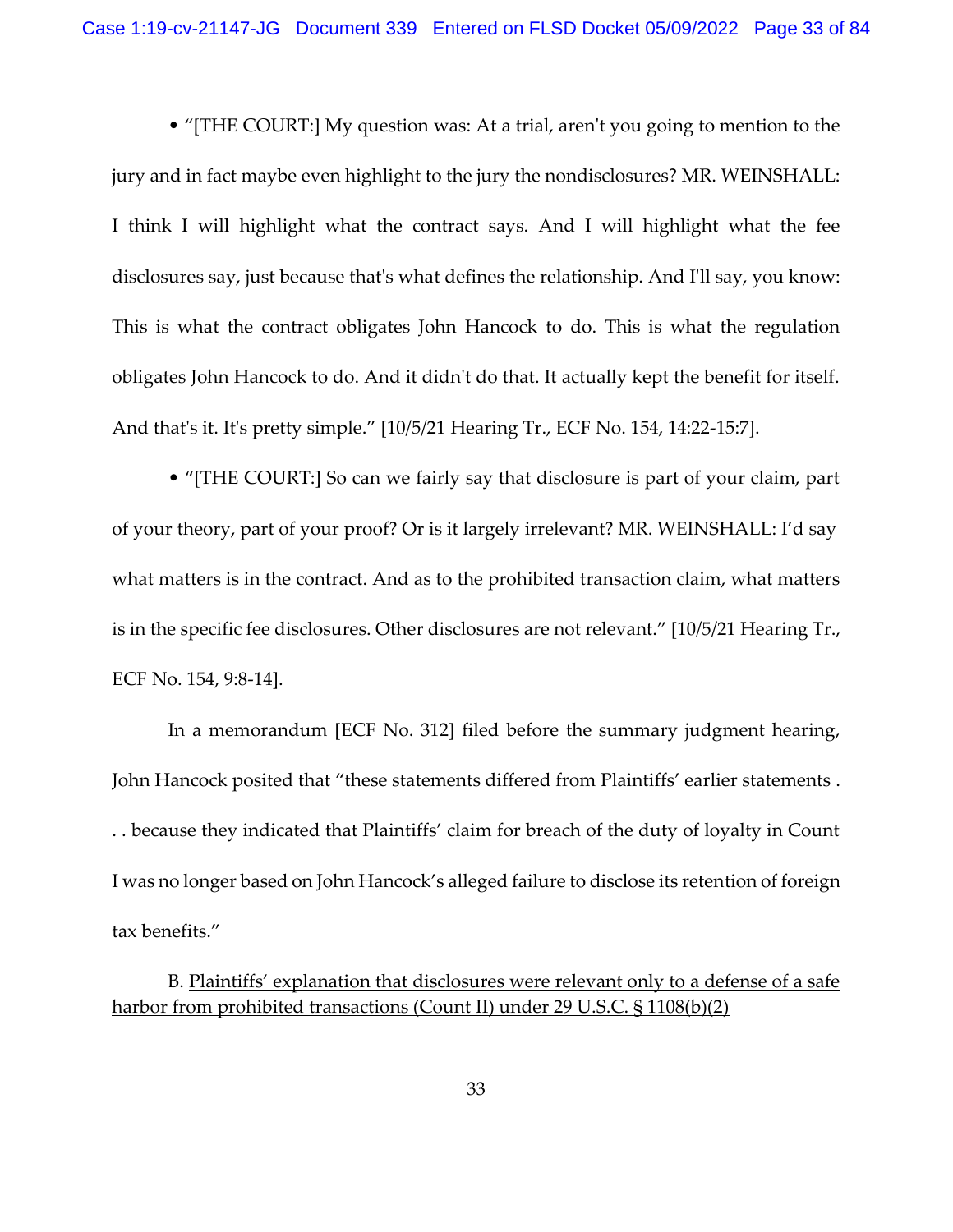• "[THE COURT:] My question was: At a trial, aren't you going to mention to the jury and in fact maybe even highlight to the jury the nondisclosures? MR. WEINSHALL: I think I will highlight what the contract says. And I will highlight what the fee disclosures say, just because that's what defines the relationship. And I'll say, you know: This is what the contract obligates John Hancock to do. This is what the regulation obligates John Hancock to do. And it didn't do that. It actually kept the benefit for itself. And that's it. It's pretty simple." [10/5/21 Hearing Tr., ECF No. 154, 14:22-15:7].

• "[THE COURT:] So can we fairly say that disclosure is part of your claim, part of your theory, part of your proof? Or is it largely irrelevant? MR. WEINSHALL: I'd say what matters is in the contract. And as to the prohibited transaction claim, what matters is in the specific fee disclosures. Other disclosures are not relevant." [10/5/21 Hearing Tr., ECF No. 154, 9:8-14].

In a memorandum [ECF No. 312] filed before the summary judgment hearing, John Hancock posited that "these statements differed from Plaintiffs' earlier statements . . . because they indicated that Plaintiffs' claim for breach of the duty of loyalty in Count I was no longer based on John Hancock's alleged failure to disclose its retention of foreign tax benefits."

B. <u>Plaintiffs' explanation that disclosures were relevant only to a defense of a safe harbor from prohibited transactions (Count II) under 29 U.S.C. § 1108(b)(2)</u>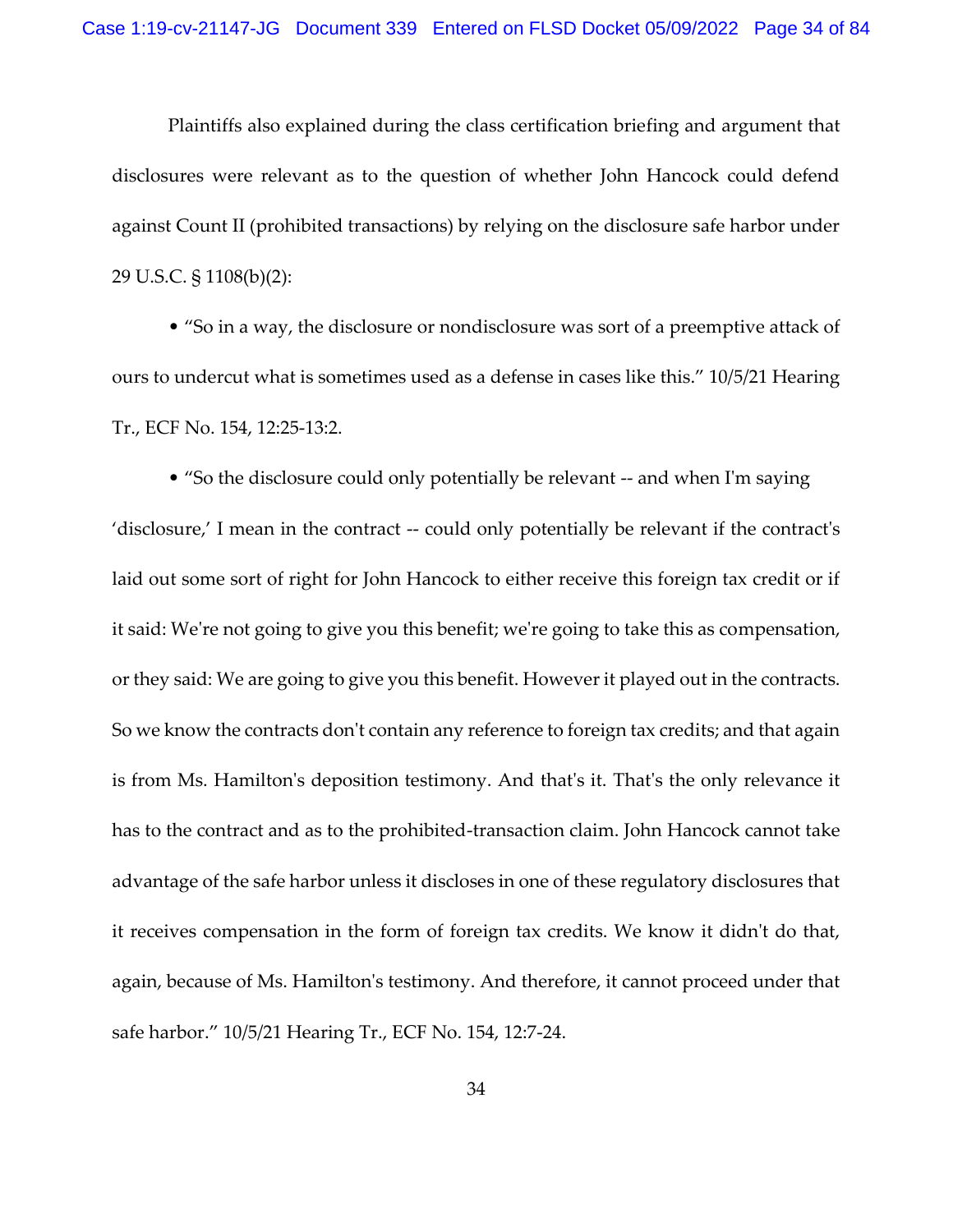Plaintiffs also explained during the class certification briefing and argument that disclosures were relevant as to the question of whether John Hancock could defend against Count II (prohibited transactions) by relying on the disclosure safe harbor under 29 U.S.C. § 1108(b)(2):

• "So in a way, the disclosure or nondisclosure was sort of a preemptive attack of ours to undercut what is sometimes used as a defense in cases like this." 10/5/21 Hearing Tr., ECF No. 154, 12:25-13:2.

• "So the disclosure could only potentially be relevant -- and when I'm saying 'disclosure,' I mean in the contract -- could only potentially be relevant if the contract's laid out some sort of right for John Hancock to either receive this foreign tax credit or if it said: We're not going to give you this benefit; we're going to take this as compensation, or they said: We are going to give you this benefit. However it played out in the contracts. So we know the contracts don't contain any reference to foreign tax credits; and that again is from Ms. Hamilton's deposition testimony. And that's it. That's the only relevance it has to the contract and as to the prohibited-transaction claim. John Hancock cannot take advantage of the safe harbor unless it discloses in one of these regulatory disclosures that it receives compensation in the form of foreign tax credits. We know it didn't do that, again, because of Ms. Hamilton's testimony. And therefore, it cannot proceed under that safe harbor." 10/5/21 Hearing Tr., ECF No. 154, 12:7-24.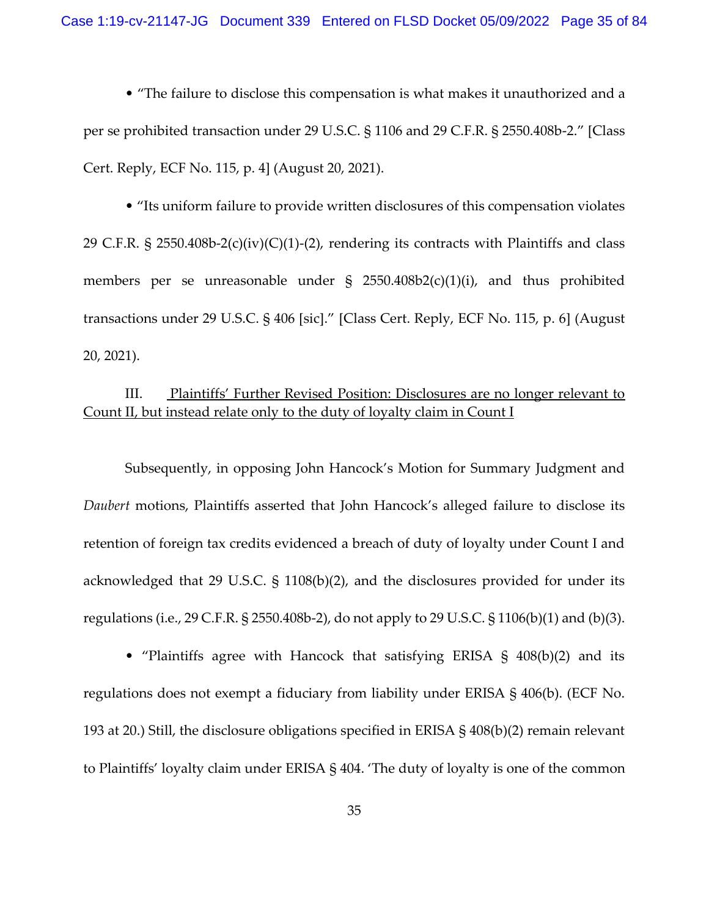• "The failure to disclose this compensation is what makes it unauthorized and a per se prohibited transaction under 29 U.S.C. § 1106 and 29 C.F.R. § 2550.408b-2." [Class Cert. Reply, ECF No. 115, p. 4] (August 20, 2021).

• "Its uniform failure to provide written disclosures of this compensation violates 29 C.F.R. § 2550.408b-2(c)(iv)(C)(1)-(2), rendering its contracts with Plaintiffs and class members per se unreasonable under § 2550.408b2(c)(1)(i), and thus prohibited transactions under 29 U.S.C. § 406 [sic]." [Class Cert. Reply, ECF No. 115, p. 6] (August 20, 2021).

III. <u>Plaintiffs' Further Revised Position: Disclosures are no longer relevant to Count II, but instead relate only to the duty of loyalty claim in Count I</u>

Subsequently, in opposing John Hancock's Motion for Summary Judgment and *Daubert* motions, Plaintiffs asserted that John Hancock's alleged failure to disclose its retention of foreign tax credits evidenced a breach of duty of loyalty under Count I and acknowledged that 29 U.S.C. § 1108(b)(2), and the disclosures provided for under its regulations (i.e., 29 C.F.R. § 2550.408b-2), do not apply to 29 U.S.C. § 1106(b)(1) and (b)(3).

• "Plaintiffs agree with Hancock that satisfying ERISA § 408(b)(2) and its regulations does not exempt a fiduciary from liability under ERISA § 406(b). (ECF No. 193 at 20.) Still, the disclosure obligations specified in ERISA § 408(b)(2) remain relevant to Plaintiffs' loyalty claim under ERISA § 404. 'The duty of loyalty is one of the common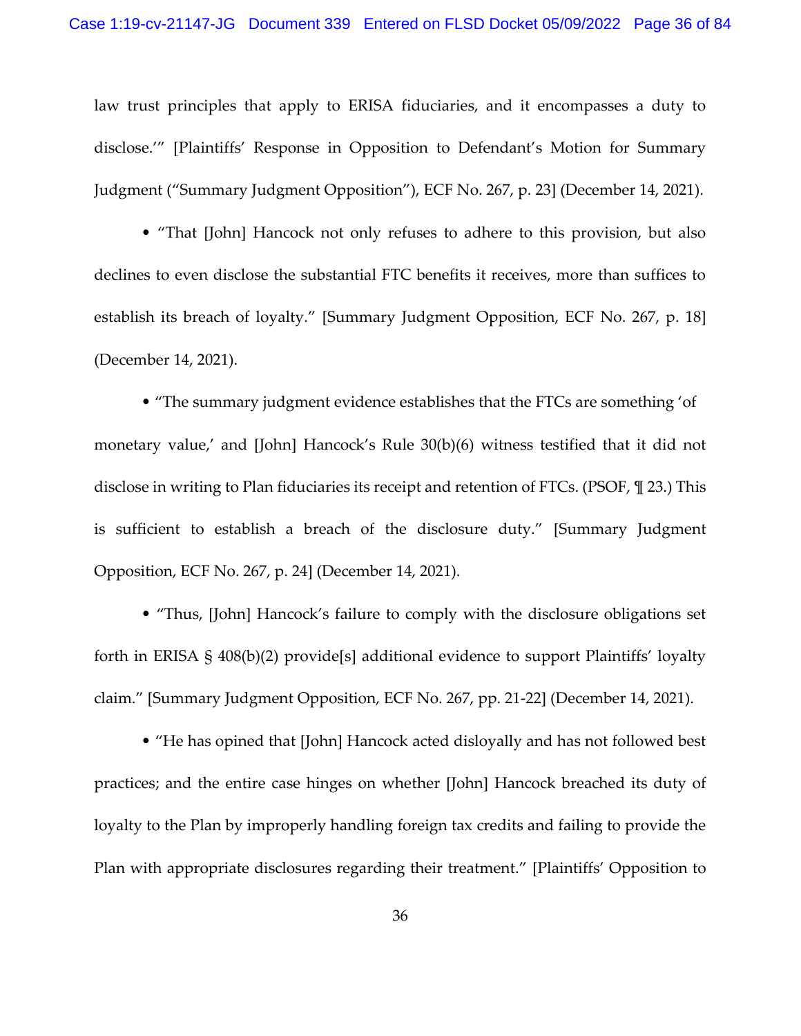law trust principles that apply to ERISA fiduciaries, and it encompasses a duty to disclose.'" [Plaintiffs' Response in Opposition to Defendant's Motion for Summary Judgment ("Summary Judgment Opposition"), ECF No. 267, p. 23] (December 14, 2021).

• "That [John] Hancock not only refuses to adhere to this provision, but also declines to even disclose the substantial FTC benefits it receives, more than suffices to establish its breach of loyalty." [Summary Judgment Opposition, ECF No. 267, p. 18] (December 14, 2021).

• "The summary judgment evidence establishes that the FTCs are something 'of monetary value,' and [John] Hancock's Rule 30(b)(6) witness testified that it did not disclose in writing to Plan fiduciaries its receipt and retention of FTCs. (PSOF, ¶ 23.) This is sufficient to establish a breach of the disclosure duty." [Summary Judgment Opposition, ECF No. 267, p. 24] (December 14, 2021).

• "Thus, [John] Hancock's failure to comply with the disclosure obligations set forth in ERISA § 408(b)(2) provide[s] additional evidence to support Plaintiffs' loyalty claim." [Summary Judgment Opposition, ECF No. 267, pp. 21-22] (December 14, 2021).

• "He has opined that [John] Hancock acted disloyally and has not followed best practices; and the entire case hinges on whether [John] Hancock breached its duty of loyalty to the Plan by improperly handling foreign tax credits and failing to provide the Plan with appropriate disclosures regarding their treatment." [Plaintiffs' Opposition to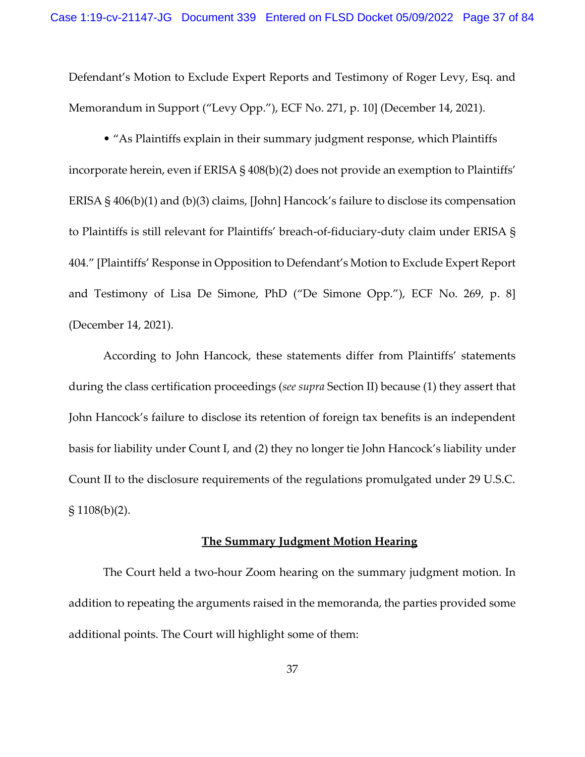Defendant's Motion to Exclude Expert Reports and Testimony of Roger Levy, Esq. and Memorandum in Support ("Levy Opp."), ECF No. 271, p. 10] (December 14, 2021).

• "As Plaintiffs explain in their summary judgment response, which Plaintiffs incorporate herein, even if ERISA § 408(b)(2) does not provide an exemption to Plaintiffs' ERISA § 406(b)(1) and (b)(3) claims, [John] Hancock's failure to disclose its compensation to Plaintiffs is still relevant for Plaintiffs' breach-of-fiduciary-duty claim under ERISA § 404." [Plaintiffs' Response in Opposition to Defendant's Motion to Exclude Expert Report and Testimony of Lisa De Simone, PhD ("De Simone Opp."), ECF No. 269, p. 8] (December 14, 2021).

According to John Hancock, these statements differ from Plaintiffs' statements during the class certification proceedings (*see supra* Section II) because (1) they assert that John Hancock's failure to disclose its retention of foreign tax benefits is an independent basis for liability under Count I, and (2) they no longer tie John Hancock's liability under Count II to the disclosure requirements of the regulations promulgated under 29 U.S.C. § 1108(b)(2).

**The Summary Judgment Motion Hearing**

The Court held a two-hour Zoom hearing on the summary judgment motion. In addition to repeating the arguments raised in the memoranda, the parties provided some additional points. The Court will highlight some of them: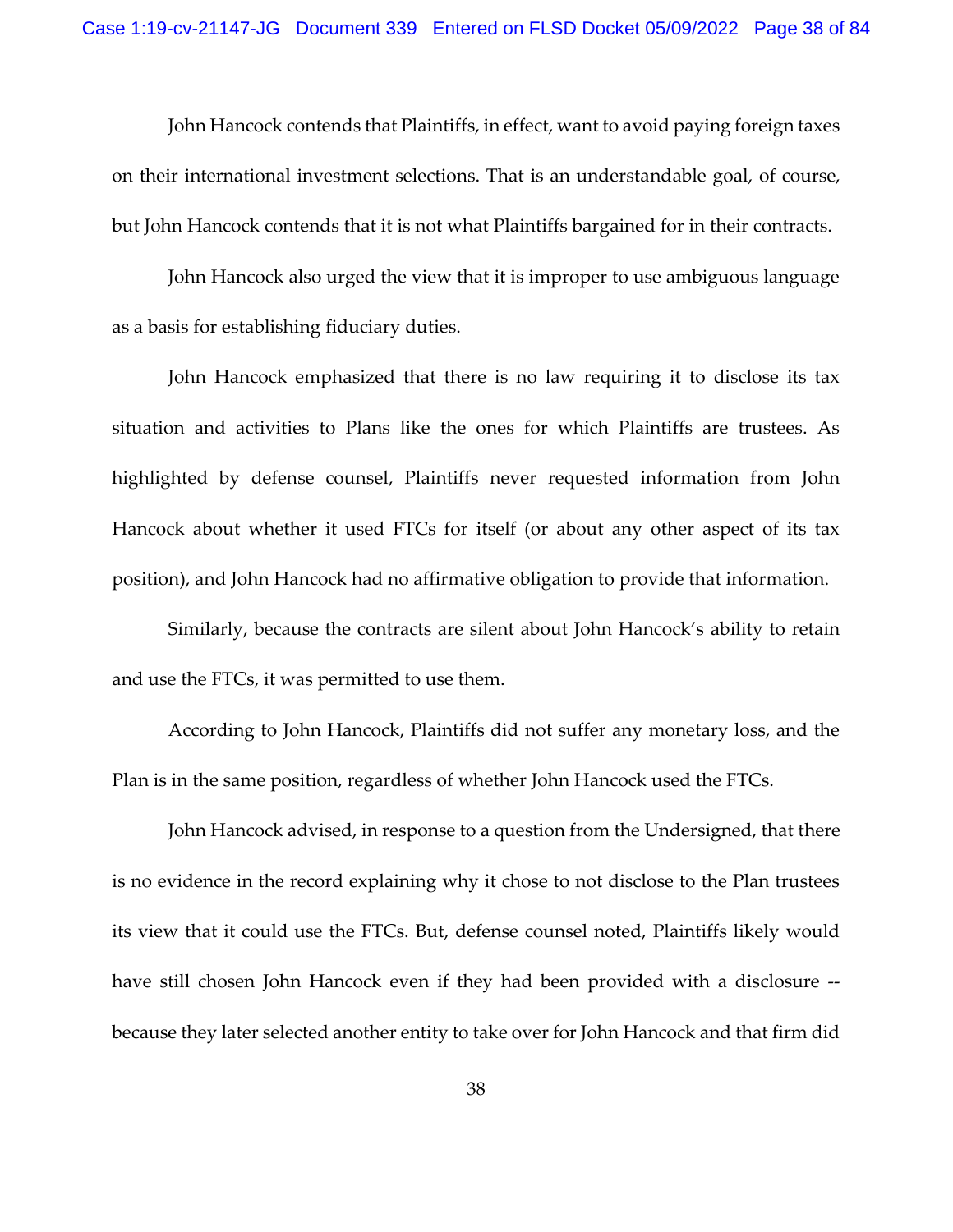John Hancock contends that Plaintiffs, in effect, want to avoid paying foreign taxes on their international investment selections. That is an understandable goal, of course, but John Hancock contends that it is not what Plaintiffs bargained for in their contracts.

John Hancock also urged the view that it is improper to use ambiguous language as a basis for establishing fiduciary duties.

John Hancock emphasized that there is no law requiring it to disclose its tax situation and activities to Plans like the ones for which Plaintiffs are trustees. As highlighted by defense counsel, Plaintiffs never requested information from John Hancock about whether it used FTCs for itself (or about any other aspect of its tax position), and John Hancock had no affirmative obligation to provide that information.

Similarly, because the contracts are silent about John Hancock's ability to retain and use the FTCs, it was permitted to use them.

According to John Hancock, Plaintiffs did not suffer any monetary loss, and the Plan is in the same position, regardless of whether John Hancock used the FTCs.

John Hancock advised, in response to a question from the Undersigned, that there is no evidence in the record explaining why it chose to not disclose to the Plan trustees its view that it could use the FTCs. But, defense counsel noted, Plaintiffs likely would have still chosen John Hancock even if they had been provided with a disclosure -- because they later selected another entity to take over for John Hancock and that firm did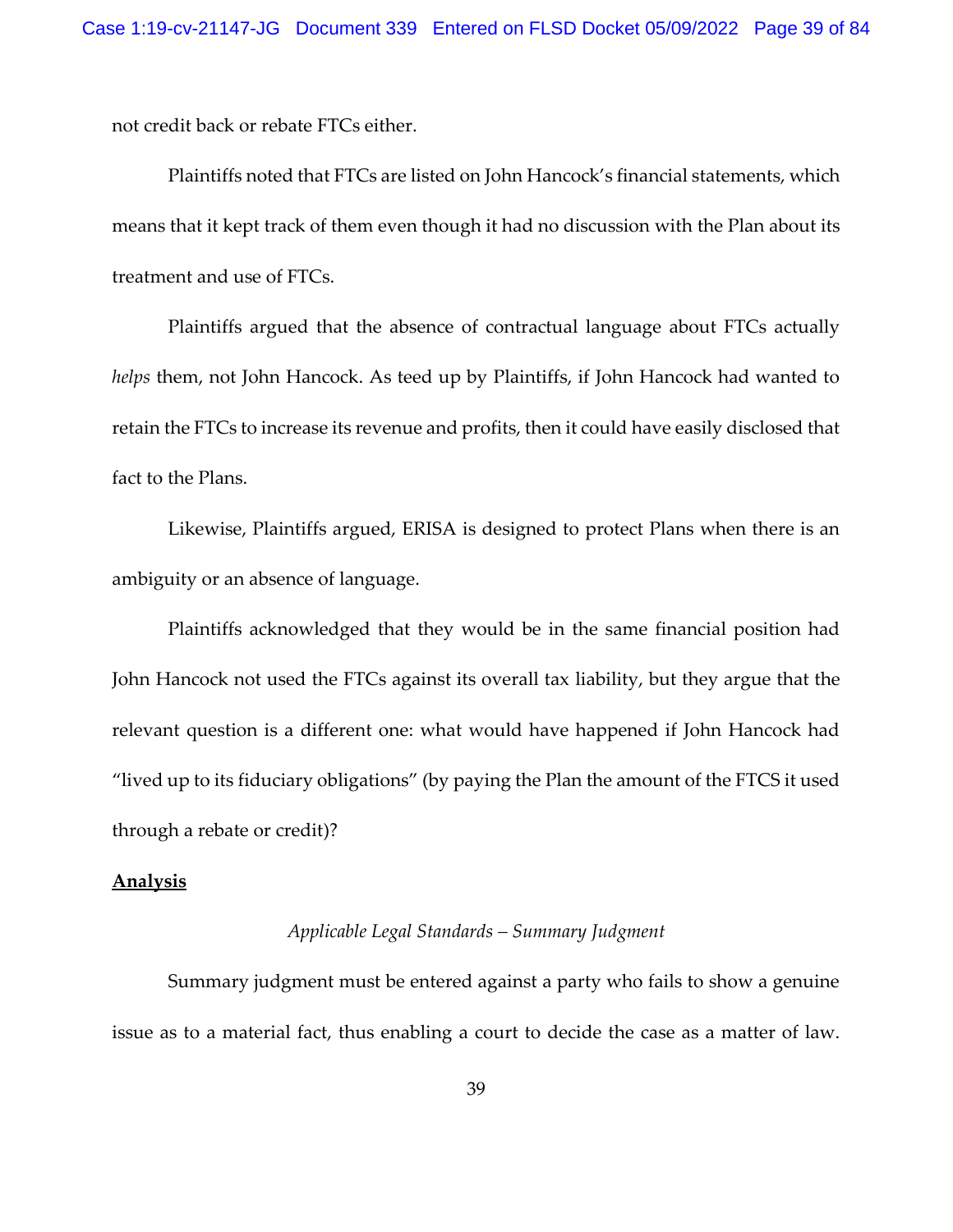not credit back or rebate FTCs either.

Plaintiffs noted that FTCs are listed on John Hancock's financial statements, which means that it kept track of them even though it had no discussion with the Plan about its treatment and use of FTCs.

Plaintiffs argued that the absence of contractual language about FTCs actually *helps* them, not John Hancock. As teed up by Plaintiffs, if John Hancock had wanted to retain the FTCs to increase its revenue and profits, then it could have easily disclosed that fact to the Plans.

Likewise, Plaintiffs argued, ERISA is designed to protect Plans when there is an ambiguity or an absence of language.

Plaintiffs acknowledged that they would be in the same financial position had John Hancock not used the FTCs against its overall tax liability, but they argue that the relevant question is a different one: what would have happened if John Hancock had "lived up to its fiduciary obligations" (by paying the Plan the amount of the FTCS it used through a rebate or credit)?

**Analysis**

*Applicable Legal Standards – Summary Judgment*

Summary judgment must be entered against a party who fails to show a genuine issue as to a material fact, thus enabling a court to decide the case as a matter of law.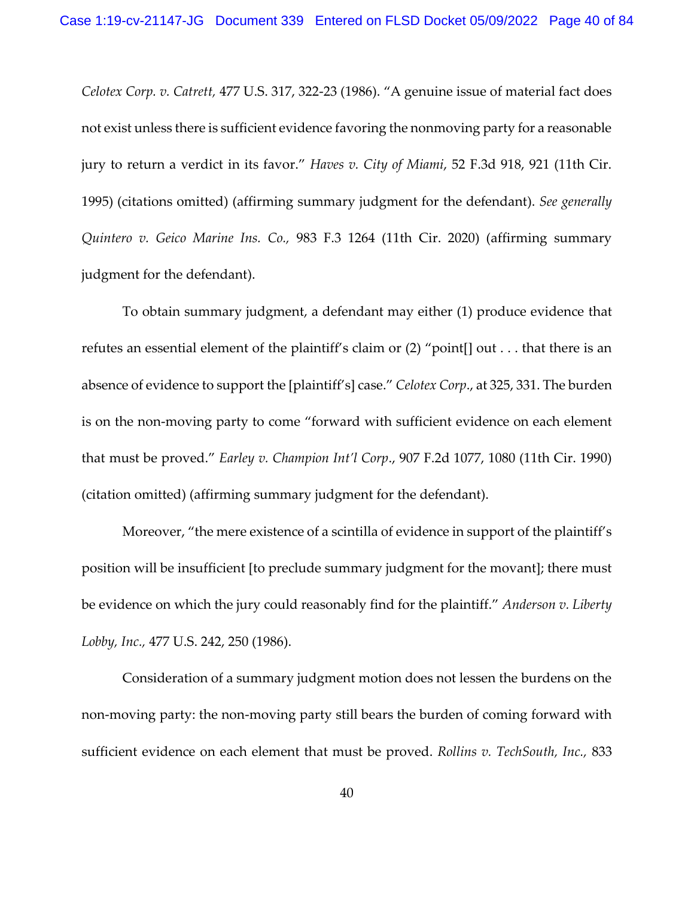*Celotex Corp. v. Catrett,* 477 U.S. 317, 322-23 (1986). "A genuine issue of material fact does not exist unless there is sufficient evidence favoring the nonmoving party for a reasonable jury to return a verdict in its favor." *Haves v. City of Miami*, 52 F.3d 918, 921 (11th Cir. 1995) (citations omitted) (affirming summary judgment for the defendant). *See generally Quintero v. Geico Marine Ins. Co.,* 983 F.3 1264 (11th Cir. 2020) (affirming summary judgment for the defendant).

To obtain summary judgment, a defendant may either (1) produce evidence that refutes an essential element of the plaintiff's claim or (2) "point[] out . . . that there is an absence of evidence to support the [plaintiff's] case." *Celotex Corp*., at 325, 331. The burden is on the non-moving party to come "forward with sufficient evidence on each element that must be proved." *Earley v. Champion Int'l Corp*., 907 F.2d 1077, 1080 (11th Cir. 1990) (citation omitted) (affirming summary judgment for the defendant).

Moreover, "the mere existence of a scintilla of evidence in support of the plaintiff's position will be insufficient [to preclude summary judgment for the movant]; there must be evidence on which the jury could reasonably find for the plaintiff." *Anderson v. Liberty Lobby, Inc.,* 477 U.S. 242, 250 (1986).

Consideration of a summary judgment motion does not lessen the burdens on the non-moving party: the non-moving party still bears the burden of coming forward with sufficient evidence on each element that must be proved. *Rollins v. TechSouth, Inc.,* 833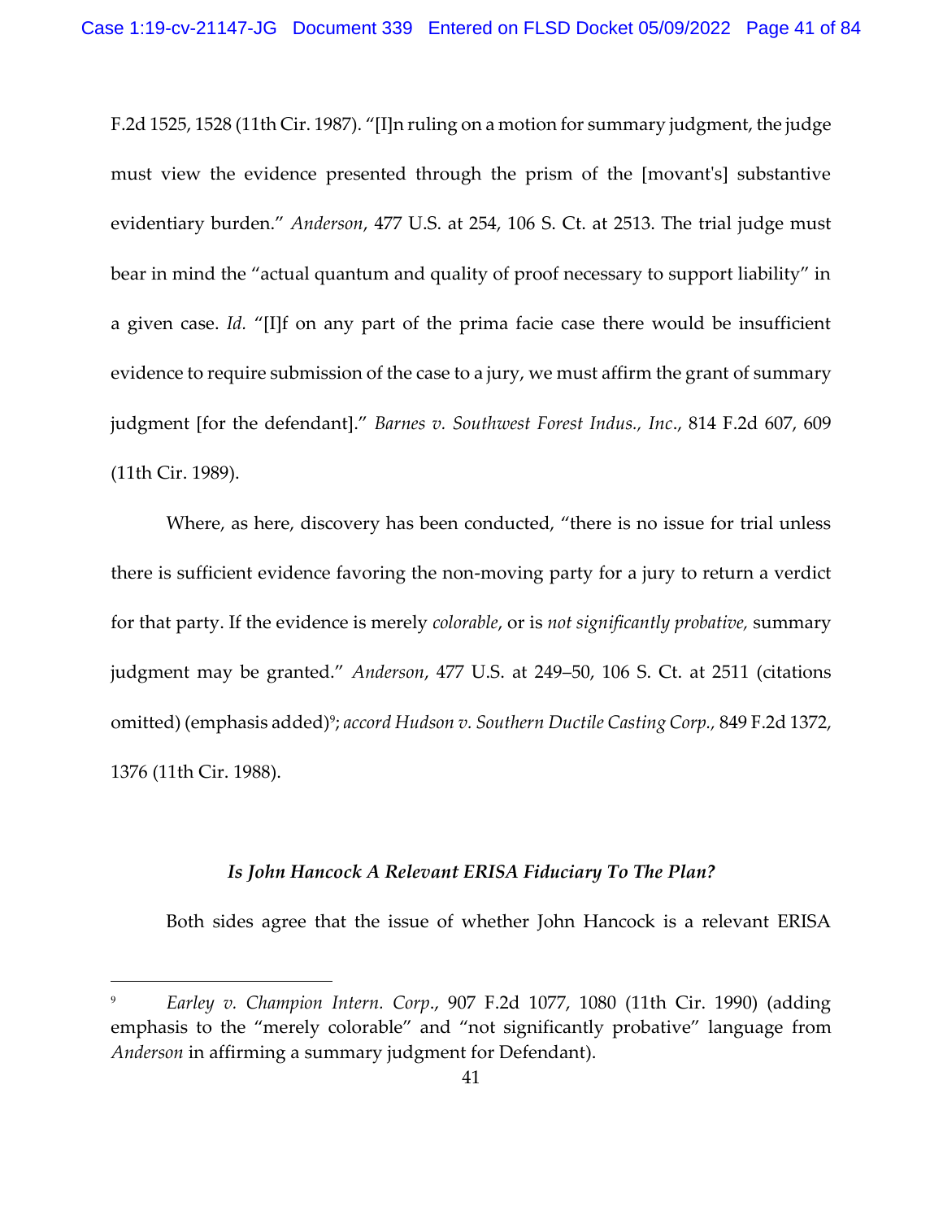F.2d 1525, 1528 (11th Cir. 1987). "[I]n ruling on a motion for summary judgment, the judge must view the evidence presented through the prism of the [movant's] substantive evidentiary burden." *Anderson*, 477 U.S. at 254, 106 S. Ct. at 2513. The trial judge must bear in mind the "actual quantum and quality of proof necessary to support liability" in a given case. *Id.* "[I]f on any part of the prima facie case there would be insufficient evidence to require submission of the case to a jury, we must affirm the grant of summary judgment [for the defendant]." *Barnes v. Southwest Forest Indus., Inc.*, 814 F.2d 607, 609 (11th Cir. 1989).

Where, as here, discovery has been conducted, "there is no issue for trial unless there is sufficient evidence favoring the non-moving party for a jury to return a verdict for that party. If the evidence is merely *colorable*, or is *not significantly probative,* summary judgment may be granted." *Anderson*, 477 U.S. at 249–50, 106 S. Ct. at 2511 (citations omitted) (emphasis added)[9]; *accord Hudson v. Southern Ductile Casting Corp.,* 849 F.2d 1372, 1376 (11th Cir. 1988).

### *Is John Hancock A Relevant ERISA Fiduciary To The Plan?*

Both sides agree that the issue of whether John Hancock is a relevant ERISA

---

[9] *Earley v. Champion Intern. Corp.*, 907 F.2d 1077, 1080 (11th Cir. 1990) (adding emphasis to the "merely colorable" and "not significantly probative" language from *Anderson* in affirming a summary judgment for Defendant).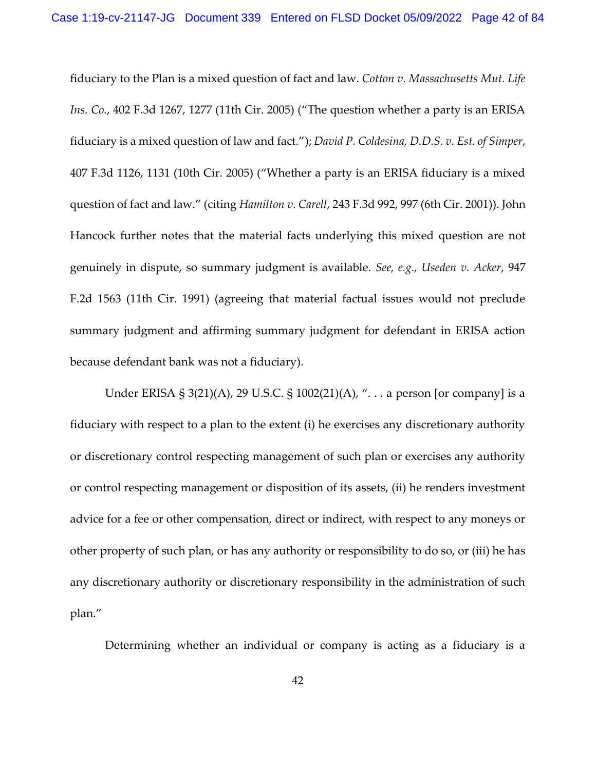fiduciary to the Plan is a mixed question of fact and law. *Cotton v. Massachusetts Mut. Life Ins. Co.*, 402 F.3d 1267, 1277 (11th Cir. 2005) ("The question whether a party is an ERISA fiduciary is a mixed question of law and fact."); *David P. Coldesina, D.D.S. v. Est. of Simper*, 407 F.3d 1126, 1131 (10th Cir. 2005) ("Whether a party is an ERISA fiduciary is a mixed question of fact and law." (citing *Hamilton v. Carell*, 243 F.3d 992, 997 (6th Cir. 2001)). John Hancock further notes that the material facts underlying this mixed question are not genuinely in dispute, so summary judgment is available. *See, e.g., Useden v. Acker*, 947 F.2d 1563 (11th Cir. 1991) (agreeing that material factual issues would not preclude summary judgment and affirming summary judgment for defendant in ERISA action because defendant bank was not a fiduciary).

Under ERISA § 3(21)(A), 29 U.S.C. § 1002(21)(A), ". . . a person [or company] is a fiduciary with respect to a plan to the extent (i) he exercises any discretionary authority or discretionary control respecting management of such plan or exercises any authority or control respecting management or disposition of its assets, (ii) he renders investment advice for a fee or other compensation, direct or indirect, with respect to any moneys or other property of such plan, or has any authority or responsibility to do so, or (iii) he has any discretionary authority or discretionary responsibility in the administration of such plan."

Determining whether an individual or company is acting as a fiduciary is a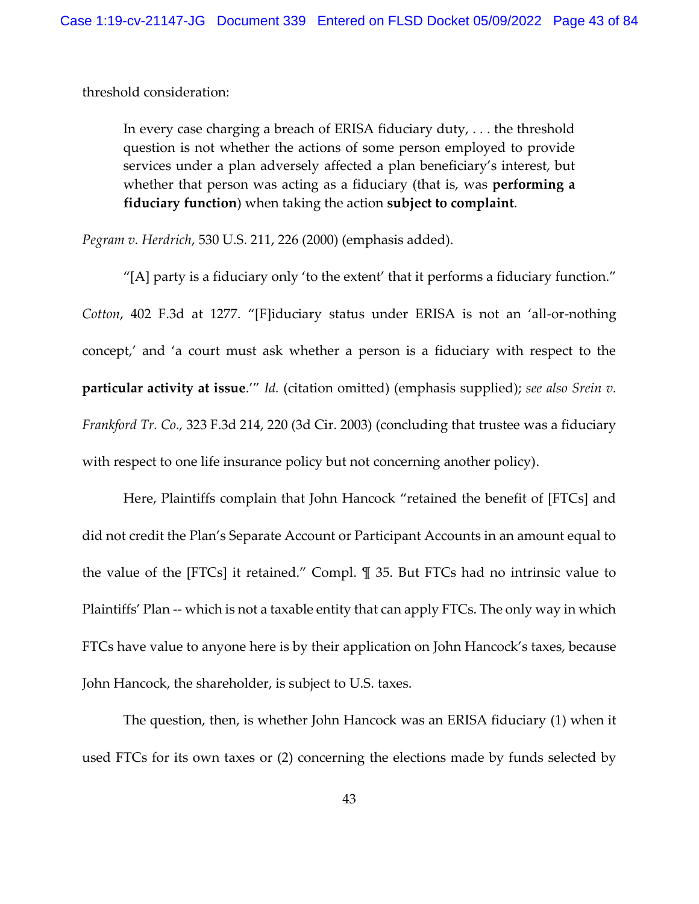threshold consideration:

> In every case charging a breach of ERISA fiduciary duty, . . . the threshold question is not whether the actions of some person employed to provide services under a plan adversely affected a plan beneficiary's interest, but whether that person was acting as a fiduciary (that is, was **performing a fiduciary function**) when taking the action **subject to complaint**.

*Pegram v. Herdrich*, 530 U.S. 211, 226 (2000) (emphasis added).

"[A] party is a fiduciary only 'to the extent' that it performs a fiduciary function." *Cotton*, 402 F.3d at 1277. "[F]iduciary status under ERISA is not an 'all-or-nothing concept,' and 'a court must ask whether a person is a fiduciary with respect to the **particular activity at issue**.'" *Id.* (citation omitted) (emphasis supplied); *see also Srein v. Frankford Tr. Co.*, 323 F.3d 214, 220 (3d Cir. 2003) (concluding that trustee was a fiduciary with respect to one life insurance policy but not concerning another policy).

Here, Plaintiffs complain that John Hancock "retained the benefit of [FTCs] and did not credit the Plan's Separate Account or Participant Accounts in an amount equal to the value of the [FTCs] it retained." Compl. ¶ 35. But FTCs had no intrinsic value to Plaintiffs' Plan -- which is not a taxable entity that can apply FTCs. The only way in which FTCs have value to anyone here is by their application on John Hancock's taxes, because John Hancock, the shareholder, is subject to U.S. taxes.

The question, then, is whether John Hancock was an ERISA fiduciary (1) when it used FTCs for its own taxes or (2) concerning the elections made by funds selected by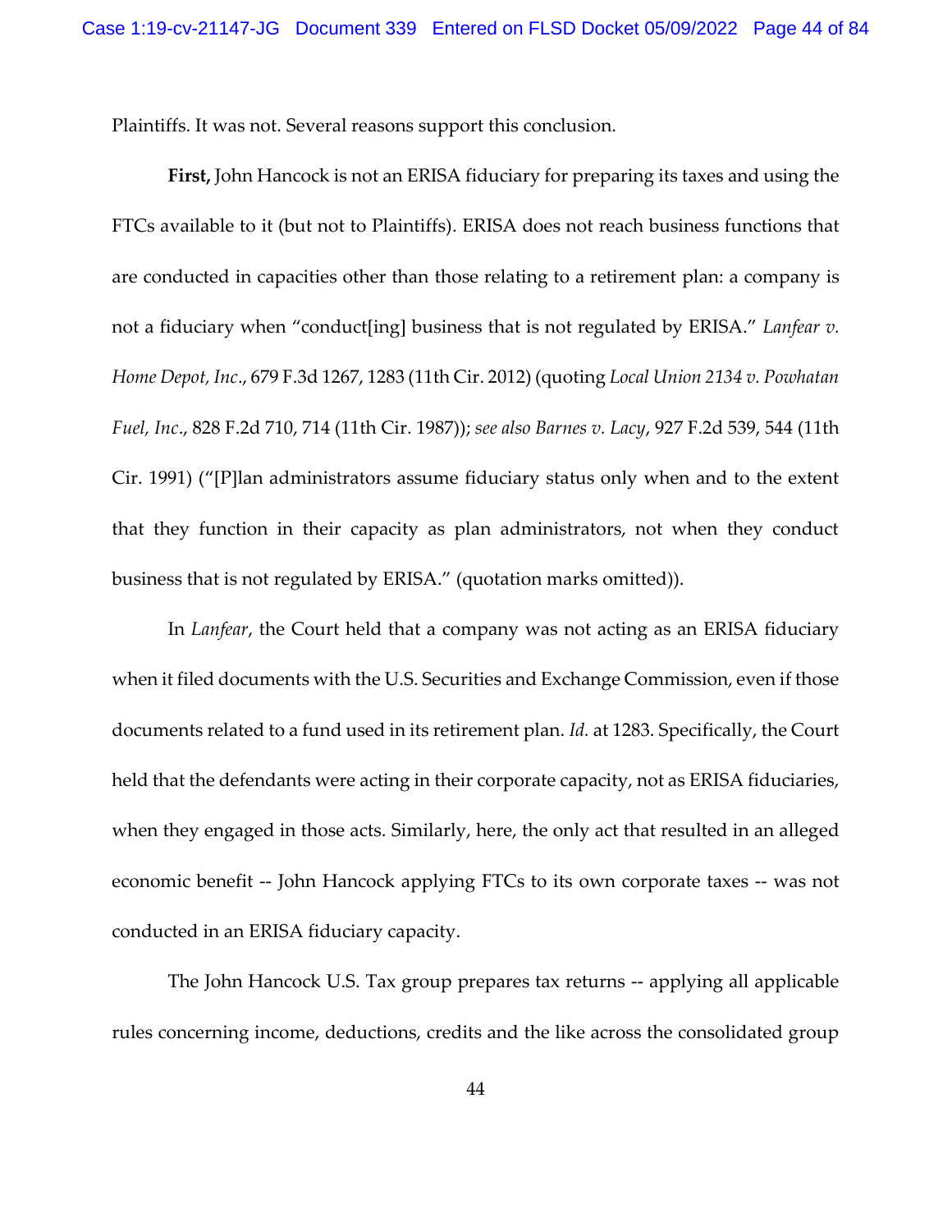Plaintiffs. It was not. Several reasons support this conclusion.

**First,** John Hancock is not an ERISA fiduciary for preparing its taxes and using the FTCs available to it (but not to Plaintiffs). ERISA does not reach business functions that are conducted in capacities other than those relating to a retirement plan: a company is not a fiduciary when "conduct[ing] business that is not regulated by ERISA." *Lanfear v. Home Depot, Inc*., 679 F.3d 1267, 1283 (11th Cir. 2012) (quoting *Local Union 2134 v. Powhatan Fuel, Inc*., 828 F.2d 710, 714 (11th Cir. 1987)); *see also Barnes v. Lacy*, 927 F.2d 539, 544 (11th Cir. 1991) ("[P]lan administrators assume fiduciary status only when and to the extent that they function in their capacity as plan administrators, not when they conduct business that is not regulated by ERISA." (quotation marks omitted)).

In *Lanfear*, the Court held that a company was not acting as an ERISA fiduciary when it filed documents with the U.S. Securities and Exchange Commission, even if those documents related to a fund used in its retirement plan. *Id.* at 1283. Specifically, the Court held that the defendants were acting in their corporate capacity, not as ERISA fiduciaries, when they engaged in those acts. Similarly, here, the only act that resulted in an alleged economic benefit -- John Hancock applying FTCs to its own corporate taxes -- was not conducted in an ERISA fiduciary capacity.

The John Hancock U.S. Tax group prepares tax returns -- applying all applicable rules concerning income, deductions, credits and the like across the consolidated group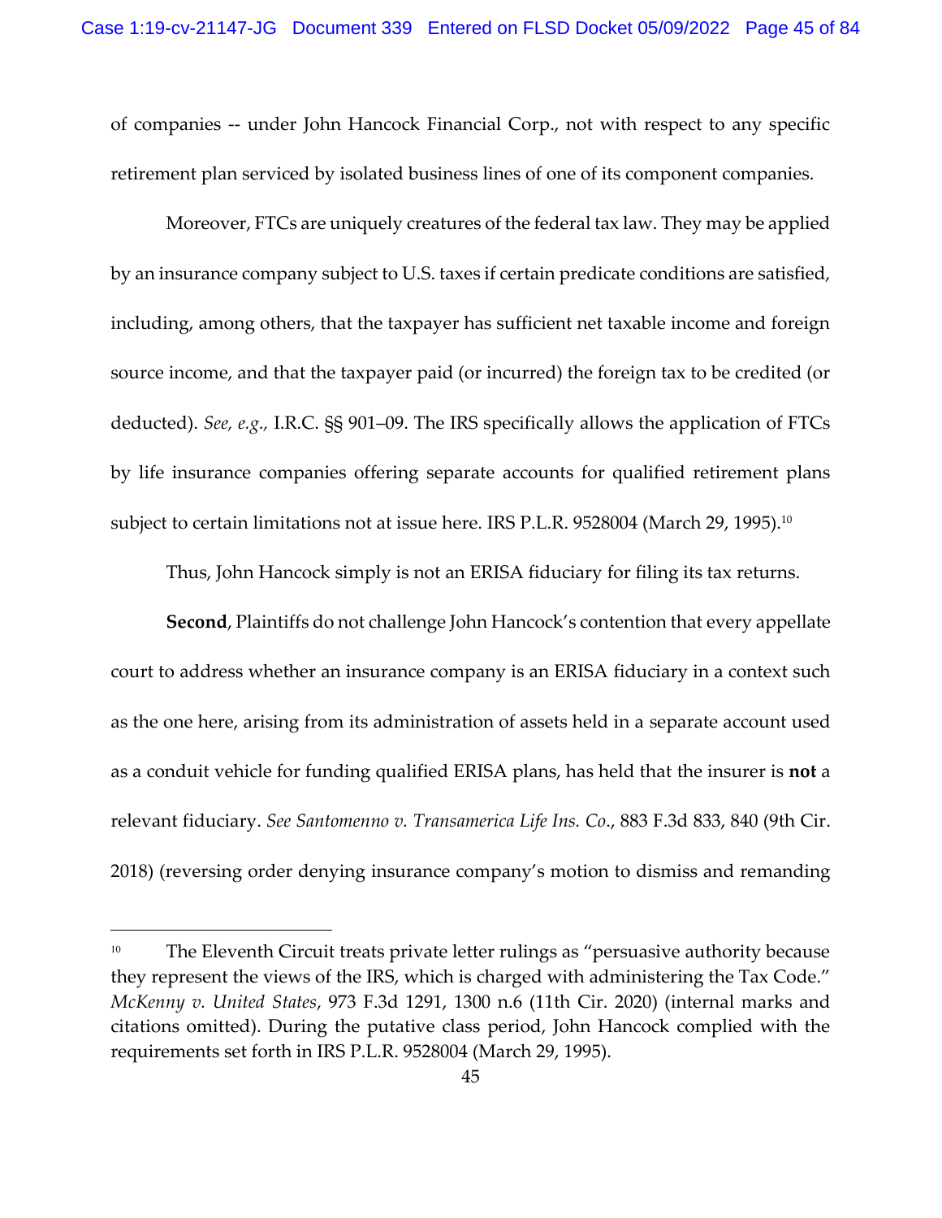of companies -- under John Hancock Financial Corp., not with respect to any specific retirement plan serviced by isolated business lines of one of its component companies.

Moreover, FTCs are uniquely creatures of the federal tax law. They may be applied by an insurance company subject to U.S. taxes if certain predicate conditions are satisfied, including, among others, that the taxpayer has sufficient net taxable income and foreign source income, and that the taxpayer paid (or incurred) the foreign tax to be credited (or deducted). *See, e.g.,* I.R.C. §§ 901–09. The IRS specifically allows the application of FTCs by life insurance companies offering separate accounts for qualified retirement plans subject to certain limitations not at issue here. IRS P.L.R. 9528004 (March 29, 1995).[10]

Thus, John Hancock simply is not an ERISA fiduciary for filing its tax returns.

**Second**, Plaintiffs do not challenge John Hancock's contention that every appellate court to address whether an insurance company is an ERISA fiduciary in a context such as the one here, arising from its administration of assets held in a separate account used as a conduit vehicle for funding qualified ERISA plans, has held that the insurer is **not** a relevant fiduciary. *See Santomenno v. Transamerica Life Ins. Co.*, 883 F.3d 833, 840 (9th Cir. 2018) (reversing order denying insurance company's motion to dismiss and remanding

[10] The Eleventh Circuit treats private letter rulings as "persuasive authority because they represent the views of the IRS, which is charged with administering the Tax Code." *McKenny v. United States*, 973 F.3d 1291, 1300 n.6 (11th Cir. 2020) (internal marks and citations omitted). During the putative class period, John Hancock complied with the requirements set forth in IRS P.L.R. 9528004 (March 29, 1995).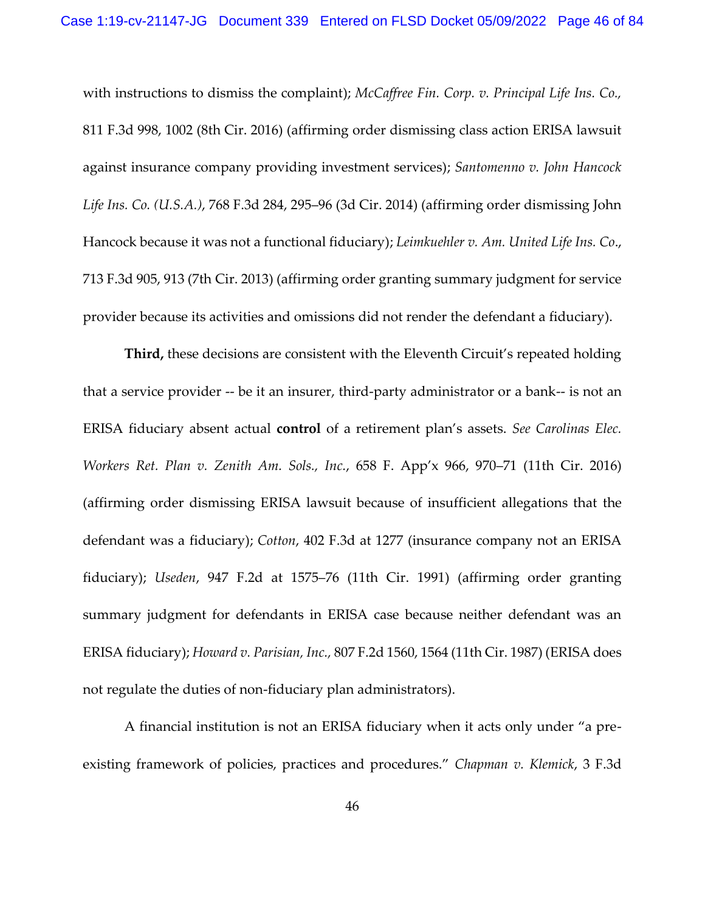with instructions to dismiss the complaint); *McCaffree Fin. Corp. v. Principal Life Ins. Co.*, 811 F.3d 998, 1002 (8th Cir. 2016) (affirming order dismissing class action ERISA lawsuit against insurance company providing investment services); *Santomenno v. John Hancock Life Ins. Co. (U.S.A.)*, 768 F.3d 284, 295–96 (3d Cir. 2014) (affirming order dismissing John Hancock because it was not a functional fiduciary); *Leimkuehler v. Am. United Life Ins. Co*., 713 F.3d 905, 913 (7th Cir. 2013) (affirming order granting summary judgment for service provider because its activities and omissions did not render the defendant a fiduciary).

**Third,** these decisions are consistent with the Eleventh Circuit's repeated holding that a service provider -- be it an insurer, third-party administrator or a bank-- is not an ERISA fiduciary absent actual **control** of a retirement plan's assets. *See Carolinas Elec. Workers Ret. Plan v. Zenith Am. Sols., Inc.*, 658 F. App'x 966, 970–71 (11th Cir. 2016) (affirming order dismissing ERISA lawsuit because of insufficient allegations that the defendant was a fiduciary); *Cotton*, 402 F.3d at 1277 (insurance company not an ERISA fiduciary); *Useden*, 947 F.2d at 1575–76 (11th Cir. 1991) (affirming order granting summary judgment for defendants in ERISA case because neither defendant was an ERISA fiduciary); *Howard v. Parisian, Inc.*, 807 F.2d 1560, 1564 (11th Cir. 1987) (ERISA does not regulate the duties of non-fiduciary plan administrators).

A financial institution is not an ERISA fiduciary when it acts only under "a pre-existing framework of policies, practices and procedures." *Chapman v. Klemick*, 3 F.3d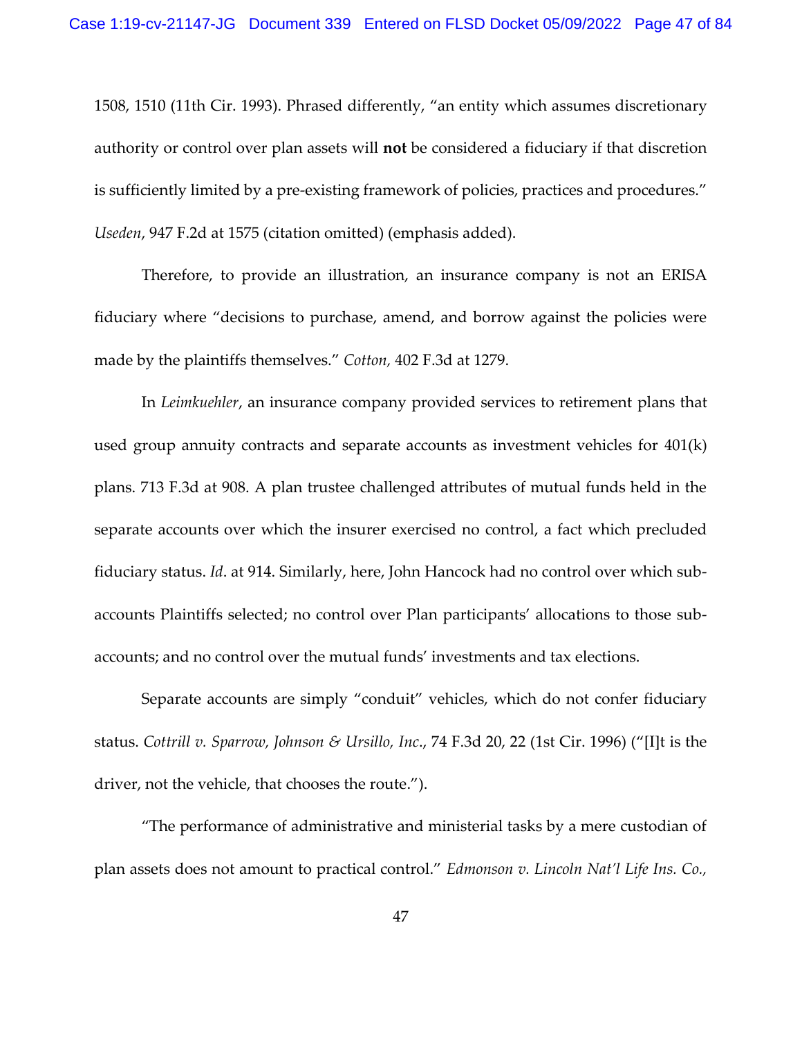1508, 1510 (11th Cir. 1993). Phrased differently, "an entity which assumes discretionary authority or control over plan assets will **not** be considered a fiduciary if that discretion is sufficiently limited by a pre-existing framework of policies, practices and procedures." *Useden*, 947 F.2d at 1575 (citation omitted) (emphasis added).

Therefore, to provide an illustration, an insurance company is not an ERISA fiduciary where "decisions to purchase, amend, and borrow against the policies were made by the plaintiffs themselves." *Cotton,* 402 F.3d at 1279.

In *Leimkuehler*, an insurance company provided services to retirement plans that used group annuity contracts and separate accounts as investment vehicles for 401(k) plans. 713 F.3d at 908. A plan trustee challenged attributes of mutual funds held in the separate accounts over which the insurer exercised no control, a fact which precluded fiduciary status. *Id*. at 914. Similarly, here, John Hancock had no control over which sub-accounts Plaintiffs selected; no control over Plan participants' allocations to those sub-accounts; and no control over the mutual funds' investments and tax elections.

Separate accounts are simply "conduit" vehicles, which do not confer fiduciary status. *Cottrill v. Sparrow, Johnson & Ursillo, Inc*., 74 F.3d 20, 22 (1st Cir. 1996) ("[I]t is the driver, not the vehicle, that chooses the route.").

"The performance of administrative and ministerial tasks by a mere custodian of plan assets does not amount to practical control." *Edmonson v. Lincoln Nat'l Life Ins. Co.,*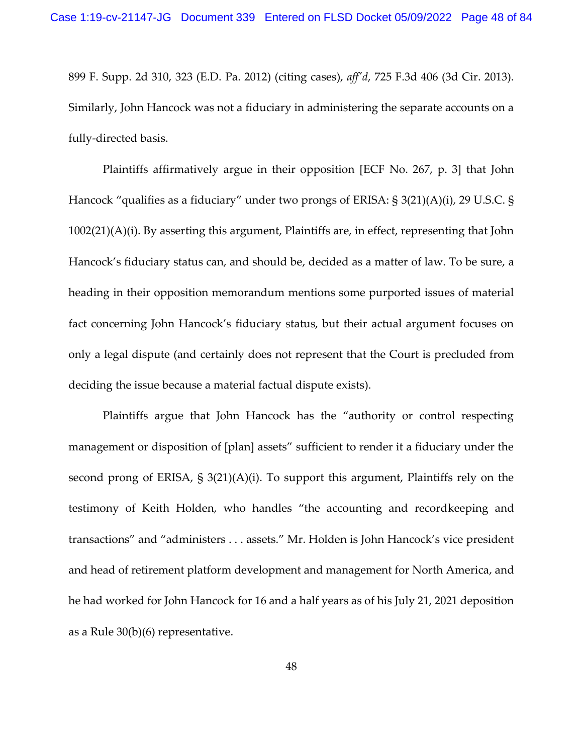899 F. Supp. 2d 310, 323 (E.D. Pa. 2012) (citing cases), *aff'd*, 725 F.3d 406 (3d Cir. 2013). Similarly, John Hancock was not a fiduciary in administering the separate accounts on a fully-directed basis.

Plaintiffs affirmatively argue in their opposition [ECF No. 267, p. 3] that John Hancock "qualifies as a fiduciary" under two prongs of ERISA: § 3(21)(A)(i), 29 U.S.C. § 1002(21)(A)(i). By asserting this argument, Plaintiffs are, in effect, representing that John Hancock's fiduciary status can, and should be, decided as a matter of law. To be sure, a heading in their opposition memorandum mentions some purported issues of material fact concerning John Hancock's fiduciary status, but their actual argument focuses on only a legal dispute (and certainly does not represent that the Court is precluded from deciding the issue because a material factual dispute exists).

Plaintiffs argue that John Hancock has the "authority or control respecting management or disposition of [plan] assets" sufficient to render it a fiduciary under the second prong of ERISA, § 3(21)(A)(i). To support this argument, Plaintiffs rely on the testimony of Keith Holden, who handles "the accounting and recordkeeping and transactions" and "administers . . . assets." Mr. Holden is John Hancock's vice president and head of retirement platform development and management for North America, and he had worked for John Hancock for 16 and a half years as of his July 21, 2021 deposition as a Rule 30(b)(6) representative.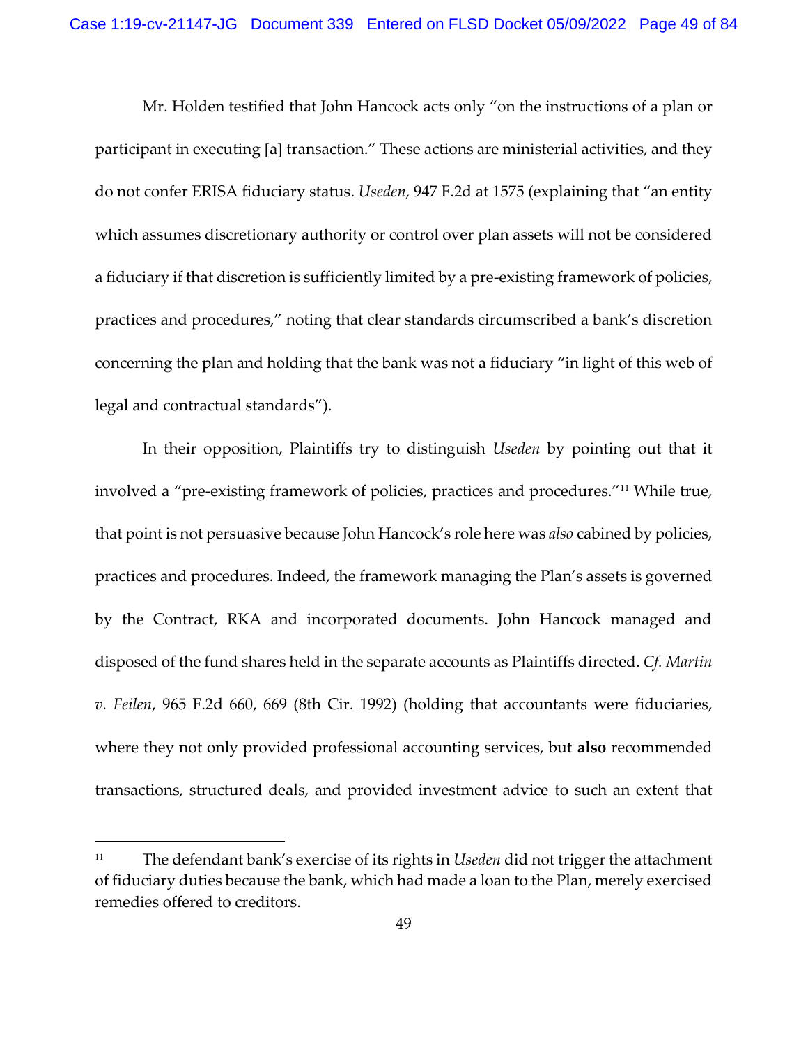Mr. Holden testified that John Hancock acts only "on the instructions of a plan or participant in executing [a] transaction." These actions are ministerial activities, and they do not confer ERISA fiduciary status. *Useden,* 947 F.2d at 1575 (explaining that "an entity which assumes discretionary authority or control over plan assets will not be considered a fiduciary if that discretion is sufficiently limited by a pre-existing framework of policies, practices and procedures," noting that clear standards circumscribed a bank's discretion concerning the plan and holding that the bank was not a fiduciary "in light of this web of legal and contractual standards").

In their opposition, Plaintiffs try to distinguish *Useden* by pointing out that it involved a "pre-existing framework of policies, practices and procedures."[11] While true, that point is not persuasive because John Hancock's role here was *also* cabined by policies, practices and procedures. Indeed, the framework managing the Plan's assets is governed by the Contract, RKA and incorporated documents. John Hancock managed and disposed of the fund shares held in the separate accounts as Plaintiffs directed. *Cf. Martin v. Feilen*, 965 F.2d 660, 669 (8th Cir. 1992) (holding that accountants were fiduciaries, where they not only provided professional accounting services, but **also** recommended transactions, structured deals, and provided investment advice to such an extent that

[11] The defendant bank's exercise of its rights in *Useden* did not trigger the attachment of fiduciary duties because the bank, which had made a loan to the Plan, merely exercised remedies offered to creditors.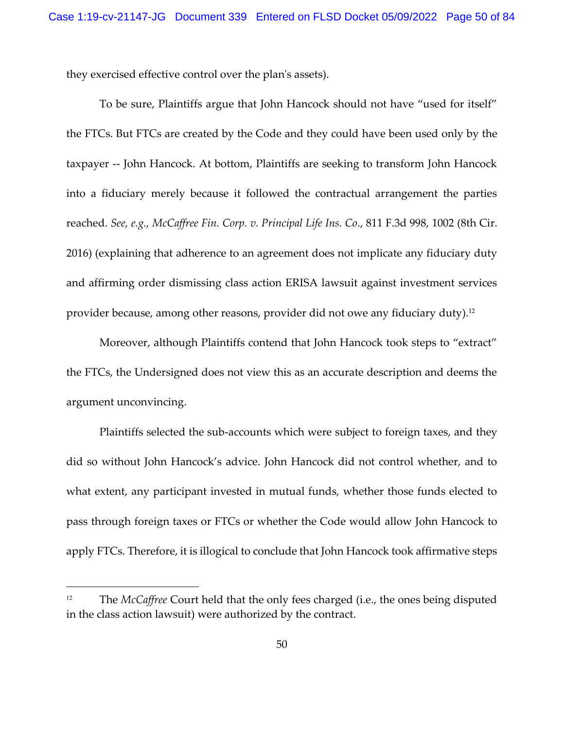they exercised effective control over the plan's assets).

To be sure, Plaintiffs argue that John Hancock should not have "used for itself" the FTCs. But FTCs are created by the Code and they could have been used only by the taxpayer -- John Hancock. At bottom, Plaintiffs are seeking to transform John Hancock into a fiduciary merely because it followed the contractual arrangement the parties reached. *See, e.g., McCaffree Fin. Corp. v. Principal Life Ins. Co*., 811 F.3d 998, 1002 (8th Cir. 2016) (explaining that adherence to an agreement does not implicate any fiduciary duty and affirming order dismissing class action ERISA lawsuit against investment services provider because, among other reasons, provider did not owe any fiduciary duty).[12]

Moreover, although Plaintiffs contend that John Hancock took steps to "extract" the FTCs, the Undersigned does not view this as an accurate description and deems the argument unconvincing.

Plaintiffs selected the sub-accounts which were subject to foreign taxes, and they did so without John Hancock's advice. John Hancock did not control whether, and to what extent, any participant invested in mutual funds, whether those funds elected to pass through foreign taxes or FTCs or whether the Code would allow John Hancock to apply FTCs. Therefore, it is illogical to conclude that John Hancock took affirmative steps

---

[12] The *McCaffree* Court held that the only fees charged (i.e., the ones being disputed in the class action lawsuit) were authorized by the contract.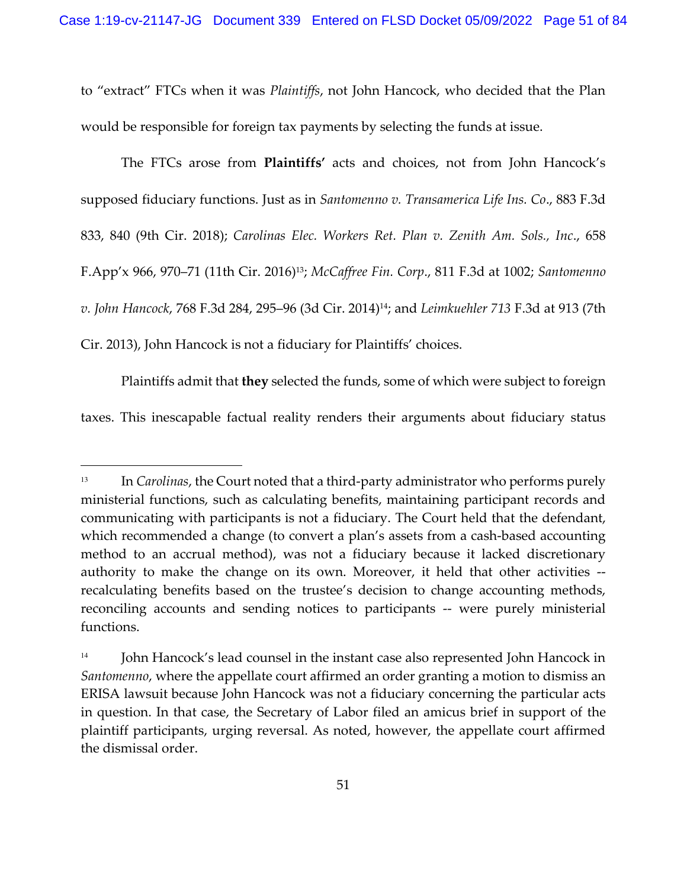to "extract" FTCs when it was *Plaintiffs*, not John Hancock, who decided that the Plan would be responsible for foreign tax payments by selecting the funds at issue.

The FTCs arose from **Plaintiffs'** acts and choices, not from John Hancock's supposed fiduciary functions. Just as in *Santomenno v. Transamerica Life Ins. Co*., 883 F.3d 833, 840 (9th Cir. 2018); *Carolinas Elec. Workers Ret. Plan v. Zenith Am. Sols., Inc*., 658 F.App'x 966, 970–71 (11th Cir. 2016)[13]; *McCaffree Fin. Corp*., 811 F.3d at 1002; *Santomenno v. John Hancock*, 768 F.3d 284, 295–96 (3d Cir. 2014)[14]; and *Leimkuehler 713* F.3d at 913 (7th Cir. 2013), John Hancock is not a fiduciary for Plaintiffs' choices.

Plaintiffs admit that **they** selected the funds, some of which were subject to foreign taxes. This inescapable factual reality renders their arguments about fiduciary status

---

[13] In *Carolinas*, the Court noted that a third-party administrator who performs purely ministerial functions, such as calculating benefits, maintaining participant records and communicating with participants is not a fiduciary. The Court held that the defendant, which recommended a change (to convert a plan's assets from a cash-based accounting method to an accrual method), was not a fiduciary because it lacked discretionary authority to make the change on its own. Moreover, it held that other activities -- recalculating benefits based on the trustee's decision to change accounting methods, reconciling accounts and sending notices to participants -- were purely ministerial functions.

[14] John Hancock's lead counsel in the instant case also represented John Hancock in *Santomenno*, where the appellate court affirmed an order granting a motion to dismiss an ERISA lawsuit because John Hancock was not a fiduciary concerning the particular acts in question. In that case, the Secretary of Labor filed an amicus brief in support of the plaintiff participants, urging reversal. As noted, however, the appellate court affirmed the dismissal order.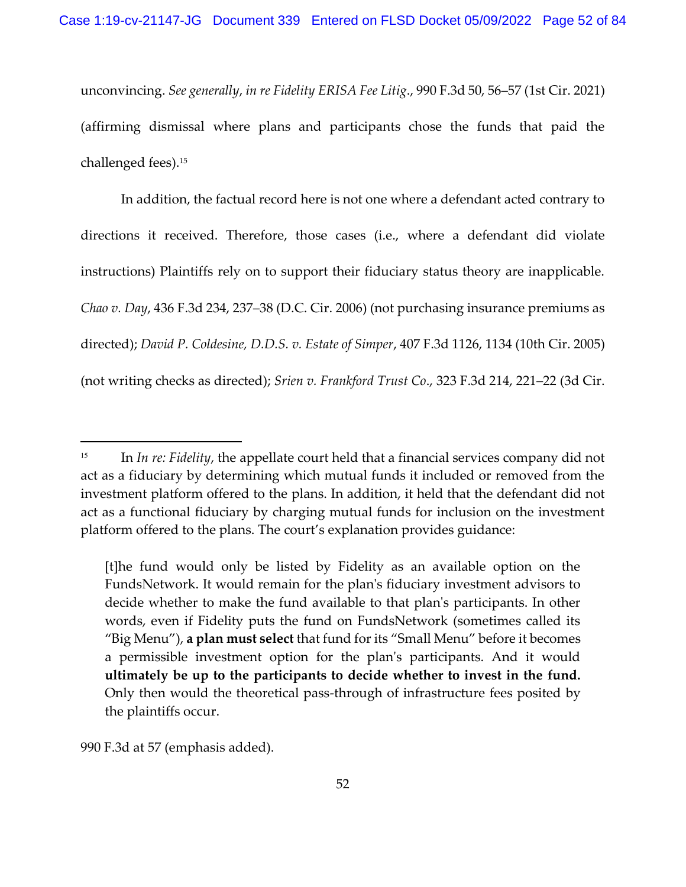unconvincing. *See generally*, *in re Fidelity ERISA Fee Litig.*, 990 F.3d 50, 56–57 (1st Cir. 2021) (affirming dismissal where plans and participants chose the funds that paid the challenged fees).[15]

In addition, the factual record here is not one where a defendant acted contrary to directions it received. Therefore, those cases (i.e., where a defendant did violate instructions) Plaintiffs rely on to support their fiduciary status theory are inapplicable. *Chao v. Day*, 436 F.3d 234, 237–38 (D.C. Cir. 2006) (not purchasing insurance premiums as directed); *David P. Coldesine, D.D.S. v. Estate of Simper*, 407 F.3d 1126, 1134 (10th Cir. 2005) (not writing checks as directed); *Srien v. Frankford Trust Co.*, 323 F.3d 214, 221–22 (3d Cir.

---

[15] In *In re: Fidelity*, the appellate court held that a financial services company did not act as a fiduciary by determining which mutual funds it included or removed from the investment platform offered to the plans. In addition, it held that the defendant did not act as a functional fiduciary by charging mutual funds for inclusion on the investment platform offered to the plans. The court's explanation provides guidance:

> [t]he fund would only be listed by Fidelity as an available option on the FundsNetwork. It would remain for the plan's fiduciary investment advisors to decide whether to make the fund available to that plan's participants. In other words, even if Fidelity puts the fund on FundsNetwork (sometimes called its "Big Menu"), **a plan must select** that fund for its "Small Menu" before it becomes a permissible investment option for the plan's participants. And it would **ultimately be up to the participants to decide whether to invest in the fund.** Only then would the theoretical pass-through of infrastructure fees posited by the plaintiffs occur.

990 F.3d at 57 (emphasis added).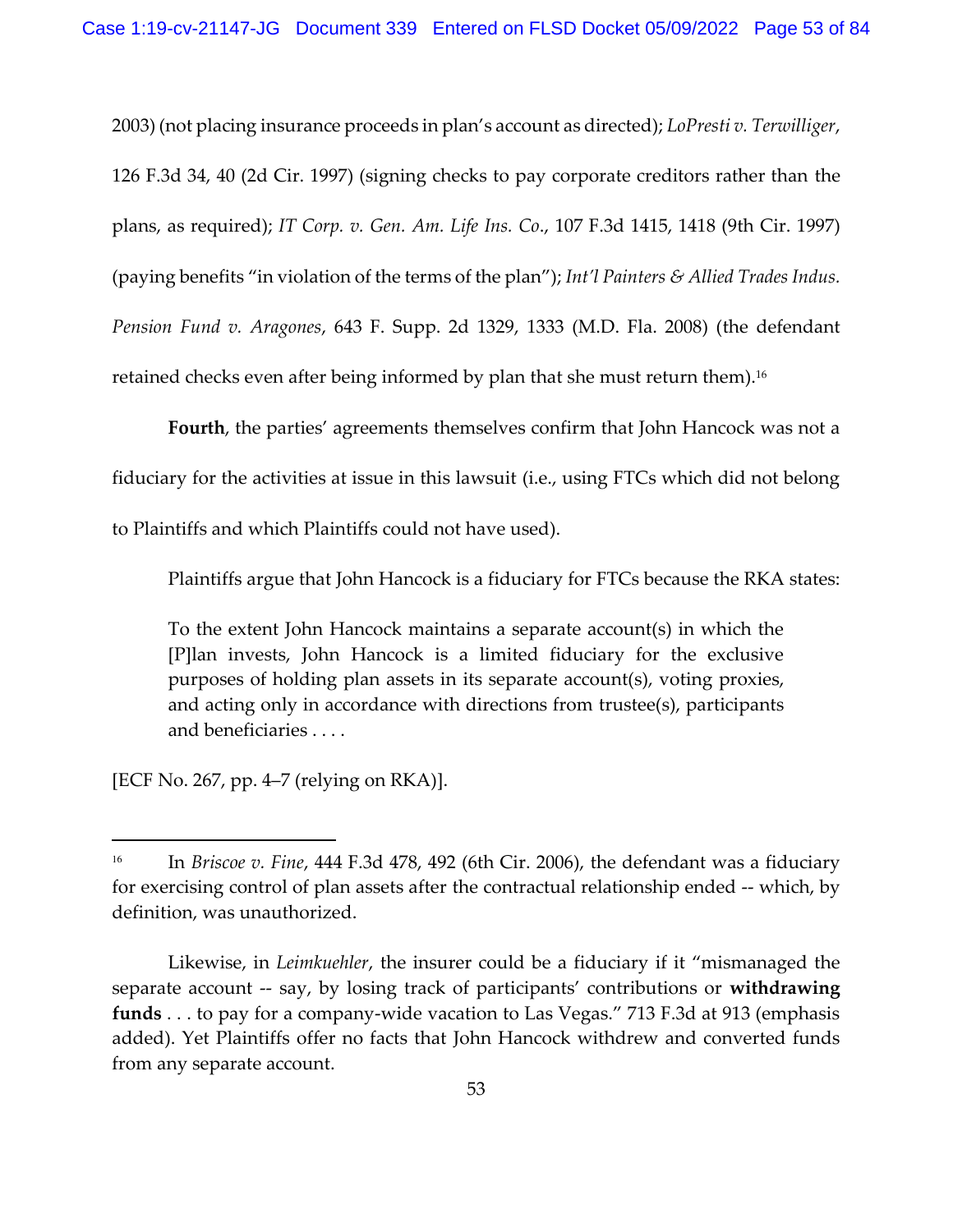2003) (not placing insurance proceeds in plan's account as directed); *LoPresti v. Terwilliger*, 126 F.3d 34, 40 (2d Cir. 1997) (signing checks to pay corporate creditors rather than the plans, as required); *IT Corp. v. Gen. Am. Life Ins. Co*., 107 F.3d 1415, 1418 (9th Cir. 1997) (paying benefits "in violation of the terms of the plan"); *Int'l Painters & Allied Trades Indus. Pension Fund v. Aragones*, 643 F. Supp. 2d 1329, 1333 (M.D. Fla. 2008) (the defendant retained checks even after being informed by plan that she must return them).[16]

**Fourth**, the parties' agreements themselves confirm that John Hancock was not a fiduciary for the activities at issue in this lawsuit (i.e., using FTCs which did not belong to Plaintiffs and which Plaintiffs could not have used).

Plaintiffs argue that John Hancock is a fiduciary for FTCs because the RKA states:

> To the extent John Hancock maintains a separate account(s) in which the [P]lan invests, John Hancock is a limited fiduciary for the exclusive purposes of holding plan assets in its separate account(s), voting proxies, and acting only in accordance with directions from trustee(s), participants and beneficiaries . . . .

[ECF No. 267, pp. 4–7 (relying on RKA)].

---

[16] In *Briscoe v. Fine*, 444 F.3d 478, 492 (6th Cir. 2006), the defendant was a fiduciary for exercising control of plan assets after the contractual relationship ended -- which, by definition, was unauthorized.

Likewise, in *Leimkuehler*, the insurer could be a fiduciary if it "mismanaged the separate account -- say, by losing track of participants' contributions or **withdrawing funds** . . . to pay for a company-wide vacation to Las Vegas." 713 F.3d at 913 (emphasis added). Yet Plaintiffs offer no facts that John Hancock withdrew and converted funds from any separate account.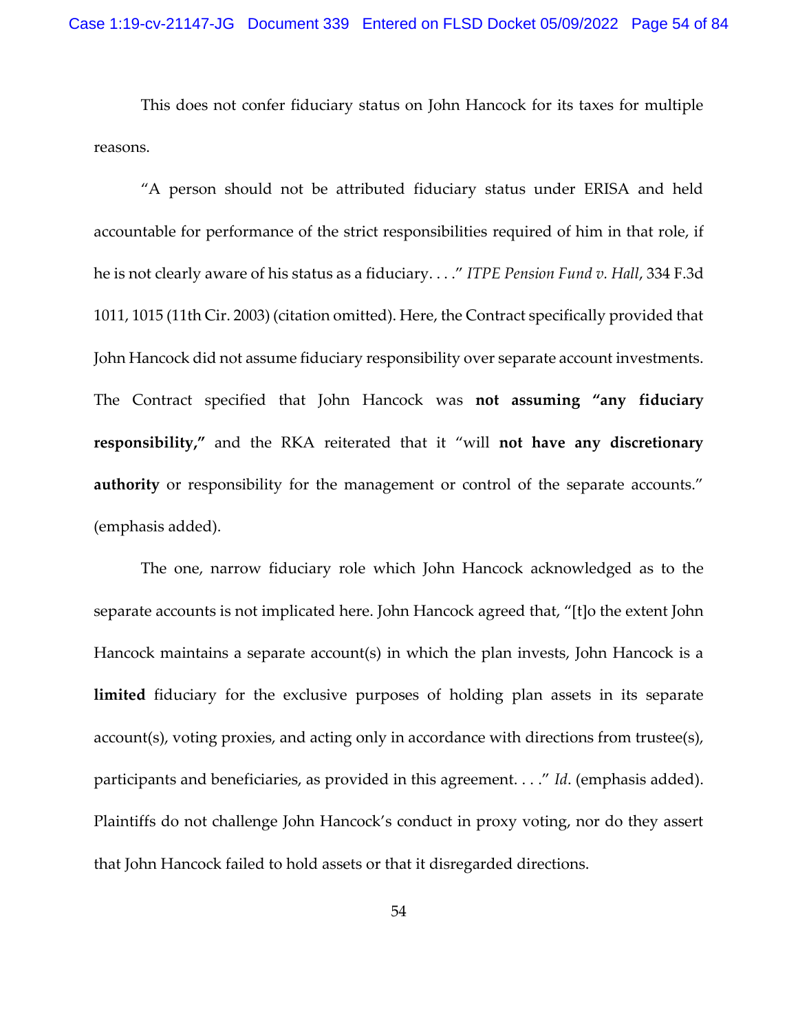This does not confer fiduciary status on John Hancock for its taxes for multiple reasons.

"A person should not be attributed fiduciary status under ERISA and held accountable for performance of the strict responsibilities required of him in that role, if he is not clearly aware of his status as a fiduciary. . . ." *ITPE Pension Fund v. Hall*, 334 F.3d 1011, 1015 (11th Cir. 2003) (citation omitted). Here, the Contract specifically provided that John Hancock did not assume fiduciary responsibility over separate account investments. The Contract specified that John Hancock was **not assuming "any fiduciary responsibility,"** and the RKA reiterated that it "will **not have any discretionary authority** or responsibility for the management or control of the separate accounts." (emphasis added).

The one, narrow fiduciary role which John Hancock acknowledged as to the separate accounts is not implicated here. John Hancock agreed that, "[t]o the extent John Hancock maintains a separate account(s) in which the plan invests, John Hancock is a **limited** fiduciary for the exclusive purposes of holding plan assets in its separate account(s), voting proxies, and acting only in accordance with directions from trustee(s), participants and beneficiaries, as provided in this agreement. . . ." *Id*. (emphasis added). Plaintiffs do not challenge John Hancock's conduct in proxy voting, nor do they assert that John Hancock failed to hold assets or that it disregarded directions.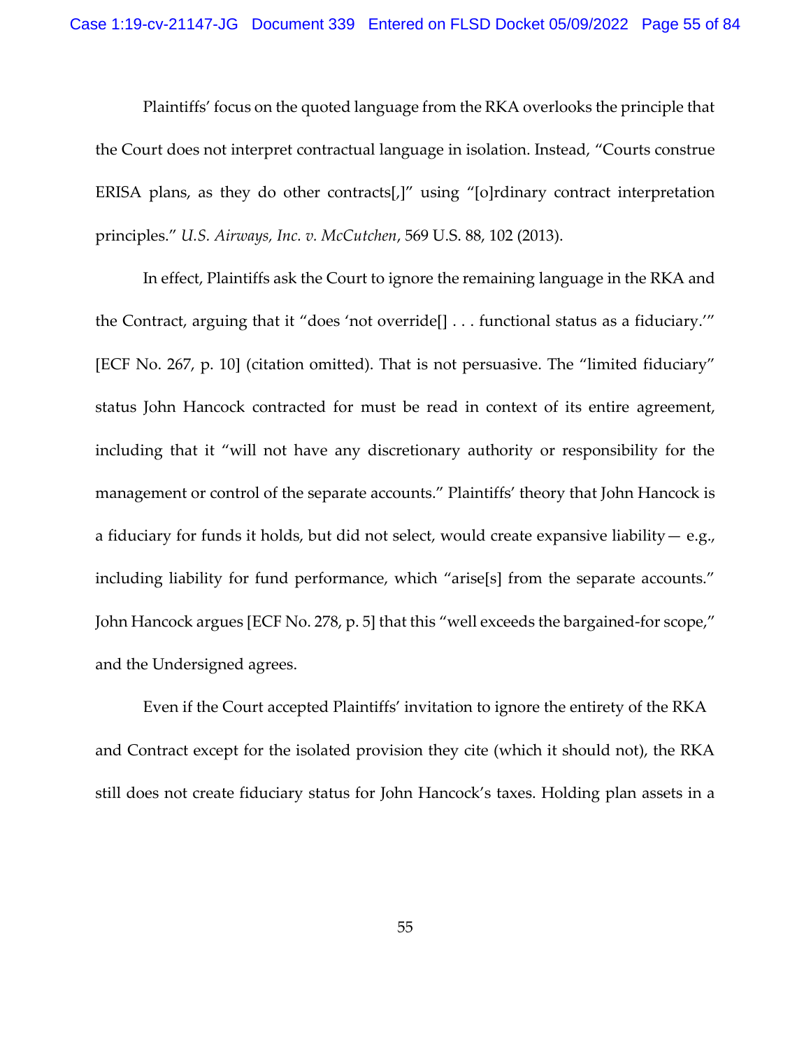Plaintiffs' focus on the quoted language from the RKA overlooks the principle that the Court does not interpret contractual language in isolation. Instead, "Courts construe ERISA plans, as they do other contracts[,]" using "[o]rdinary contract interpretation principles." *U.S. Airways, Inc. v. McCutchen*, 569 U.S. 88, 102 (2013).

In effect, Plaintiffs ask the Court to ignore the remaining language in the RKA and the Contract, arguing that it "does 'not override[] . . . functional status as a fiduciary.'" [ECF No. 267, p. 10] (citation omitted). That is not persuasive. The "limited fiduciary" status John Hancock contracted for must be read in context of its entire agreement, including that it "will not have any discretionary authority or responsibility for the management or control of the separate accounts." Plaintiffs' theory that John Hancock is a fiduciary for funds it holds, but did not select, would create expansive liability— e.g., including liability for fund performance, which "arise[s] from the separate accounts." John Hancock argues [ECF No. 278, p. 5] that this "well exceeds the bargained-for scope," and the Undersigned agrees.

Even if the Court accepted Plaintiffs' invitation to ignore the entirety of the RKA and Contract except for the isolated provision they cite (which it should not), the RKA still does not create fiduciary status for John Hancock's taxes. Holding plan assets in a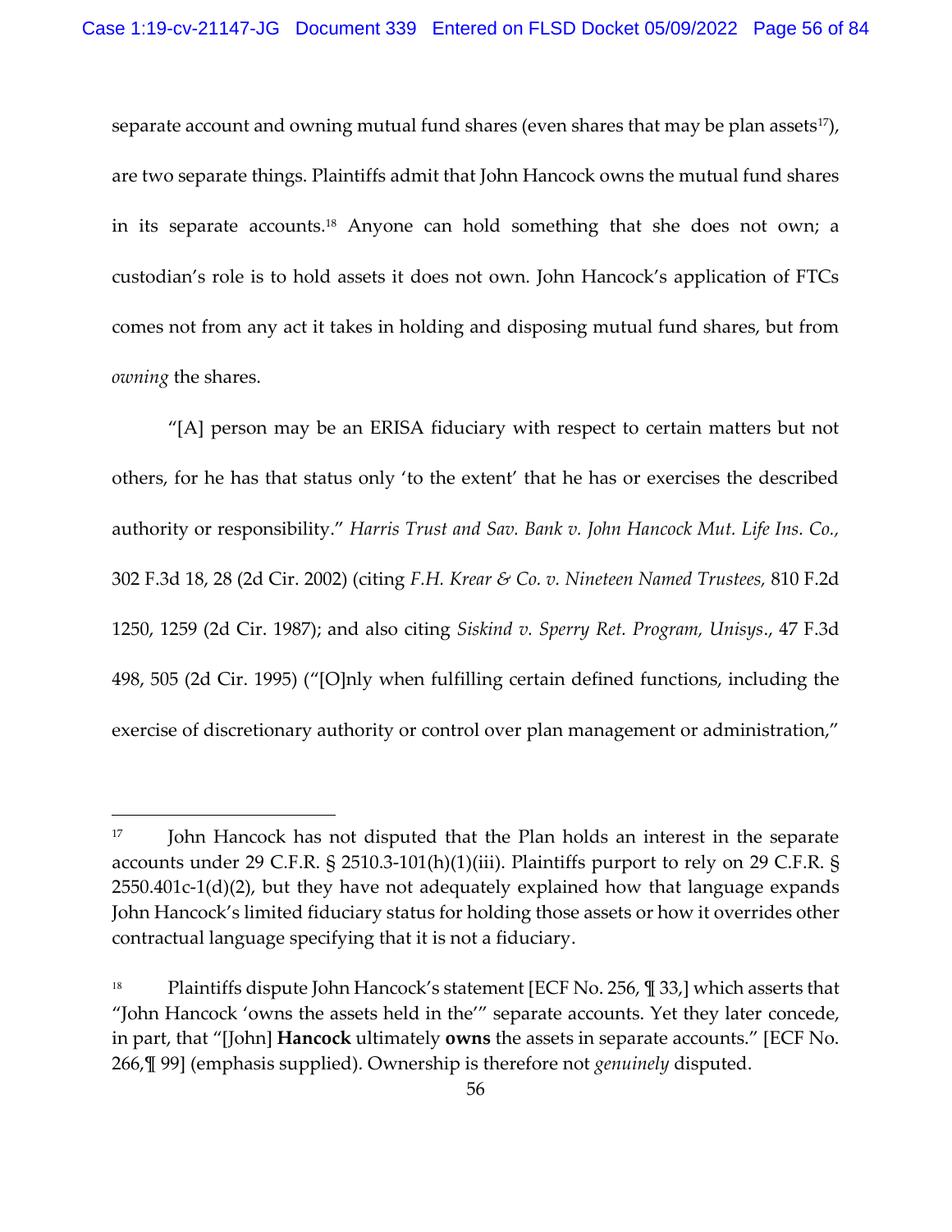separate account and owning mutual fund shares (even shares that may be plan assets[17]), are two separate things. Plaintiffs admit that John Hancock owns the mutual fund shares in its separate accounts.[18] Anyone can hold something that she does not own; a custodian's role is to hold assets it does not own. John Hancock's application of FTCs comes not from any act it takes in holding and disposing mutual fund shares, but from *owning* the shares.

"[A] person may be an ERISA fiduciary with respect to certain matters but not others, for he has that status only 'to the extent' that he has or exercises the described authority or responsibility." *Harris Trust and Sav. Bank v. John Hancock Mut. Life Ins. Co.,* 302 F.3d 18, 28 (2d Cir. 2002) (citing *F.H. Krear & Co. v. Nineteen Named Trustees,* 810 F.2d 1250, 1259 (2d Cir. 1987); and also citing *Siskind v. Sperry Ret. Program, Unisys*., 47 F.3d 498, 505 (2d Cir. 1995) ("[O]nly when fulfilling certain defined functions, including the exercise of discretionary authority or control over plan management or administration,"

---

[17] John Hancock has not disputed that the Plan holds an interest in the separate accounts under 29 C.F.R. § 2510.3-101(h)(1)(iii). Plaintiffs purport to rely on 29 C.F.R. § 2550.401c-1(d)(2), but they have not adequately explained how that language expands John Hancock's limited fiduciary status for holding those assets or how it overrides other contractual language specifying that it is not a fiduciary.

[18] Plaintiffs dispute John Hancock's statement [ECF No. 256, ¶ 33,] which asserts that "John Hancock 'owns the assets held in the'" separate accounts. Yet they later concede, in part, that "[John] **Hancock** ultimately **owns** the assets in separate accounts." [ECF No. 266,¶ 99] (emphasis supplied). Ownership is therefore not *genuinely* disputed.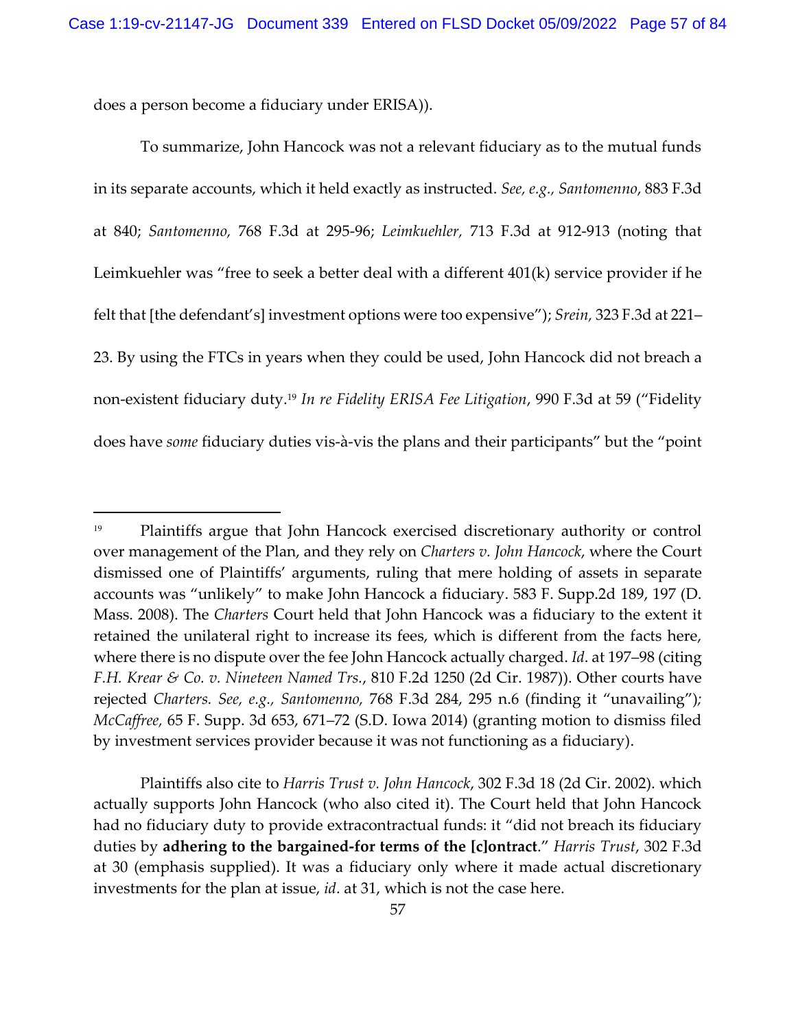does a person become a fiduciary under ERISA)).

To summarize, John Hancock was not a relevant fiduciary as to the mutual funds in its separate accounts, which it held exactly as instructed. *See, e.g., Santomenno*, 883 F.3d at 840; *Santomenno,* 768 F.3d at 295-96; *Leimkuehler*, 713 F.3d at 912-913 (noting that Leimkuehler was "free to seek a better deal with a different 401(k) service provider if he felt that [the defendant's] investment options were too expensive"); *Srein,* 323 F.3d at 221–23. By using the FTCs in years when they could be used, John Hancock did not breach a non-existent fiduciary duty.[19] *In re Fidelity ERISA Fee Litigation*, 990 F.3d at 59 ("Fidelity does have *some* fiduciary duties vis-à-vis the plans and their participants" but the "point

---

[19] Plaintiffs argue that John Hancock exercised discretionary authority or control over management of the Plan, and they rely on *Charters v. John Hancock*, where the Court dismissed one of Plaintiffs' arguments, ruling that mere holding of assets in separate accounts was "unlikely" to make John Hancock a fiduciary. 583 F. Supp.2d 189, 197 (D. Mass. 2008). The *Charters* Court held that John Hancock was a fiduciary to the extent it retained the unilateral right to increase its fees, which is different from the facts here, where there is no dispute over the fee John Hancock actually charged. *Id*. at 197–98 (citing *F.H. Krear & Co. v. Nineteen Named Trs.*, 810 F.2d 1250 (2d Cir. 1987)). Other courts have rejected *Charters. See, e.g., Santomenno,* 768 F.3d 284, 295 n.6 (finding it "unavailing"); *McCaffree,* 65 F. Supp. 3d 653, 671–72 (S.D. Iowa 2014) (granting motion to dismiss filed by investment services provider because it was not functioning as a fiduciary).

Plaintiffs also cite to *Harris Trust v. John Hancock*, 302 F.3d 18 (2d Cir. 2002). which actually supports John Hancock (who also cited it). The Court held that John Hancock had no fiduciary duty to provide extracontractual funds: it "did not breach its fiduciary duties by **adhering to the bargained-for terms of the [c]ontract**." *Harris Trust*, 302 F.3d at 30 (emphasis supplied). It was a fiduciary only where it made actual discretionary investments for the plan at issue, *id*. at 31, which is not the case here.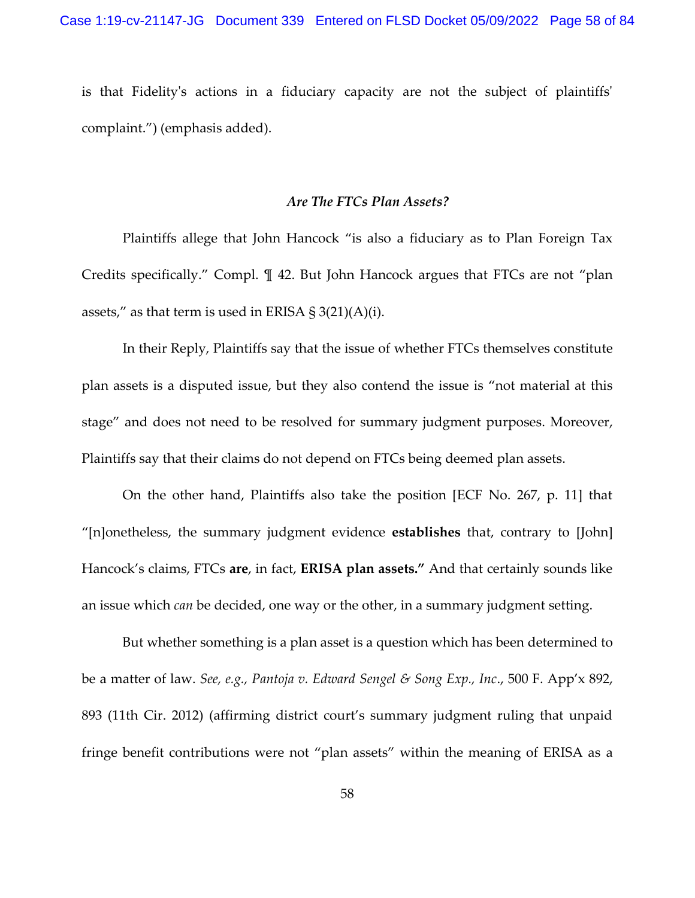is that Fidelity's actions in a fiduciary capacity are not the subject of plaintiffs' complaint.") (emphasis added).

### *Are The FTCs Plan Assets?*

Plaintiffs allege that John Hancock "is also a fiduciary as to Plan Foreign Tax Credits specifically." Compl. ¶ 42. But John Hancock argues that FTCs are not "plan assets," as that term is used in ERISA § 3(21)(A)(i).

In their Reply, Plaintiffs say that the issue of whether FTCs themselves constitute plan assets is a disputed issue, but they also contend the issue is "not material at this stage" and does not need to be resolved for summary judgment purposes. Moreover, Plaintiffs say that their claims do not depend on FTCs being deemed plan assets.

On the other hand, Plaintiffs also take the position [ECF No. 267, p. 11] that "[n]onetheless, the summary judgment evidence **establishes** that, contrary to [John] Hancock's claims, FTCs **are**, in fact, **ERISA plan assets."** And that certainly sounds like an issue which *can* be decided, one way or the other, in a summary judgment setting.

But whether something is a plan asset is a question which has been determined to be a matter of law. *See, e.g., Pantoja v. Edward Sengel & Song Exp., Inc.*, 500 F. App'x 892, 893 (11th Cir. 2012) (affirming district court's summary judgment ruling that unpaid fringe benefit contributions were not "plan assets" within the meaning of ERISA as a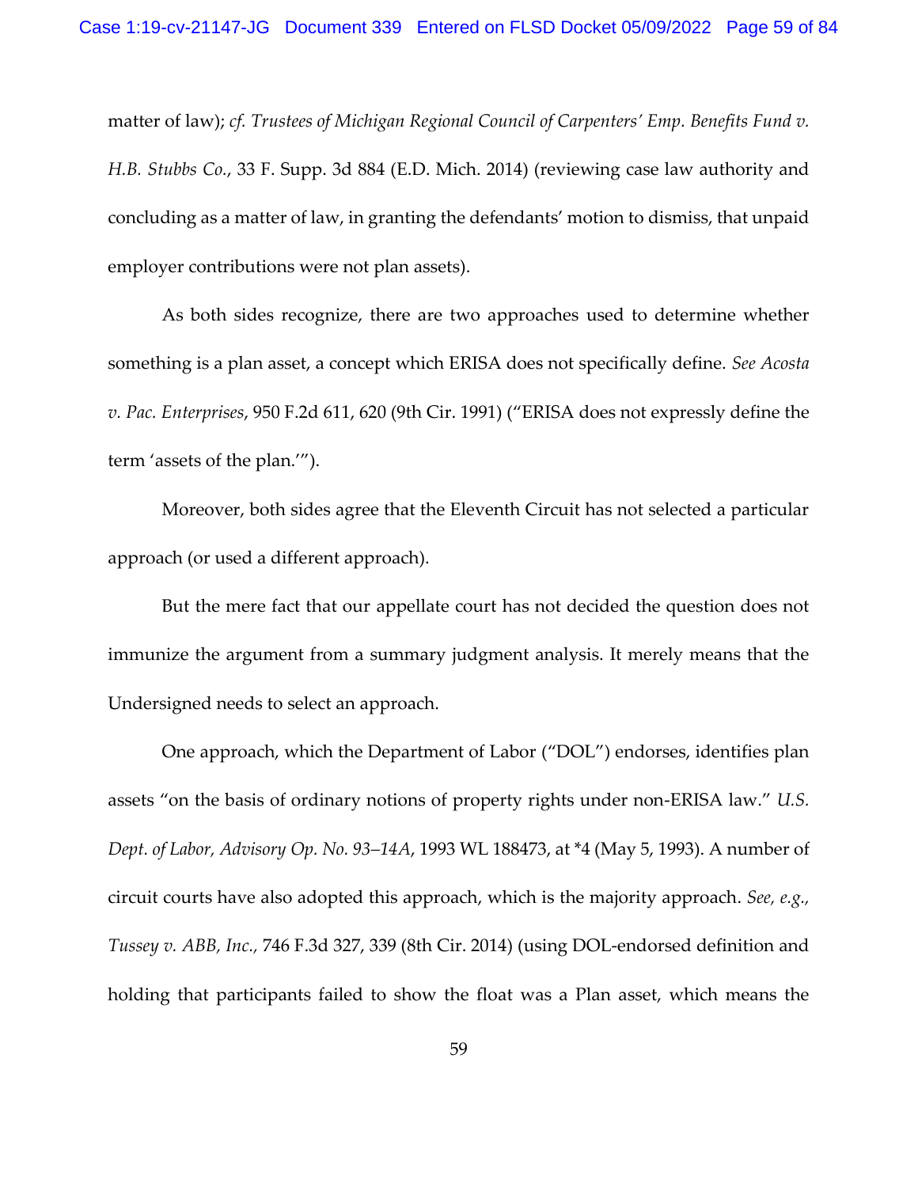matter of law); *cf. Trustees of Michigan Regional Council of Carpenters' Emp. Benefits Fund v. H.B. Stubbs Co.*, 33 F. Supp. 3d 884 (E.D. Mich. 2014) (reviewing case law authority and concluding as a matter of law, in granting the defendants' motion to dismiss, that unpaid employer contributions were not plan assets).

As both sides recognize, there are two approaches used to determine whether something is a plan asset, a concept which ERISA does not specifically define. *See Acosta v. Pac. Enterprises*, 950 F.2d 611, 620 (9th Cir. 1991) ("ERISA does not expressly define the term 'assets of the plan.'").

Moreover, both sides agree that the Eleventh Circuit has not selected a particular approach (or used a different approach).

But the mere fact that our appellate court has not decided the question does not immunize the argument from a summary judgment analysis. It merely means that the Undersigned needs to select an approach.

One approach, which the Department of Labor ("DOL") endorses, identifies plan assets "on the basis of ordinary notions of property rights under non-ERISA law." *U.S. Dept. of Labor, Advisory Op. No. 93–14A*, 1993 WL 188473, at *4 (May 5, 1993). A number of circuit courts have also adopted this approach, which is the majority approach. *See, e.g., Tussey v. ABB, Inc.,* 746 F.3d 327, 339 (8th Cir. 2014) (using DOL-endorsed definition and holding that participants failed to show the float was a Plan asset, which means the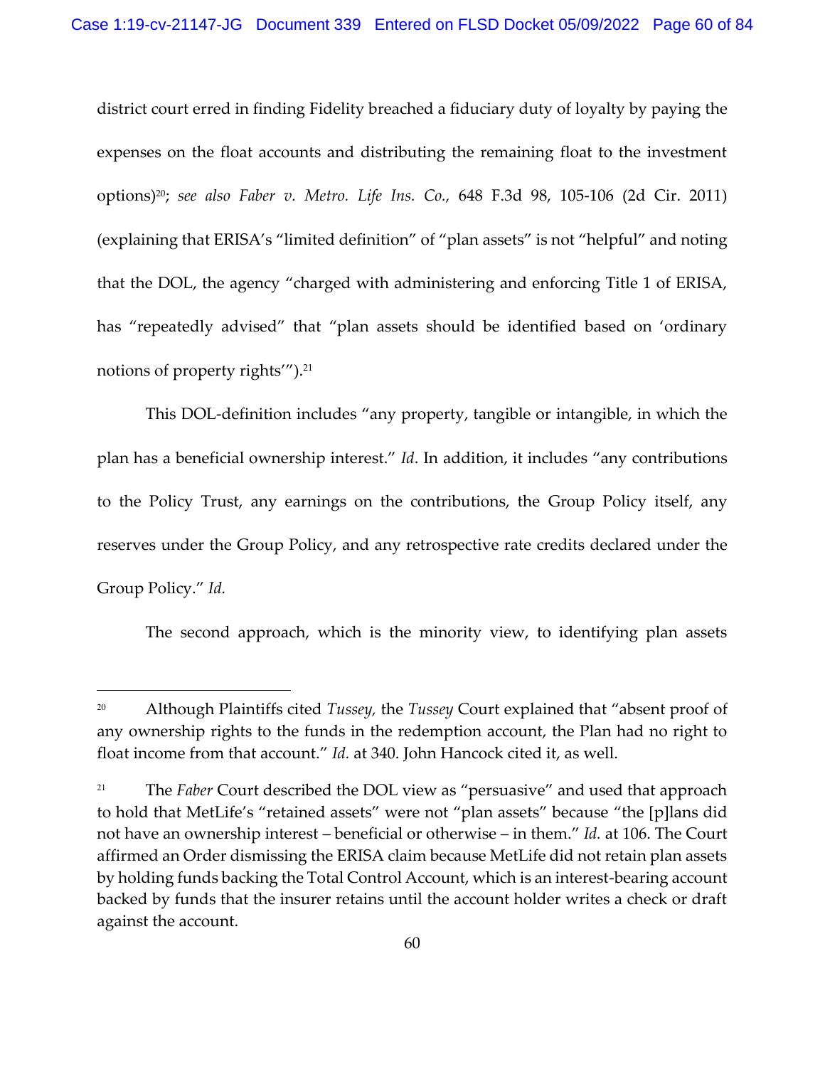district court erred in finding Fidelity breached a fiduciary duty of loyalty by paying the expenses on the float accounts and distributing the remaining float to the investment options)[20]; *see also Faber v. Metro. Life Ins. Co.*, 648 F.3d 98, 105-106 (2d Cir. 2011) (explaining that ERISA's "limited definition" of "plan assets" is not "helpful" and noting that the DOL, the agency "charged with administering and enforcing Title 1 of ERISA, has "repeatedly advised" that "plan assets should be identified based on 'ordinary notions of property rights'").[21]

This DOL-definition includes "any property, tangible or intangible, in which the plan has a beneficial ownership interest." *Id*. In addition, it includes "any contributions to the Policy Trust, any earnings on the contributions, the Group Policy itself, any reserves under the Group Policy, and any retrospective rate credits declared under the Group Policy." *Id.*

The second approach, which is the minority view, to identifying plan assets

---

[20] Although Plaintiffs cited *Tussey,* the *Tussey* Court explained that "absent proof of any ownership rights to the funds in the redemption account, the Plan had no right to float income from that account." *Id*. at 340. John Hancock cited it, as well.

[21] The *Faber* Court described the DOL view as "persuasive" and used that approach to hold that MetLife's "retained assets" were not "plan assets" because "the [p]lans did not have an ownership interest – beneficial or otherwise – in them." *Id.* at 106. The Court affirmed an Order dismissing the ERISA claim because MetLife did not retain plan assets by holding funds backing the Total Control Account, which is an interest-bearing account backed by funds that the insurer retains until the account holder writes a check or draft against the account.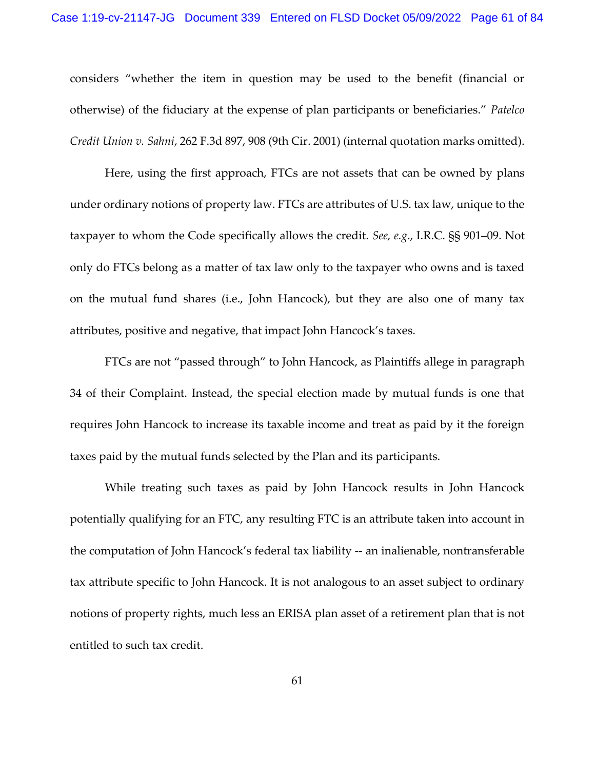considers "whether the item in question may be used to the benefit (financial or otherwise) of the fiduciary at the expense of plan participants or beneficiaries." *Patelco Credit Union v. Sahni*, 262 F.3d 897, 908 (9th Cir. 2001) (internal quotation marks omitted).

Here, using the first approach, FTCs are not assets that can be owned by plans under ordinary notions of property law. FTCs are attributes of U.S. tax law, unique to the taxpayer to whom the Code specifically allows the credit. *See, e.g.*, I.R.C. §§ 901–09. Not only do FTCs belong as a matter of tax law only to the taxpayer who owns and is taxed on the mutual fund shares (i.e., John Hancock), but they are also one of many tax attributes, positive and negative, that impact John Hancock's taxes.

FTCs are not "passed through" to John Hancock, as Plaintiffs allege in paragraph 34 of their Complaint. Instead, the special election made by mutual funds is one that requires John Hancock to increase its taxable income and treat as paid by it the foreign taxes paid by the mutual funds selected by the Plan and its participants.

While treating such taxes as paid by John Hancock results in John Hancock potentially qualifying for an FTC, any resulting FTC is an attribute taken into account in the computation of John Hancock's federal tax liability -- an inalienable, nontransferable tax attribute specific to John Hancock. It is not analogous to an asset subject to ordinary notions of property rights, much less an ERISA plan asset of a retirement plan that is not entitled to such tax credit.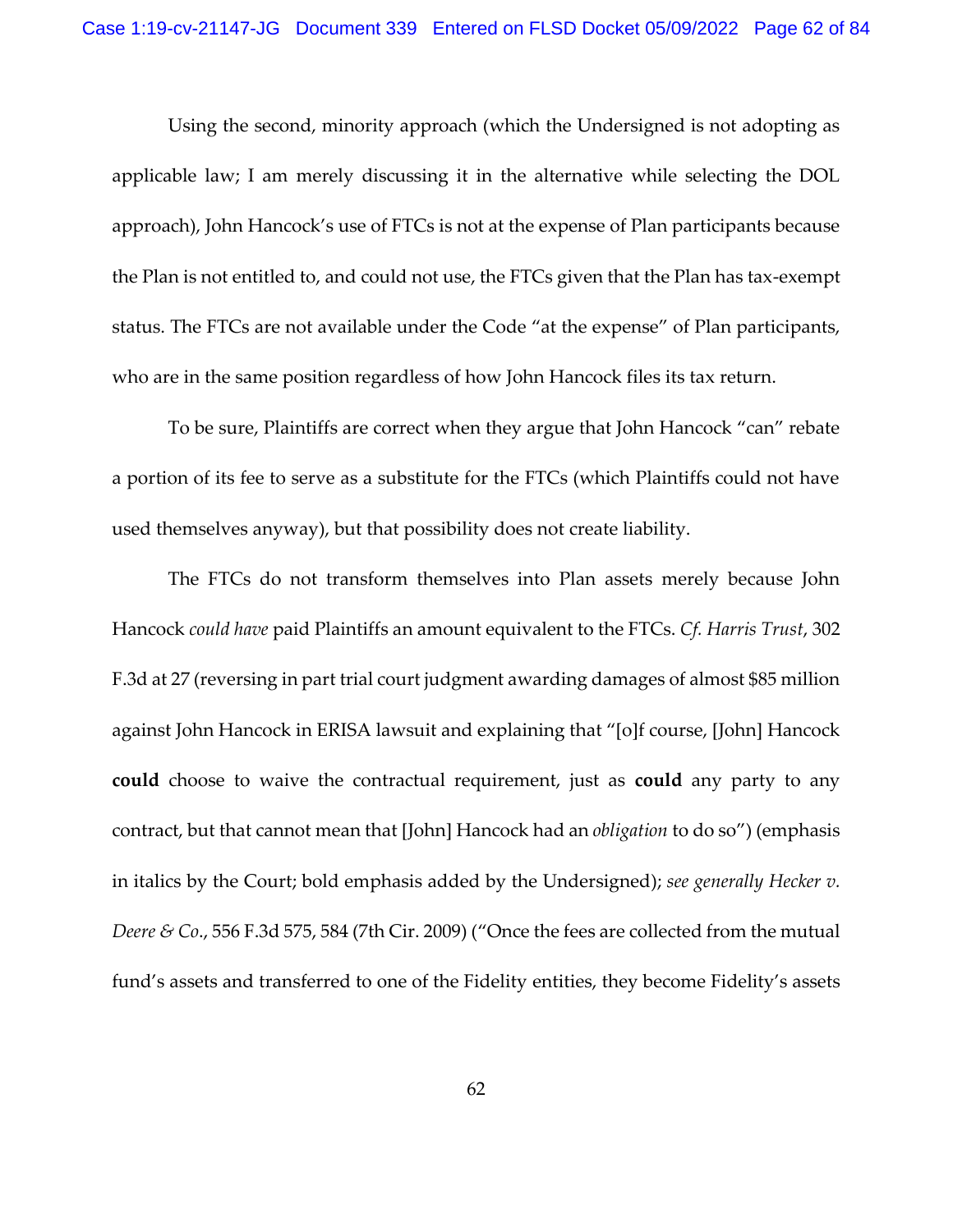Using the second, minority approach (which the Undersigned is not adopting as applicable law; I am merely discussing it in the alternative while selecting the DOL approach), John Hancock's use of FTCs is not at the expense of Plan participants because the Plan is not entitled to, and could not use, the FTCs given that the Plan has tax-exempt status. The FTCs are not available under the Code "at the expense" of Plan participants, who are in the same position regardless of how John Hancock files its tax return.

To be sure, Plaintiffs are correct when they argue that John Hancock "can" rebate a portion of its fee to serve as a substitute for the FTCs (which Plaintiffs could not have used themselves anyway), but that possibility does not create liability.

The FTCs do not transform themselves into Plan assets merely because John Hancock *could have* paid Plaintiffs an amount equivalent to the FTCs. *Cf. Harris Trust*, 302 F.3d at 27 (reversing in part trial court judgment awarding damages of almost $85 million against John Hancock in ERISA lawsuit and explaining that "[o]f course, [John] Hancock **could** choose to waive the contractual requirement, just as **could** any party to any contract, but that cannot mean that [John] Hancock had an *obligation* to do so") (emphasis in italics by the Court; bold emphasis added by the Undersigned); *see generally Hecker v. Deere & Co.*, 556 F.3d 575, 584 (7th Cir. 2009) ("Once the fees are collected from the mutual fund's assets and transferred to one of the Fidelity entities, they become Fidelity's assets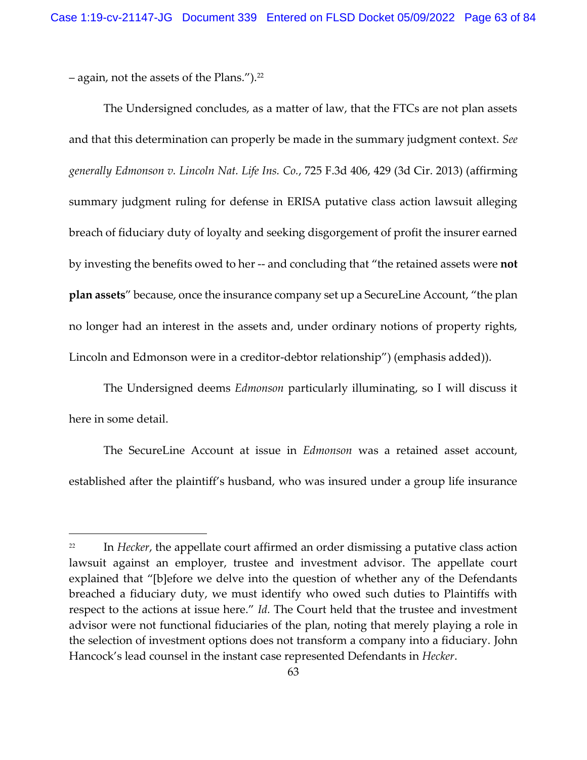– again, not the assets of the Plans.").[22]

The Undersigned concludes, as a matter of law, that the FTCs are not plan assets and that this determination can properly be made in the summary judgment context. *See generally Edmonson v. Lincoln Nat. Life Ins. Co.*, 725 F.3d 406, 429 (3d Cir. 2013) (affirming summary judgment ruling for defense in ERISA putative class action lawsuit alleging breach of fiduciary duty of loyalty and seeking disgorgement of profit the insurer earned by investing the benefits owed to her -- and concluding that "the retained assets were **not plan assets**" because, once the insurance company set up a SecureLine Account, "the plan no longer had an interest in the assets and, under ordinary notions of property rights, Lincoln and Edmonson were in a creditor-debtor relationship") (emphasis added)).

The Undersigned deems *Edmonson* particularly illuminating, so I will discuss it here in some detail.

The SecureLine Account at issue in *Edmonson* was a retained asset account, established after the plaintiff's husband, who was insured under a group life insurance

---

[22] In *Hecker*, the appellate court affirmed an order dismissing a putative class action lawsuit against an employer, trustee and investment advisor. The appellate court explained that "[b]efore we delve into the question of whether any of the Defendants breached a fiduciary duty, we must identify who owed such duties to Plaintiffs with respect to the actions at issue here." *Id.* The Court held that the trustee and investment advisor were not functional fiduciaries of the plan, noting that merely playing a role in the selection of investment options does not transform a company into a fiduciary. John Hancock's lead counsel in the instant case represented Defendants in *Hecker*.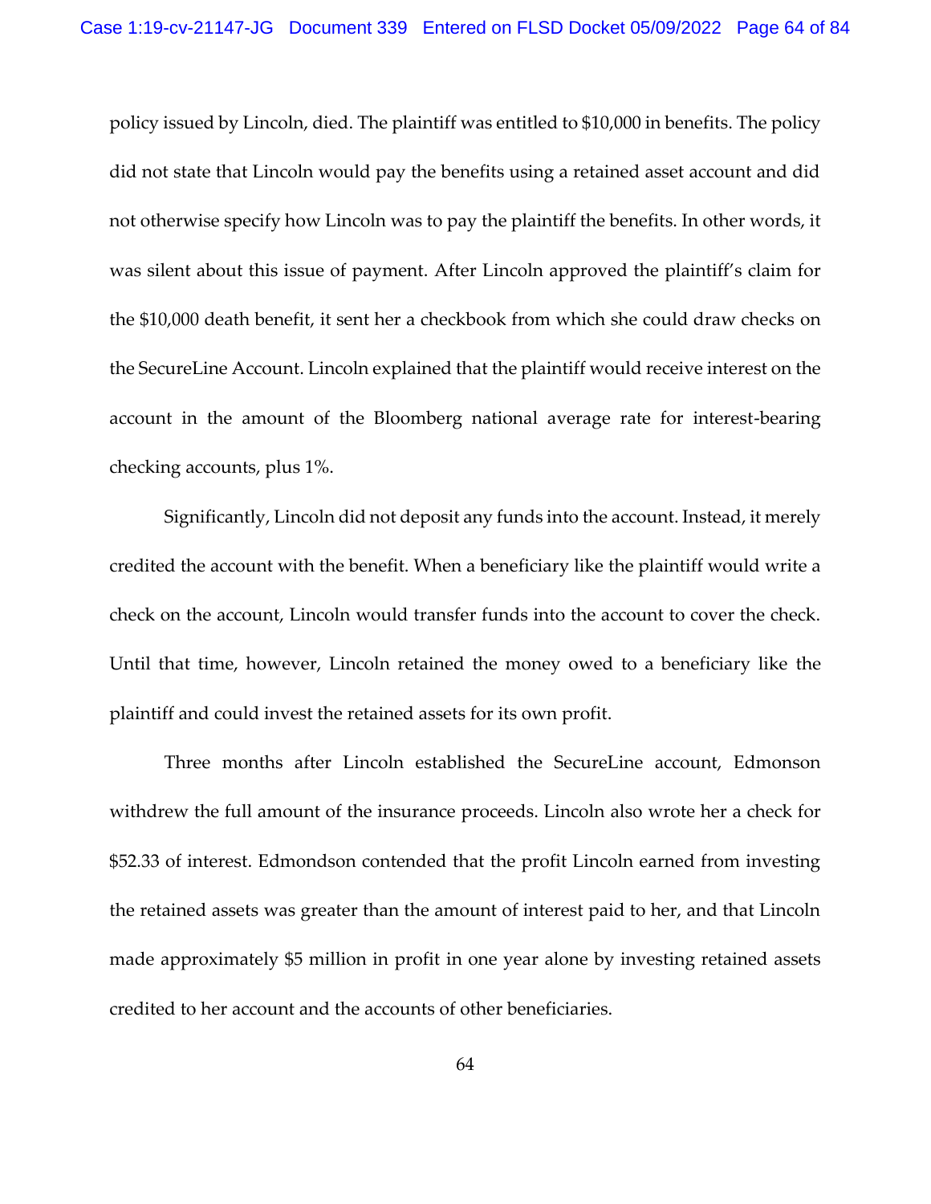policy issued by Lincoln, died. The plaintiff was entitled to $10,000 in benefits. The policy did not state that Lincoln would pay the benefits using a retained asset account and did not otherwise specify how Lincoln was to pay the plaintiff the benefits. In other words, it was silent about this issue of payment. After Lincoln approved the plaintiff's claim for the $10,000 death benefit, it sent her a checkbook from which she could draw checks on the SecureLine Account. Lincoln explained that the plaintiff would receive interest on the account in the amount of the Bloomberg national average rate for interest-bearing checking accounts, plus 1%.

Significantly, Lincoln did not deposit any funds into the account. Instead, it merely credited the account with the benefit. When a beneficiary like the plaintiff would write a check on the account, Lincoln would transfer funds into the account to cover the check. Until that time, however, Lincoln retained the money owed to a beneficiary like the plaintiff and could invest the retained assets for its own profit.

Three months after Lincoln established the SecureLine account, Edmonson withdrew the full amount of the insurance proceeds. Lincoln also wrote her a check for $52.33 of interest. Edmondson contended that the profit Lincoln earned from investing the retained assets was greater than the amount of interest paid to her, and that Lincoln made approximately $5 million in profit in one year alone by investing retained assets credited to her account and the accounts of other beneficiaries.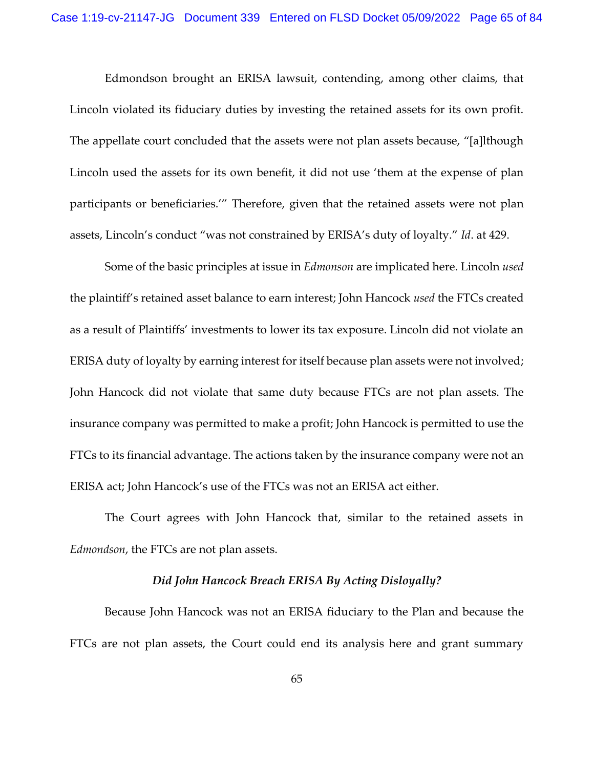Edmondson brought an ERISA lawsuit, contending, among other claims, that Lincoln violated its fiduciary duties by investing the retained assets for its own profit. The appellate court concluded that the assets were not plan assets because, "[a]lthough Lincoln used the assets for its own benefit, it did not use 'them at the expense of plan participants or beneficiaries.'" Therefore, given that the retained assets were not plan assets, Lincoln's conduct "was not constrained by ERISA's duty of loyalty." *Id*. at 429.

Some of the basic principles at issue in *Edmonson* are implicated here. Lincoln *used* the plaintiff's retained asset balance to earn interest; John Hancock *used* the FTCs created as a result of Plaintiffs' investments to lower its tax exposure. Lincoln did not violate an ERISA duty of loyalty by earning interest for itself because plan assets were not involved; John Hancock did not violate that same duty because FTCs are not plan assets. The insurance company was permitted to make a profit; John Hancock is permitted to use the FTCs to its financial advantage. The actions taken by the insurance company were not an ERISA act; John Hancock's use of the FTCs was not an ERISA act either.

The Court agrees with John Hancock that, similar to the retained assets in *Edmondson*, the FTCs are not plan assets.

***Did John Hancock Breach ERISA By Acting Disloyally?***

Because John Hancock was not an ERISA fiduciary to the Plan and because the FTCs are not plan assets, the Court could end its analysis here and grant summary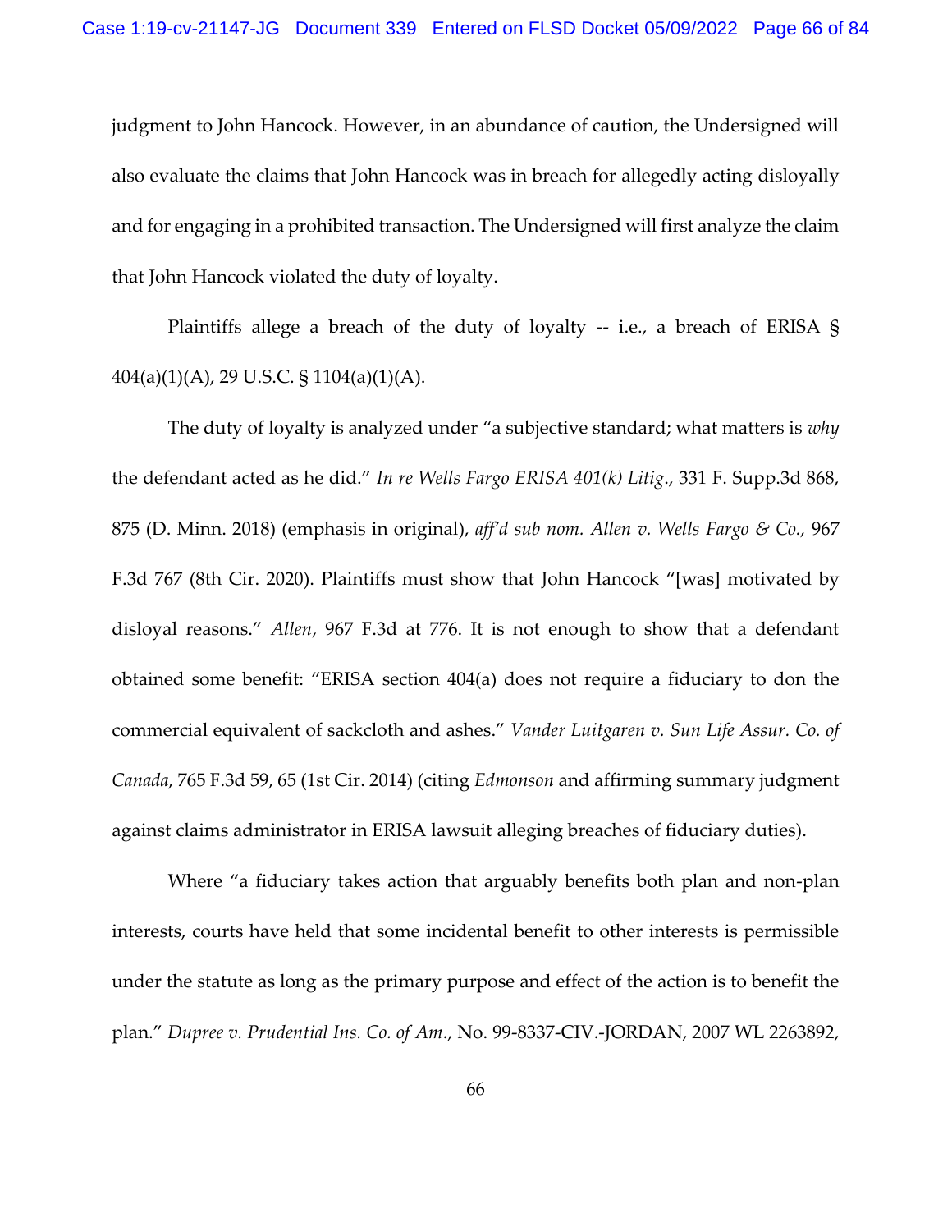judgment to John Hancock. However, in an abundance of caution, the Undersigned will also evaluate the claims that John Hancock was in breach for allegedly acting disloyally and for engaging in a prohibited transaction. The Undersigned will first analyze the claim that John Hancock violated the duty of loyalty.

Plaintiffs allege a breach of the duty of loyalty -- i.e., a breach of ERISA § 404(a)(1)(A), 29 U.S.C. § 1104(a)(1)(A).

The duty of loyalty is analyzed under "a subjective standard; what matters is *why* the defendant acted as he did." *In re Wells Fargo ERISA 401(k) Litig.*, 331 F. Supp.3d 868, 875 (D. Minn. 2018) (emphasis in original), *aff'd sub nom. Allen v. Wells Fargo & Co.,* 967 F.3d 767 (8th Cir. 2020). Plaintiffs must show that John Hancock "[was] motivated by disloyal reasons." *Allen*, 967 F.3d at 776. It is not enough to show that a defendant obtained some benefit: "ERISA section 404(a) does not require a fiduciary to don the commercial equivalent of sackcloth and ashes." *Vander Luitgaren v. Sun Life Assur. Co. of Canada*, 765 F.3d 59, 65 (1st Cir. 2014) (citing *Edmonson* and affirming summary judgment against claims administrator in ERISA lawsuit alleging breaches of fiduciary duties).

Where "a fiduciary takes action that arguably benefits both plan and non-plan interests, courts have held that some incidental benefit to other interests is permissible under the statute as long as the primary purpose and effect of the action is to benefit the plan." *Dupree v. Prudential Ins. Co. of Am.*, No. 99-8337-CIV.-JORDAN, 2007 WL 2263892,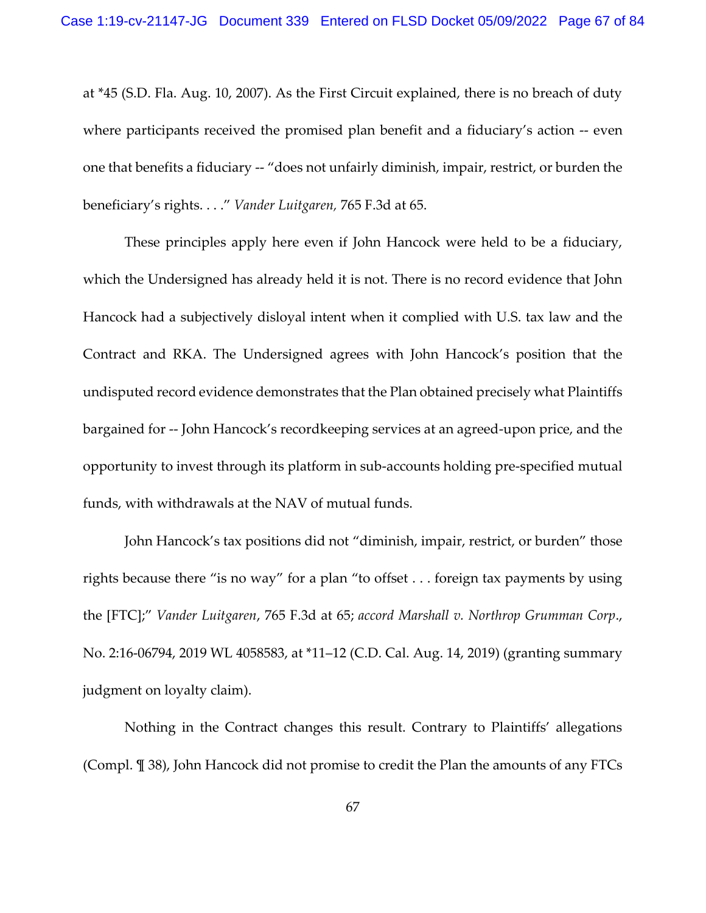at *45 (S.D. Fla. Aug. 10, 2007). As the First Circuit explained, there is no breach of duty where participants received the promised plan benefit and a fiduciary's action -- even one that benefits a fiduciary -- "does not unfairly diminish, impair, restrict, or burden the beneficiary's rights. . . ." *Vander Luitgaren,* 765 F.3d at 65.

These principles apply here even if John Hancock were held to be a fiduciary, which the Undersigned has already held it is not. There is no record evidence that John Hancock had a subjectively disloyal intent when it complied with U.S. tax law and the Contract and RKA. The Undersigned agrees with John Hancock's position that the undisputed record evidence demonstrates that the Plan obtained precisely what Plaintiffs bargained for -- John Hancock's recordkeeping services at an agreed-upon price, and the opportunity to invest through its platform in sub-accounts holding pre-specified mutual funds, with withdrawals at the NAV of mutual funds.

John Hancock's tax positions did not "diminish, impair, restrict, or burden" those rights because there "is no way" for a plan "to offset . . . foreign tax payments by using the [FTC];" *Vander Luitgaren*, 765 F.3d at 65; *accord Marshall v. Northrop Grumman Corp*., No. 2:16-06794, 2019 WL 4058583, at *11–12 (C.D. Cal. Aug. 14, 2019) (granting summary judgment on loyalty claim).

Nothing in the Contract changes this result. Contrary to Plaintiffs' allegations (Compl. ¶ 38), John Hancock did not promise to credit the Plan the amounts of any FTCs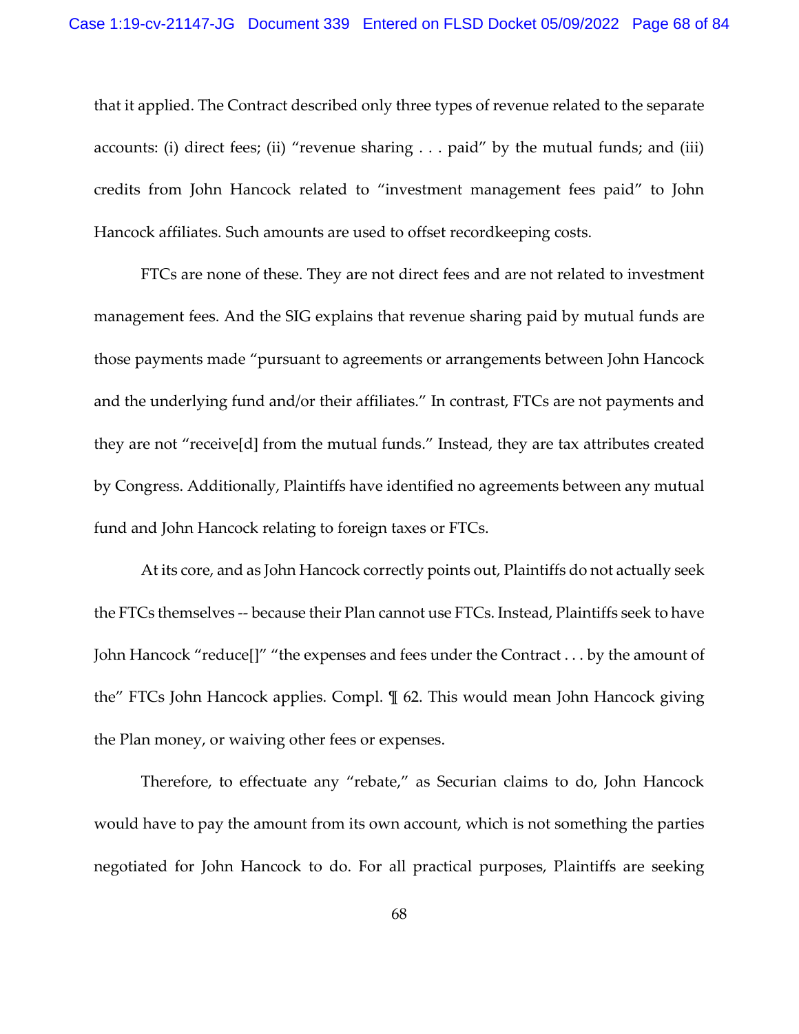that it applied. The Contract described only three types of revenue related to the separate accounts: (i) direct fees; (ii) "revenue sharing . . . paid" by the mutual funds; and (iii) credits from John Hancock related to "investment management fees paid" to John Hancock affiliates. Such amounts are used to offset recordkeeping costs.

FTCs are none of these. They are not direct fees and are not related to investment management fees. And the SIG explains that revenue sharing paid by mutual funds are those payments made "pursuant to agreements or arrangements between John Hancock and the underlying fund and/or their affiliates." In contrast, FTCs are not payments and they are not "receive[d] from the mutual funds." Instead, they are tax attributes created by Congress. Additionally, Plaintiffs have identified no agreements between any mutual fund and John Hancock relating to foreign taxes or FTCs.

At its core, and as John Hancock correctly points out, Plaintiffs do not actually seek the FTCs themselves -- because their Plan cannot use FTCs. Instead, Plaintiffs seek to have John Hancock "reduce[]" "the expenses and fees under the Contract . . . by the amount of the" FTCs John Hancock applies. Compl. ¶ 62. This would mean John Hancock giving the Plan money, or waiving other fees or expenses.

Therefore, to effectuate any "rebate," as Securian claims to do, John Hancock would have to pay the amount from its own account, which is not something the parties negotiated for John Hancock to do. For all practical purposes, Plaintiffs are seeking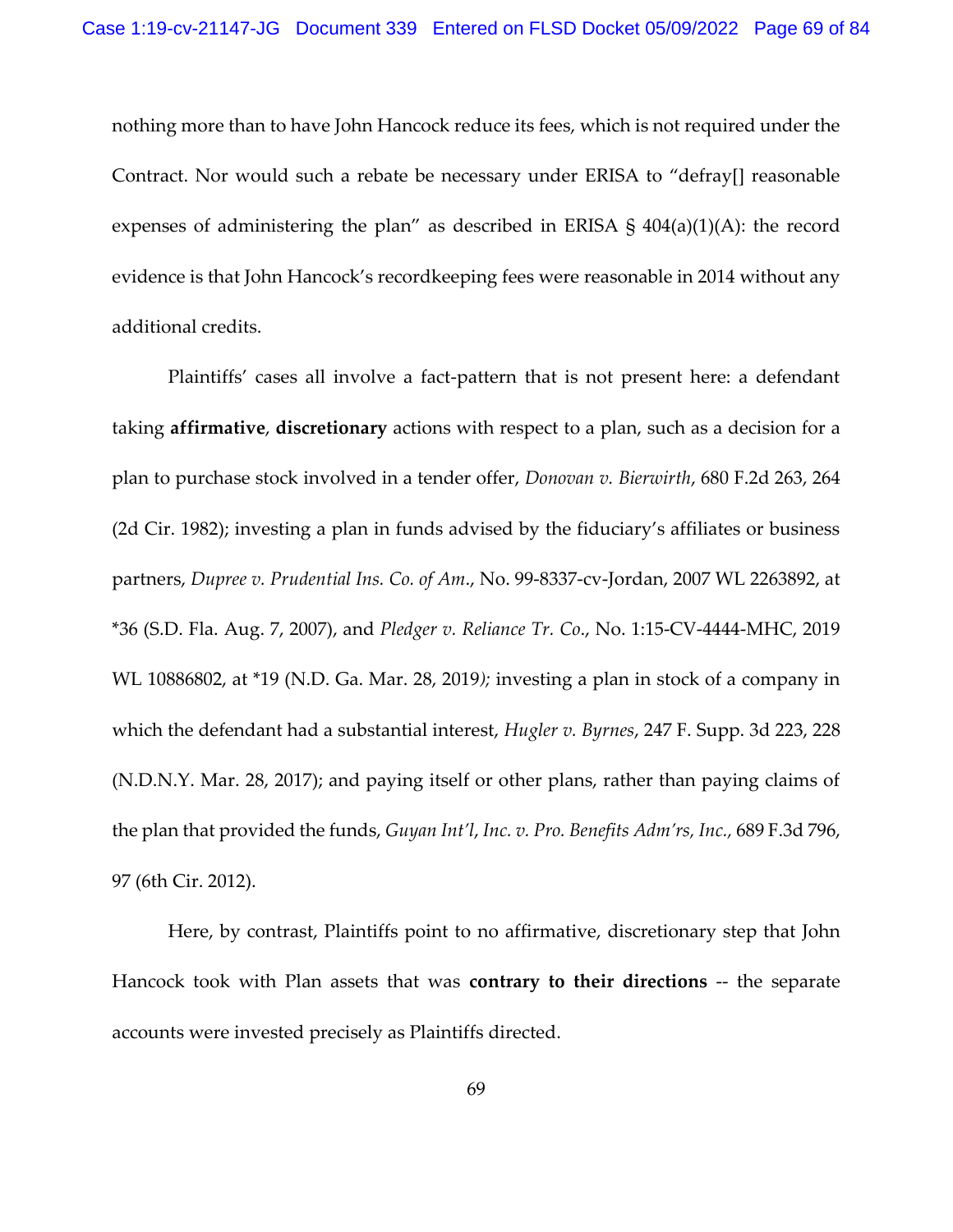nothing more than to have John Hancock reduce its fees, which is not required under the Contract. Nor would such a rebate be necessary under ERISA to "defray[] reasonable expenses of administering the plan" as described in ERISA § 404(a)(1)(A): the record evidence is that John Hancock's recordkeeping fees were reasonable in 2014 without any additional credits.

Plaintiffs' cases all involve a fact-pattern that is not present here: a defendant taking **affirmative**, **discretionary** actions with respect to a plan, such as a decision for a plan to purchase stock involved in a tender offer, *Donovan v. Bierwirth*, 680 F.2d 263, 264 (2d Cir. 1982); investing a plan in funds advised by the fiduciary's affiliates or business partners, *Dupree v. Prudential Ins. Co. of Am*., No. 99-8337-cv-Jordan, 2007 WL 2263892, at *36 (S.D. Fla. Aug. 7, 2007), and *Pledger v. Reliance Tr. Co*., No. 1:15-CV-4444-MHC, 2019 WL 10886802, at *19 (N.D. Ga. Mar. 28, 2019*);* investing a plan in stock of a company in which the defendant had a substantial interest, *Hugler v. Byrnes*, 247 F. Supp. 3d 223, 228 (N.D.N.Y. Mar. 28, 2017); and paying itself or other plans, rather than paying claims of the plan that provided the funds, *Guyan Int'l, Inc. v. Pro. Benefits Adm'rs, Inc.,* 689 F.3d 796, 97 (6th Cir. 2012).

Here, by contrast, Plaintiffs point to no affirmative, discretionary step that John Hancock took with Plan assets that was **contrary to their directions** -- the separate accounts were invested precisely as Plaintiffs directed.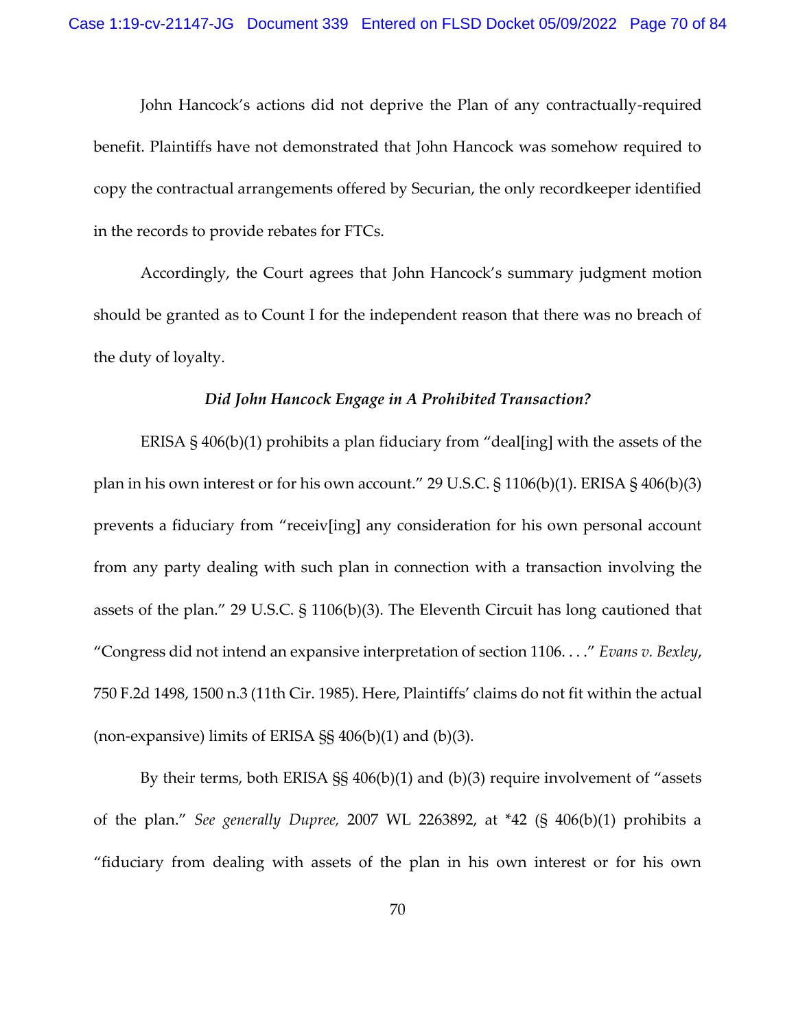John Hancock's actions did not deprive the Plan of any contractually-required benefit. Plaintiffs have not demonstrated that John Hancock was somehow required to copy the contractual arrangements offered by Securian, the only recordkeeper identified in the records to provide rebates for FTCs.

Accordingly, the Court agrees that John Hancock's summary judgment motion should be granted as to Count I for the independent reason that there was no breach of the duty of loyalty.

### *Did John Hancock Engage in A Prohibited Transaction?*

ERISA § 406(b)(1) prohibits a plan fiduciary from "deal[ing] with the assets of the plan in his own interest or for his own account." 29 U.S.C. § 1106(b)(1). ERISA § 406(b)(3) prevents a fiduciary from "receiv[ing] any consideration for his own personal account from any party dealing with such plan in connection with a transaction involving the assets of the plan." 29 U.S.C. § 1106(b)(3). The Eleventh Circuit has long cautioned that "Congress did not intend an expansive interpretation of section 1106. . . ." *Evans v. Bexley*, 750 F.2d 1498, 1500 n.3 (11th Cir. 1985). Here, Plaintiffs' claims do not fit within the actual (non-expansive) limits of ERISA §§ 406(b)(1) and (b)(3).

By their terms, both ERISA §§ 406(b)(1) and (b)(3) require involvement of "assets of the plan." *See generally Dupree*, 2007 WL 2263892, at *42 (§ 406(b)(1) prohibits a "fiduciary from dealing with assets of the plan in his own interest or for his own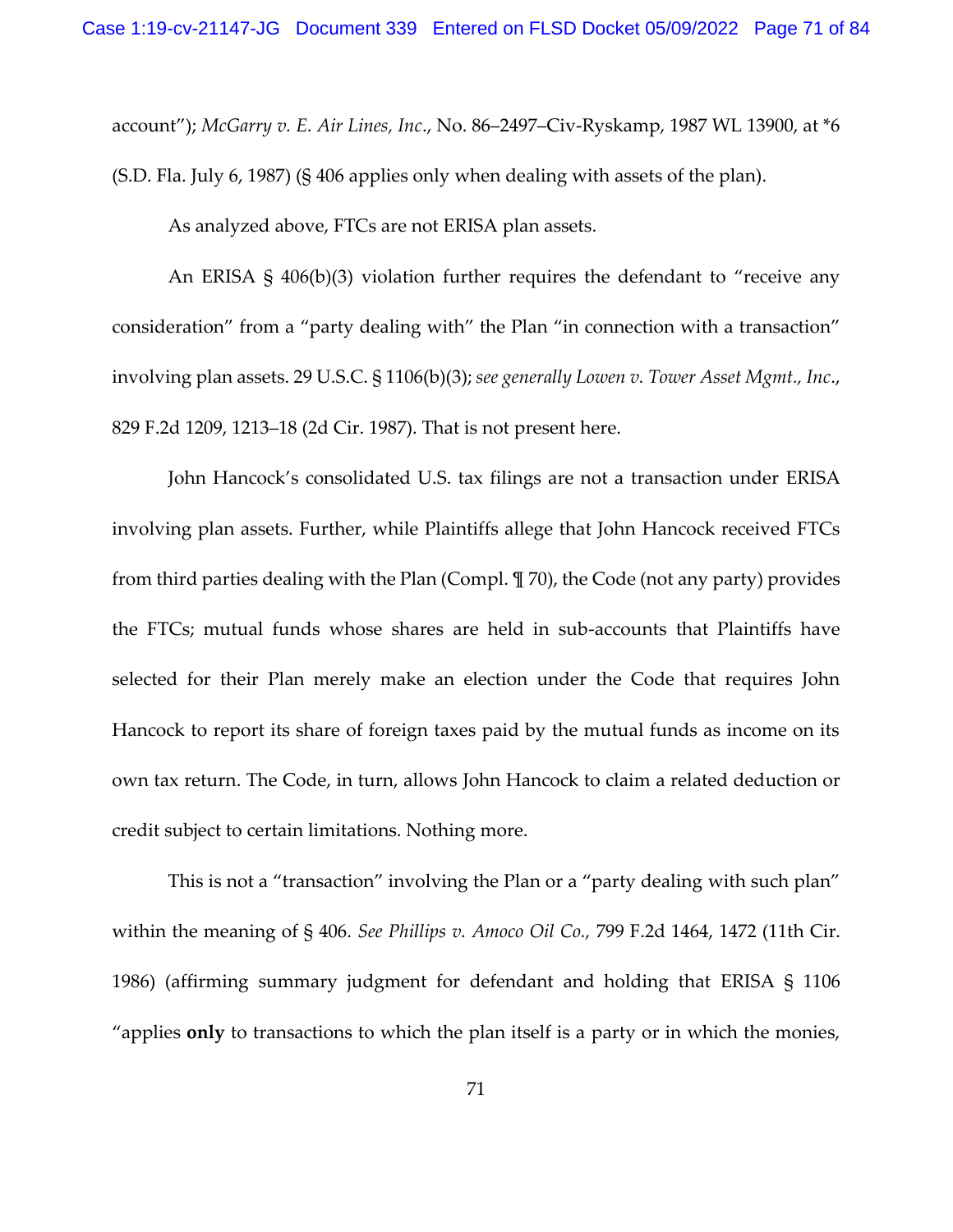account"); *McGarry v. E. Air Lines, Inc*., No. 86–2497–Civ-Ryskamp, 1987 WL 13900, at *6 (S.D. Fla. July 6, 1987) (§ 406 applies only when dealing with assets of the plan).

As analyzed above, FTCs are not ERISA plan assets.

An ERISA § 406(b)(3) violation further requires the defendant to "receive any consideration" from a "party dealing with" the Plan "in connection with a transaction" involving plan assets. 29 U.S.C. § 1106(b)(3); *see generally Lowen v. Tower Asset Mgmt., Inc*., 829 F.2d 1209, 1213–18 (2d Cir. 1987). That is not present here.

John Hancock's consolidated U.S. tax filings are not a transaction under ERISA involving plan assets. Further, while Plaintiffs allege that John Hancock received FTCs from third parties dealing with the Plan (Compl. ¶ 70), the Code (not any party) provides the FTCs; mutual funds whose shares are held in sub-accounts that Plaintiffs have selected for their Plan merely make an election under the Code that requires John Hancock to report its share of foreign taxes paid by the mutual funds as income on its own tax return. The Code, in turn, allows John Hancock to claim a related deduction or credit subject to certain limitations. Nothing more.

This is not a "transaction" involving the Plan or a "party dealing with such plan" within the meaning of § 406. *See Phillips v. Amoco Oil Co.,* 799 F.2d 1464, 1472 (11th Cir. 1986) (affirming summary judgment for defendant and holding that ERISA § 1106 "applies **only** to transactions to which the plan itself is a party or in which the monies,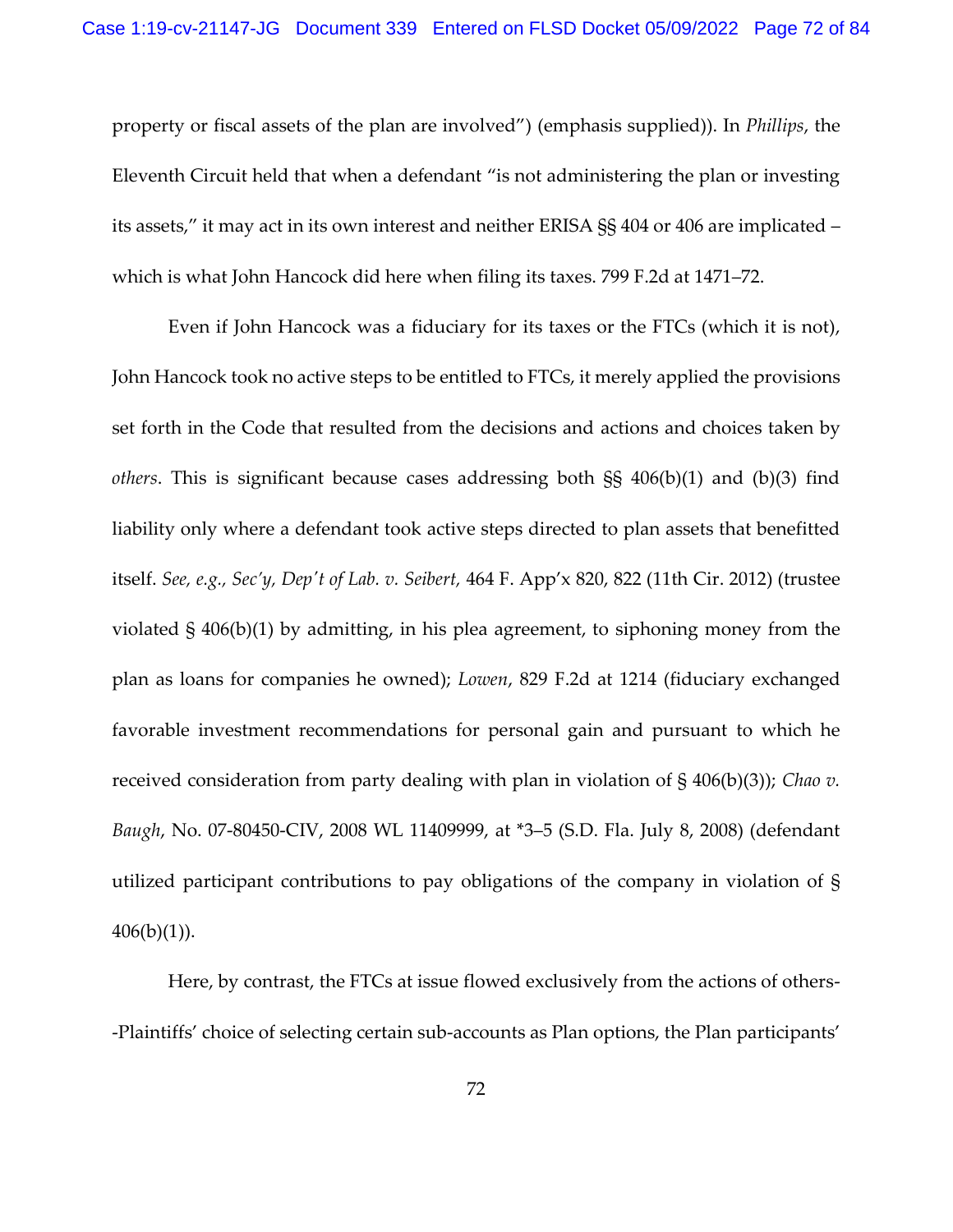property or fiscal assets of the plan are involved") (emphasis supplied)). In *Phillips*, the Eleventh Circuit held that when a defendant "is not administering the plan or investing its assets," it may act in its own interest and neither ERISA §§ 404 or 406 are implicated – which is what John Hancock did here when filing its taxes. 799 F.2d at 1471–72.

Even if John Hancock was a fiduciary for its taxes or the FTCs (which it is not), John Hancock took no active steps to be entitled to FTCs, it merely applied the provisions set forth in the Code that resulted from the decisions and actions and choices taken by *others*. This is significant because cases addressing both §§ 406(b)(1) and (b)(3) find liability only where a defendant took active steps directed to plan assets that benefitted itself. *See, e.g., Sec'y, Dep't of Lab. v. Seibert,* 464 F. App'x 820, 822 (11th Cir. 2012) (trustee violated § 406(b)(1) by admitting, in his plea agreement, to siphoning money from the plan as loans for companies he owned); *Lowen*, 829 F.2d at 1214 (fiduciary exchanged favorable investment recommendations for personal gain and pursuant to which he received consideration from party dealing with plan in violation of § 406(b)(3)); *Chao v. Baugh*, No. 07-80450-CIV, 2008 WL 11409999, at *3–5 (S.D. Fla. July 8, 2008) (defendant utilized participant contributions to pay obligations of the company in violation of § 406(b)(1)).

Here, by contrast, the FTCs at issue flowed exclusively from the actions of others--Plaintiffs' choice of selecting certain sub-accounts as Plan options, the Plan participants'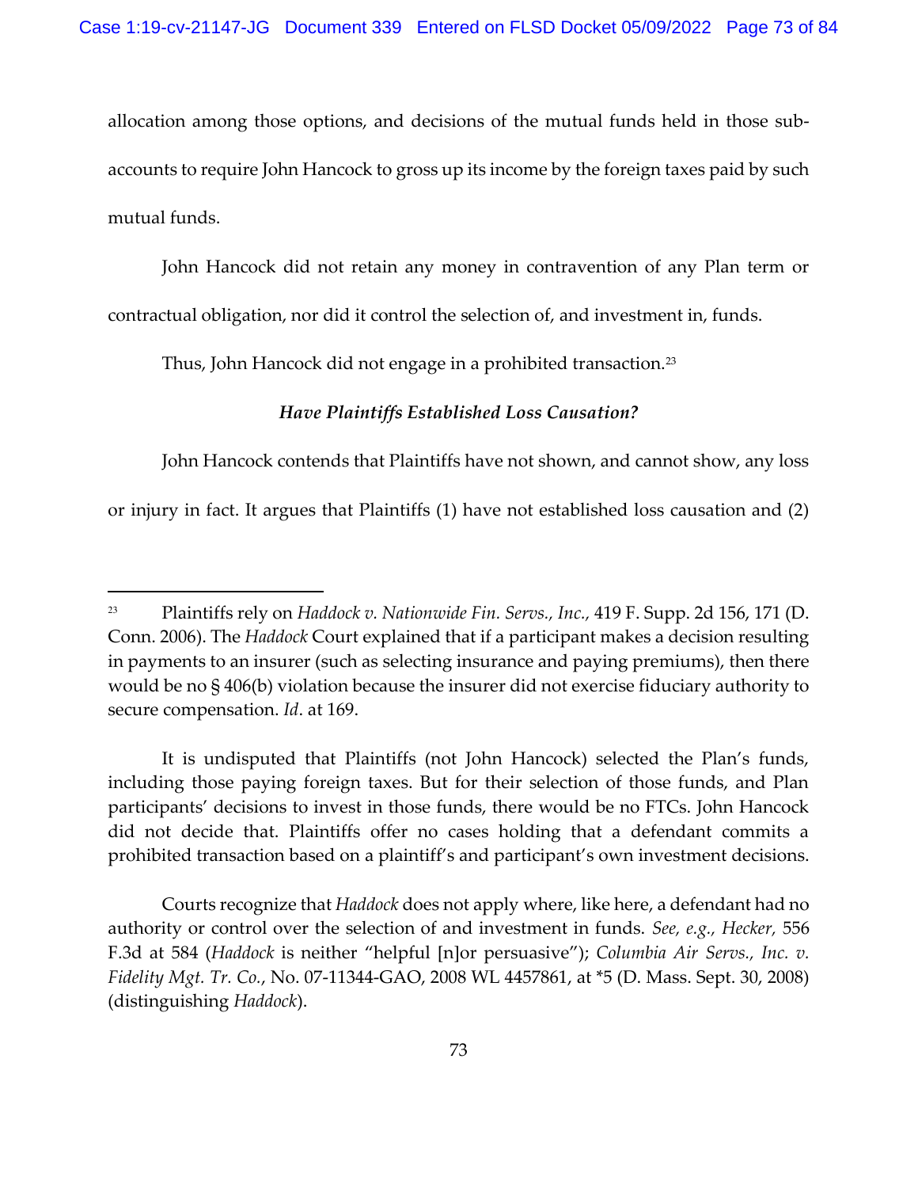allocation among those options, and decisions of the mutual funds held in those sub-accounts to require John Hancock to gross up its income by the foreign taxes paid by such mutual funds.

John Hancock did not retain any money in contravention of any Plan term or contractual obligation, nor did it control the selection of, and investment in, funds.

Thus, John Hancock did not engage in a prohibited transaction.[23]

### *Have Plaintiffs Established Loss Causation?*

John Hancock contends that Plaintiffs have not shown, and cannot show, any loss or injury in fact. It argues that Plaintiffs (1) have not established loss causation and (2)

---

[23] Plaintiffs rely on *Haddock v. Nationwide Fin. Servs., Inc.*, 419 F. Supp. 2d 156, 171 (D. Conn. 2006). The *Haddock* Court explained that if a participant makes a decision resulting in payments to an insurer (such as selecting insurance and paying premiums), then there would be no § 406(b) violation because the insurer did not exercise fiduciary authority to secure compensation. *Id*. at 169.

It is undisputed that Plaintiffs (not John Hancock) selected the Plan's funds, including those paying foreign taxes. But for their selection of those funds, and Plan participants' decisions to invest in those funds, there would be no FTCs. John Hancock did not decide that. Plaintiffs offer no cases holding that a defendant commits a prohibited transaction based on a plaintiff's and participant's own investment decisions.

Courts recognize that *Haddock* does not apply where, like here, a defendant had no authority or control over the selection of and investment in funds. *See, e.g., Hecker*, 556 F.3d at 584 (*Haddock* is neither "helpful [n]or persuasive"); *Columbia Air Servs., Inc. v. Fidelity Mgt. Tr. Co.*, No. 07-11344-GAO, 2008 WL 4457861, at *5 (D. Mass. Sept. 30, 2008) (distinguishing *Haddock*).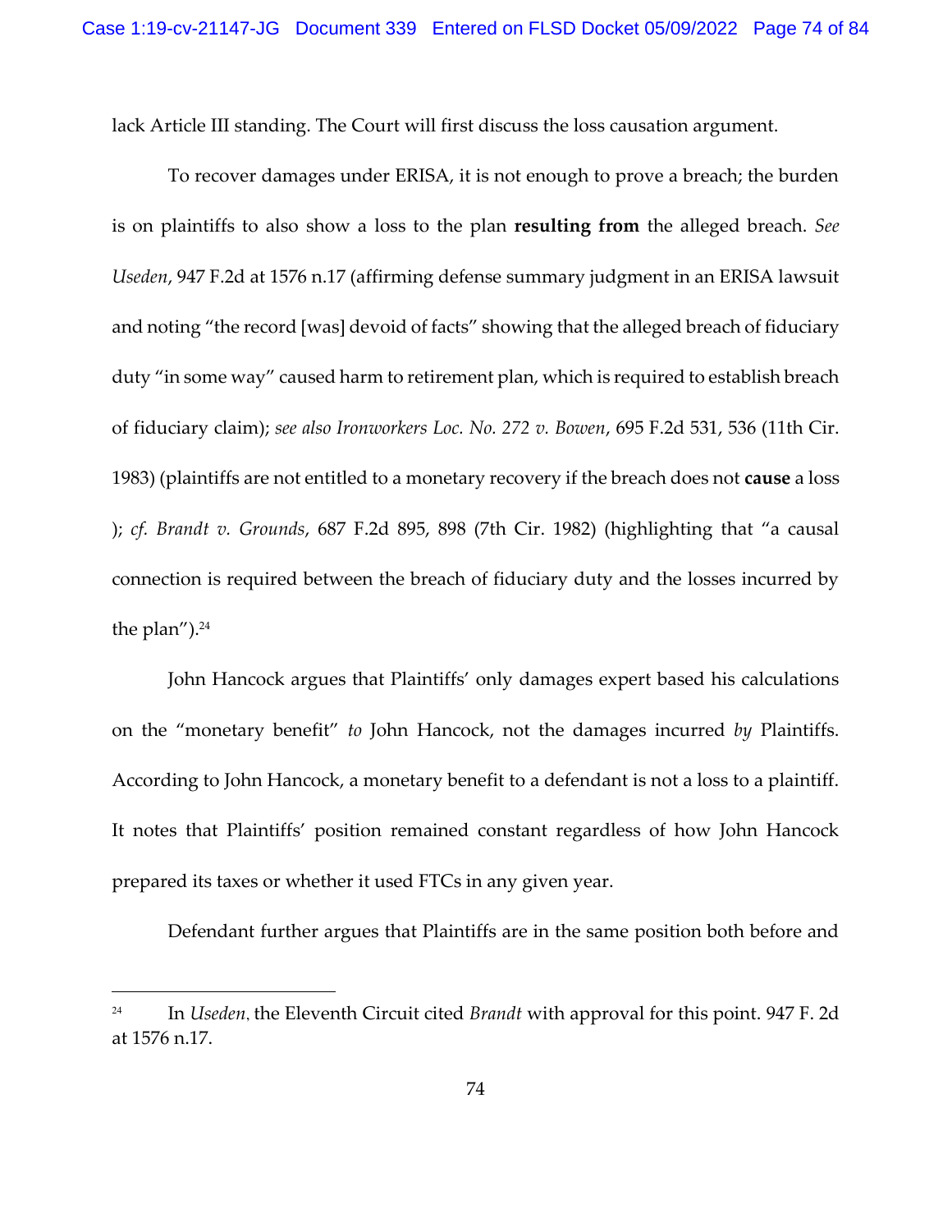lack Article III standing. The Court will first discuss the loss causation argument.

To recover damages under ERISA, it is not enough to prove a breach; the burden is on plaintiffs to also show a loss to the plan **resulting from** the alleged breach. *See Useden*, 947 F.2d at 1576 n.17 (affirming defense summary judgment in an ERISA lawsuit and noting "the record [was] devoid of facts" showing that the alleged breach of fiduciary duty "in some way" caused harm to retirement plan, which is required to establish breach of fiduciary claim); *see also Ironworkers Loc. No. 272 v. Bowen*, 695 F.2d 531, 536 (11th Cir. 1983) (plaintiffs are not entitled to a monetary recovery if the breach does not **cause** a loss ); *cf. Brandt v. Grounds*, 687 F.2d 895, 898 (7th Cir. 1982) (highlighting that "a causal connection is required between the breach of fiduciary duty and the losses incurred by the plan").[24]

John Hancock argues that Plaintiffs' only damages expert based his calculations on the "monetary benefit" *to* John Hancock, not the damages incurred *by* Plaintiffs. According to John Hancock, a monetary benefit to a defendant is not a loss to a plaintiff. It notes that Plaintiffs' position remained constant regardless of how John Hancock prepared its taxes or whether it used FTCs in any given year.

Defendant further argues that Plaintiffs are in the same position both before and

---

[24] In *Useden*, the Eleventh Circuit cited *Brandt* with approval for this point. 947 F. 2d at 1576 n.17.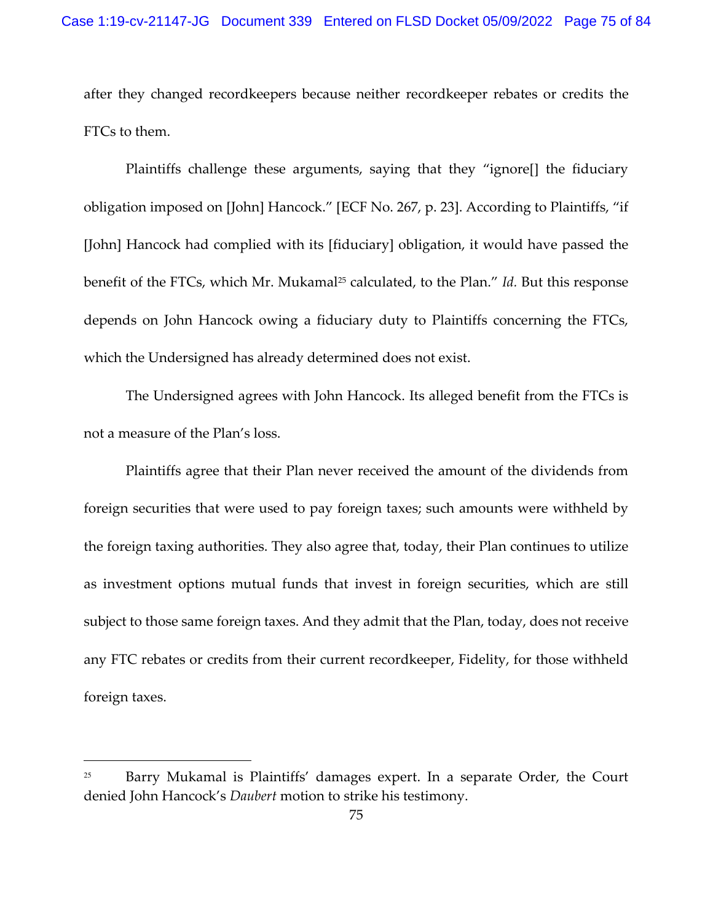after they changed recordkeepers because neither recordkeeper rebates or credits the FTCs to them.

Plaintiffs challenge these arguments, saying that they "ignore[] the fiduciary obligation imposed on [John] Hancock." [ECF No. 267, p. 23]. According to Plaintiffs, "if [John] Hancock had complied with its [fiduciary] obligation, it would have passed the benefit of the FTCs, which Mr. Mukamal[25] calculated, to the Plan." *Id.* But this response depends on John Hancock owing a fiduciary duty to Plaintiffs concerning the FTCs, which the Undersigned has already determined does not exist.

The Undersigned agrees with John Hancock. Its alleged benefit from the FTCs is not a measure of the Plan's loss.

Plaintiffs agree that their Plan never received the amount of the dividends from foreign securities that were used to pay foreign taxes; such amounts were withheld by the foreign taxing authorities. They also agree that, today, their Plan continues to utilize as investment options mutual funds that invest in foreign securities, which are still subject to those same foreign taxes. And they admit that the Plan, today, does not receive any FTC rebates or credits from their current recordkeeper, Fidelity, for those withheld foreign taxes.

---

[25] Barry Mukamal is Plaintiffs' damages expert. In a separate Order, the Court denied John Hancock's *Daubert* motion to strike his testimony.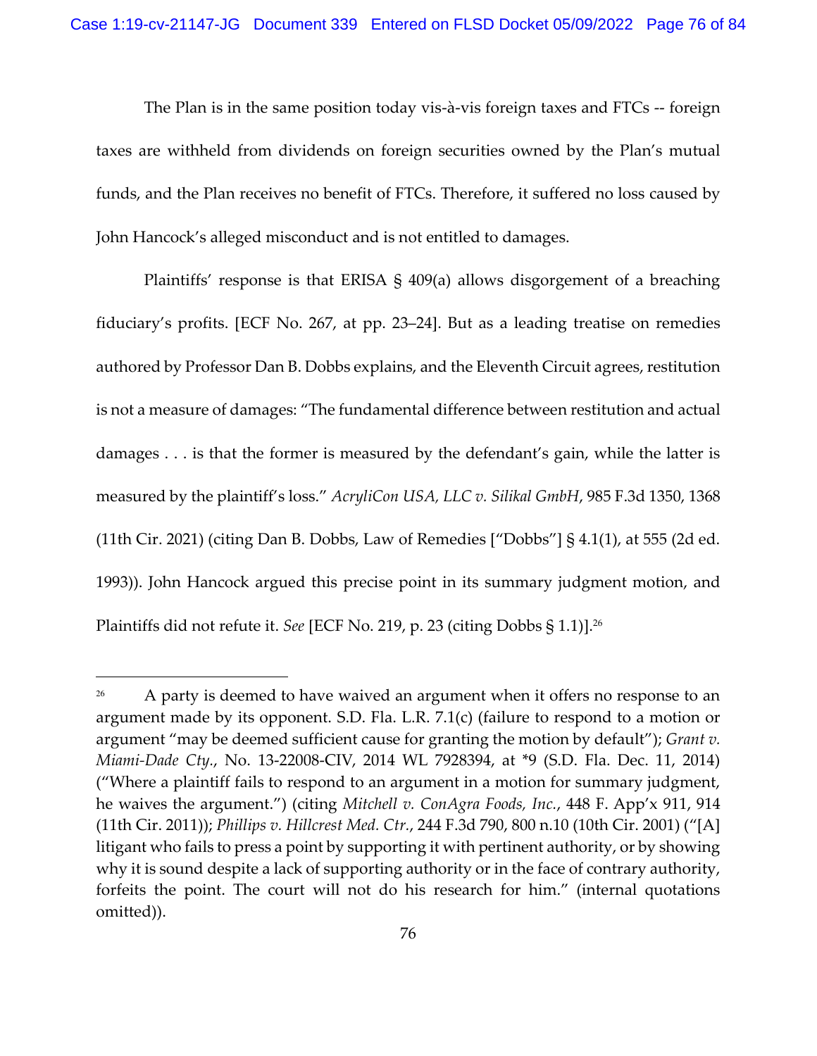The Plan is in the same position today vis-à-vis foreign taxes and FTCs -- foreign taxes are withheld from dividends on foreign securities owned by the Plan's mutual funds, and the Plan receives no benefit of FTCs. Therefore, it suffered no loss caused by John Hancock's alleged misconduct and is not entitled to damages.

Plaintiffs' response is that ERISA § 409(a) allows disgorgement of a breaching fiduciary's profits. [ECF No. 267, at pp. 23–24]. But as a leading treatise on remedies authored by Professor Dan B. Dobbs explains, and the Eleventh Circuit agrees, restitution is not a measure of damages: "The fundamental difference between restitution and actual damages . . . is that the former is measured by the defendant's gain, while the latter is measured by the plaintiff's loss." *AcryliCon USA, LLC v. Silikal GmbH*, 985 F.3d 1350, 1368 (11th Cir. 2021) (citing Dan B. Dobbs, Law of Remedies ["Dobbs"] § 4.1(1), at 555 (2d ed. 1993)). John Hancock argued this precise point in its summary judgment motion, and Plaintiffs did not refute it. *See* [ECF No. 219, p. 23 (citing Dobbs § 1.1)].[26]

---

[26] A party is deemed to have waived an argument when it offers no response to an argument made by its opponent. S.D. Fla. L.R. 7.1(c) (failure to respond to a motion or argument "may be deemed sufficient cause for granting the motion by default"); *Grant v. Miami-Dade Cty.*, No. 13-22008-CIV, 2014 WL 7928394, at *9 (S.D. Fla. Dec. 11, 2014) ("Where a plaintiff fails to respond to an argument in a motion for summary judgment, he waives the argument.") (citing *Mitchell v. ConAgra Foods, Inc.*, 448 F. App'x 911, 914 (11th Cir. 2011)); *Phillips v. Hillcrest Med. Ctr.*, 244 F.3d 790, 800 n.10 (10th Cir. 2001) ("[A] litigant who fails to press a point by supporting it with pertinent authority, or by showing why it is sound despite a lack of supporting authority or in the face of contrary authority, forfeits the point. The court will not do his research for him." (internal quotations omitted)).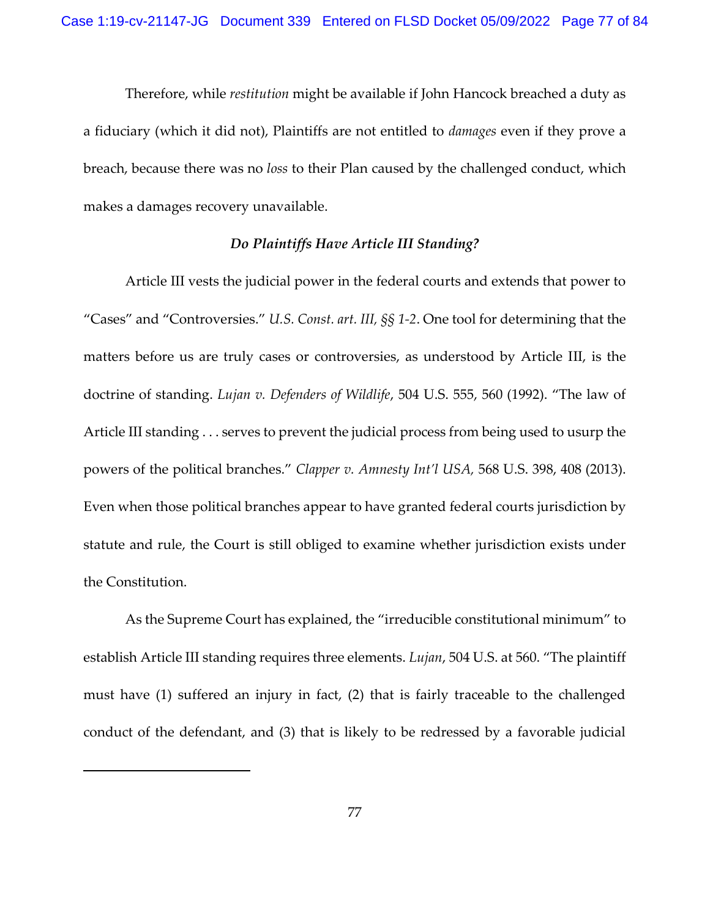Therefore, while *restitution* might be available if John Hancock breached a duty as a fiduciary (which it did not), Plaintiffs are not entitled to *damages* even if they prove a breach, because there was no *loss* to their Plan caused by the challenged conduct, which makes a damages recovery unavailable.

***Do Plaintiffs Have Article III Standing?***

Article III vests the judicial power in the federal courts and extends that power to "Cases" and "Controversies." *U.S. Const. art. III, §§ 1-2*. One tool for determining that the matters before us are truly cases or controversies, as understood by Article III, is the doctrine of standing. *Lujan v. Defenders of Wildlife*, 504 U.S. 555, 560 (1992). "The law of Article III standing . . . serves to prevent the judicial process from being used to usurp the powers of the political branches." *Clapper v. Amnesty Int'l USA*, 568 U.S. 398, 408 (2013). Even when those political branches appear to have granted federal courts jurisdiction by statute and rule, the Court is still obliged to examine whether jurisdiction exists under the Constitution.

As the Supreme Court has explained, the "irreducible constitutional minimum" to establish Article III standing requires three elements. *Lujan*, 504 U.S. at 560. "The plaintiff must have (1) suffered an injury in fact, (2) that is fairly traceable to the challenged conduct of the defendant, and (3) that is likely to be redressed by a favorable judicial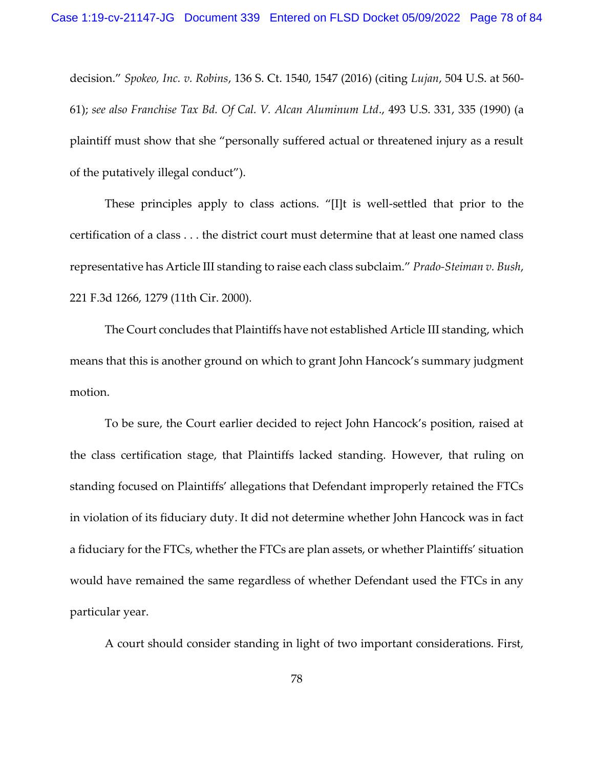decision." *Spokeo, Inc. v. Robins*, 136 S. Ct. 1540, 1547 (2016) (citing *Lujan*, 504 U.S. at 560-61); *see also Franchise Tax Bd. Of Cal. V. Alcan Aluminum Ltd*., 493 U.S. 331, 335 (1990) (a plaintiff must show that she "personally suffered actual or threatened injury as a result of the putatively illegal conduct").

These principles apply to class actions. "[I]t is well-settled that prior to the certification of a class . . . the district court must determine that at least one named class representative has Article III standing to raise each class subclaim." *Prado-Steiman v. Bush*, 221 F.3d 1266, 1279 (11th Cir. 2000).

The Court concludes that Plaintiffs have not established Article III standing, which means that this is another ground on which to grant John Hancock's summary judgment motion.

To be sure, the Court earlier decided to reject John Hancock's position, raised at the class certification stage, that Plaintiffs lacked standing. However, that ruling on standing focused on Plaintiffs' allegations that Defendant improperly retained the FTCs in violation of its fiduciary duty. It did not determine whether John Hancock was in fact a fiduciary for the FTCs, whether the FTCs are plan assets, or whether Plaintiffs' situation would have remained the same regardless of whether Defendant used the FTCs in any particular year.

A court should consider standing in light of two important considerations. First,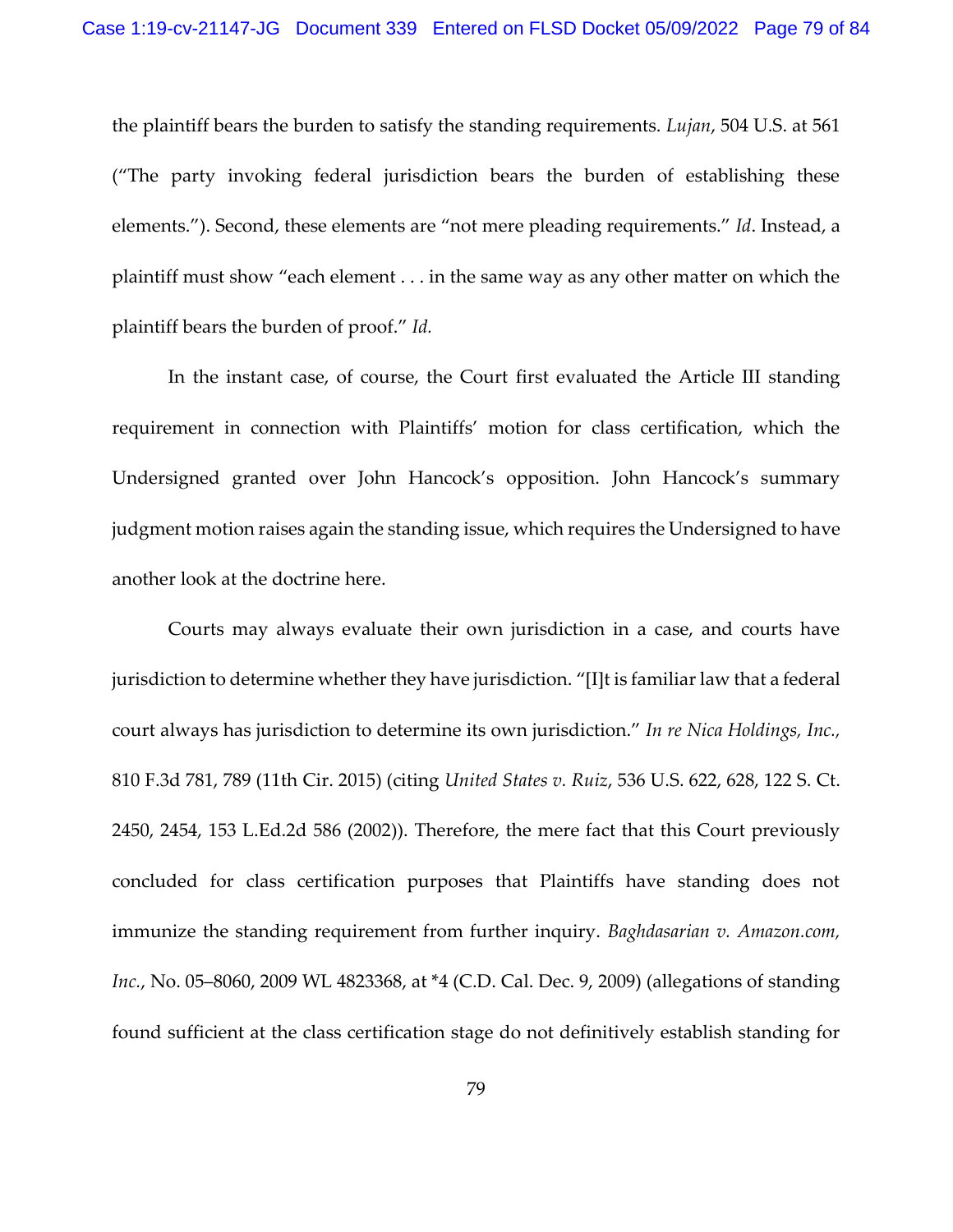the plaintiff bears the burden to satisfy the standing requirements. *Lujan*, 504 U.S. at 561 ("The party invoking federal jurisdiction bears the burden of establishing these elements."). Second, these elements are "not mere pleading requirements." *Id*. Instead, a plaintiff must show "each element . . . in the same way as any other matter on which the plaintiff bears the burden of proof." *Id.*

In the instant case, of course, the Court first evaluated the Article III standing requirement in connection with Plaintiffs' motion for class certification, which the Undersigned granted over John Hancock's opposition. John Hancock's summary judgment motion raises again the standing issue, which requires the Undersigned to have another look at the doctrine here.

Courts may always evaluate their own jurisdiction in a case, and courts have jurisdiction to determine whether they have jurisdiction. "[I]t is familiar law that a federal court always has jurisdiction to determine its own jurisdiction." *In re Nica Holdings, Inc.*, 810 F.3d 781, 789 (11th Cir. 2015) (citing *United States v. Ruiz*, 536 U.S. 622, 628, 122 S. Ct. 2450, 2454, 153 L.Ed.2d 586 (2002)). Therefore, the mere fact that this Court previously concluded for class certification purposes that Plaintiffs have standing does not immunize the standing requirement from further inquiry. *Baghdasarian v. Amazon.com, Inc.*, No. 05–8060, 2009 WL 4823368, at *4 (C.D. Cal. Dec. 9, 2009) (allegations of standing found sufficient at the class certification stage do not definitively establish standing for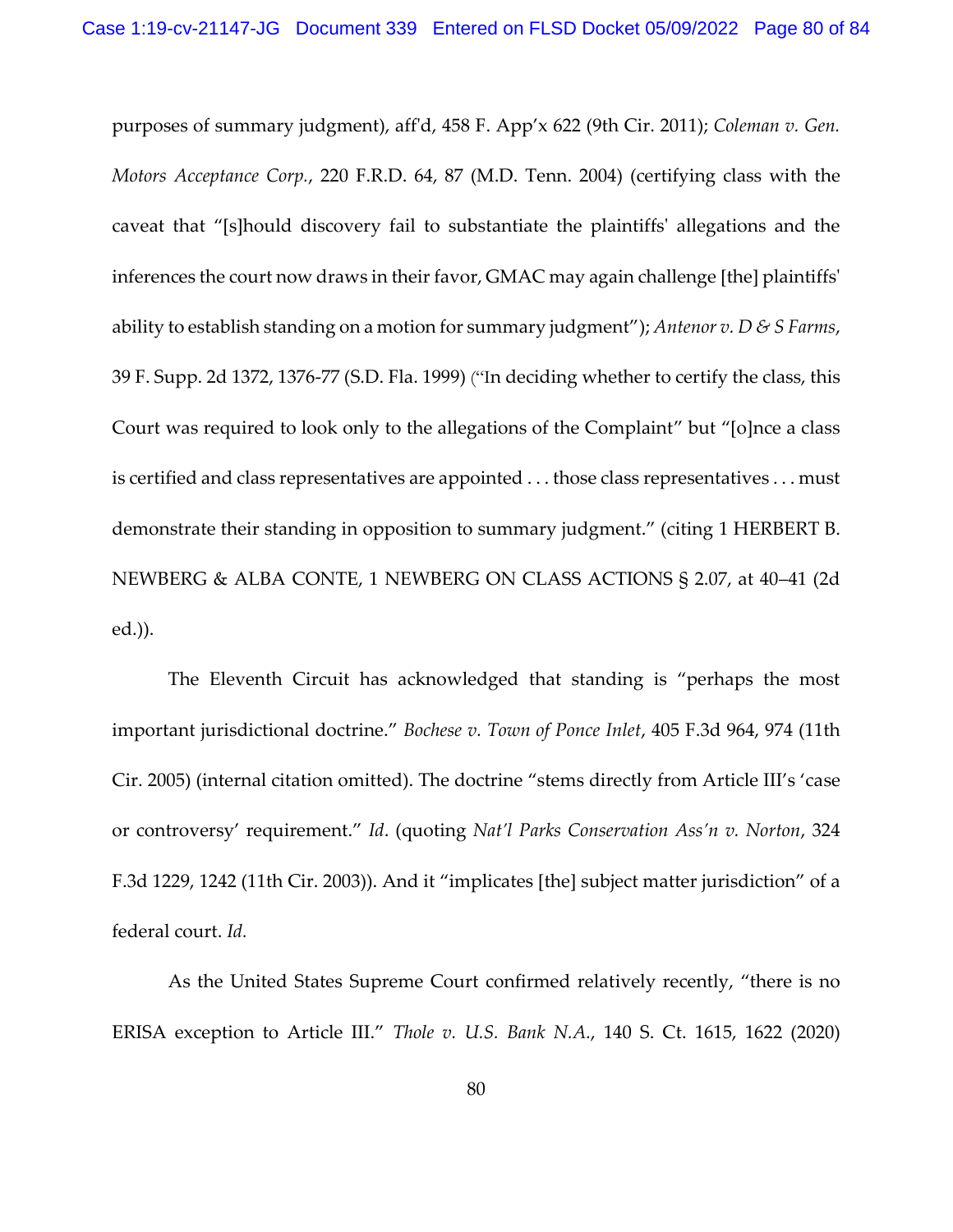purposes of summary judgment), aff'd, 458 F. App'x 622 (9th Cir. 2011); *Coleman v. Gen. Motors Acceptance Corp.*, 220 F.R.D. 64, 87 (M.D. Tenn. 2004) (certifying class with the caveat that "[s]hould discovery fail to substantiate the plaintiffs' allegations and the inferences the court now draws in their favor, GMAC may again challenge [the] plaintiffs' ability to establish standing on a motion for summary judgment"); *Antenor v. D & S Farms*, 39 F. Supp. 2d 1372, 1376-77 (S.D. Fla. 1999) ("In deciding whether to certify the class, this Court was required to look only to the allegations of the Complaint" but "[o]nce a class is certified and class representatives are appointed . . . those class representatives . . . must demonstrate their standing in opposition to summary judgment." (citing 1 HERBERT B. NEWBERG & ALBA CONTE, 1 NEWBERG ON CLASS ACTIONS § 2.07, at 40–41 (2d ed.)).

The Eleventh Circuit has acknowledged that standing is "perhaps the most important jurisdictional doctrine." *Bochese v. Town of Ponce Inlet*, 405 F.3d 964, 974 (11th Cir. 2005) (internal citation omitted). The doctrine "stems directly from Article III's 'case or controversy' requirement." *Id*. (quoting *Nat'l Parks Conservation Ass'n v. Norton*, 324 F.3d 1229, 1242 (11th Cir. 2003)). And it "implicates [the] subject matter jurisdiction" of a federal court. *Id.*

As the United States Supreme Court confirmed relatively recently, "there is no ERISA exception to Article III." *Thole v. U.S. Bank N.A.*, 140 S. Ct. 1615, 1622 (2020)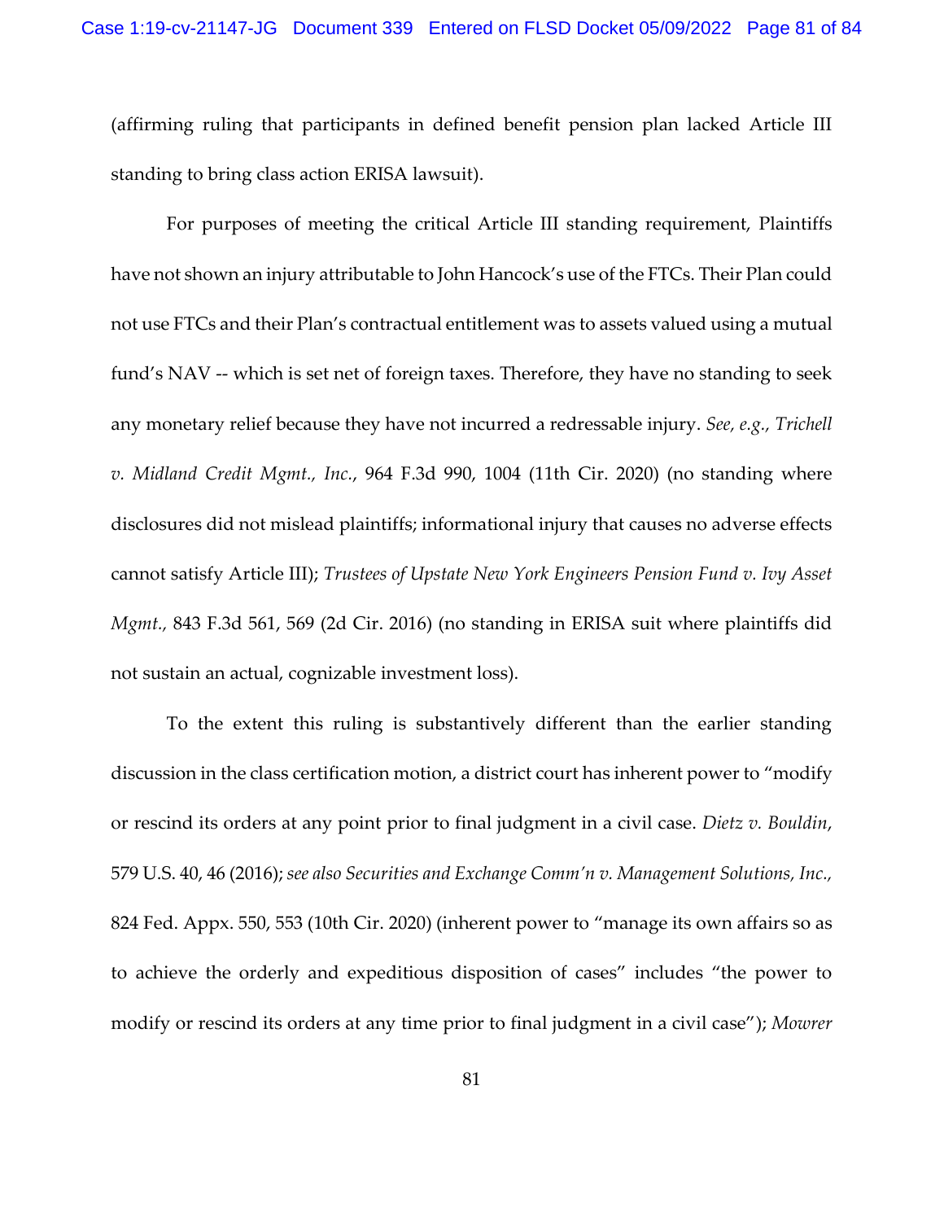(affirming ruling that participants in defined benefit pension plan lacked Article III standing to bring class action ERISA lawsuit).

For purposes of meeting the critical Article III standing requirement, Plaintiffs have not shown an injury attributable to John Hancock's use of the FTCs. Their Plan could not use FTCs and their Plan's contractual entitlement was to assets valued using a mutual fund's NAV -- which is set net of foreign taxes. Therefore, they have no standing to seek any monetary relief because they have not incurred a redressable injury. *See, e.g., Trichell v. Midland Credit Mgmt., Inc.*, 964 F.3d 990, 1004 (11th Cir. 2020) (no standing where disclosures did not mislead plaintiffs; informational injury that causes no adverse effects cannot satisfy Article III); *Trustees of Upstate New York Engineers Pension Fund v. Ivy Asset Mgmt.*, 843 F.3d 561, 569 (2d Cir. 2016) (no standing in ERISA suit where plaintiffs did not sustain an actual, cognizable investment loss).

To the extent this ruling is substantively different than the earlier standing discussion in the class certification motion, a district court has inherent power to "modify or rescind its orders at any point prior to final judgment in a civil case. *Dietz v. Bouldin*, 579 U.S. 40, 46 (2016); *see also Securities and Exchange Comm'n v. Management Solutions, Inc.*, 824 Fed. Appx. 550, 553 (10th Cir. 2020) (inherent power to "manage its own affairs so as to achieve the orderly and expeditious disposition of cases" includes "the power to modify or rescind its orders at any time prior to final judgment in a civil case"); *Mowrer*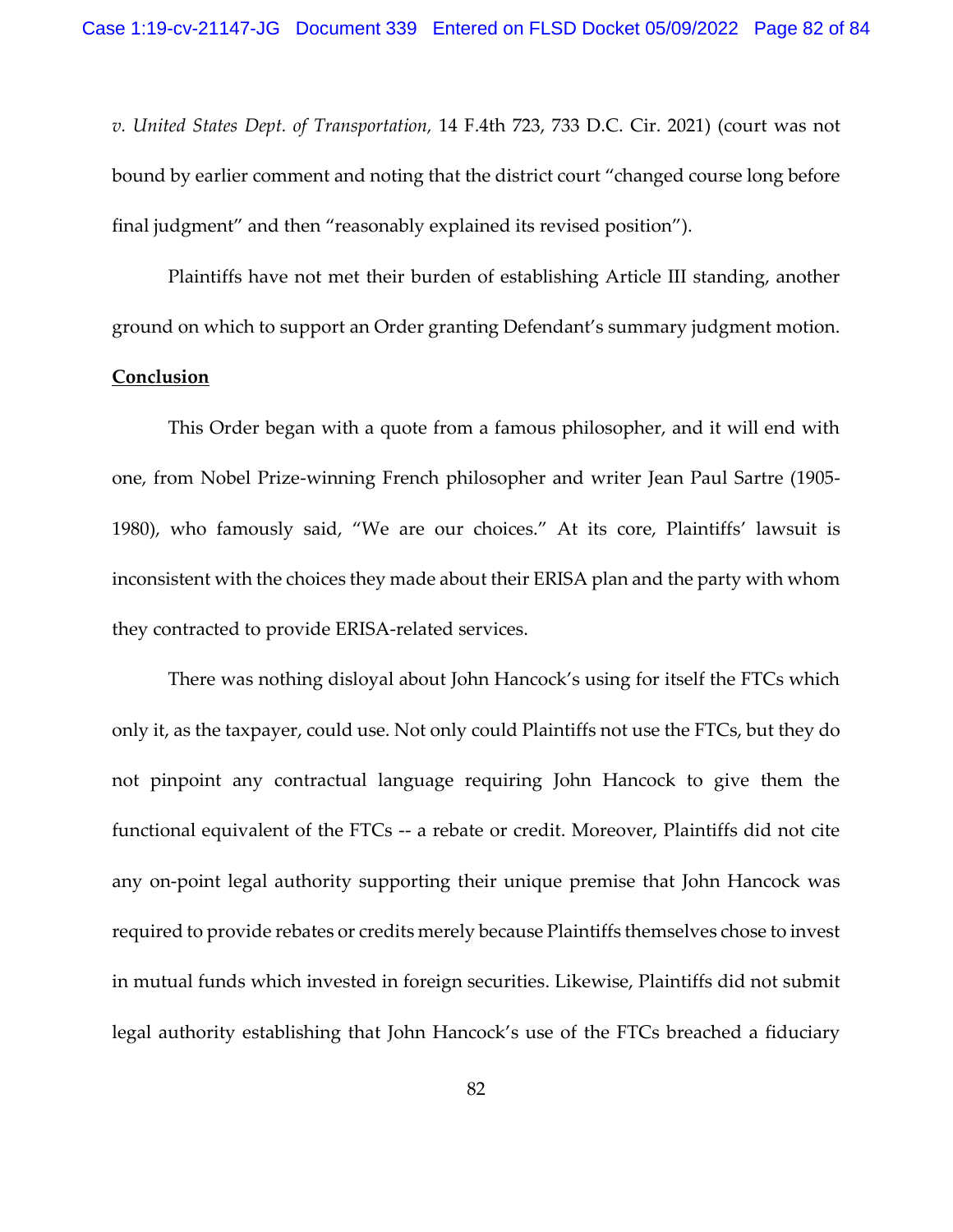*v. United States Dept. of Transportation,* 14 F.4th 723, 733 D.C. Cir. 2021) (court was not bound by earlier comment and noting that the district court "changed course long before final judgment" and then "reasonably explained its revised position").

Plaintiffs have not met their burden of establishing Article III standing, another ground on which to support an Order granting Defendant's summary judgment motion.

**<u>Conclusion</u>**

This Order began with a quote from a famous philosopher, and it will end with one, from Nobel Prize-winning French philosopher and writer Jean Paul Sartre (1905-1980), who famously said, "We are our choices." At its core, Plaintiffs' lawsuit is inconsistent with the choices they made about their ERISA plan and the party with whom they contracted to provide ERISA-related services.

There was nothing disloyal about John Hancock's using for itself the FTCs which only it, as the taxpayer, could use. Not only could Plaintiffs not use the FTCs, but they do not pinpoint any contractual language requiring John Hancock to give them the functional equivalent of the FTCs -- a rebate or credit. Moreover, Plaintiffs did not cite any on-point legal authority supporting their unique premise that John Hancock was required to provide rebates or credits merely because Plaintiffs themselves chose to invest in mutual funds which invested in foreign securities. Likewise, Plaintiffs did not submit legal authority establishing that John Hancock's use of the FTCs breached a fiduciary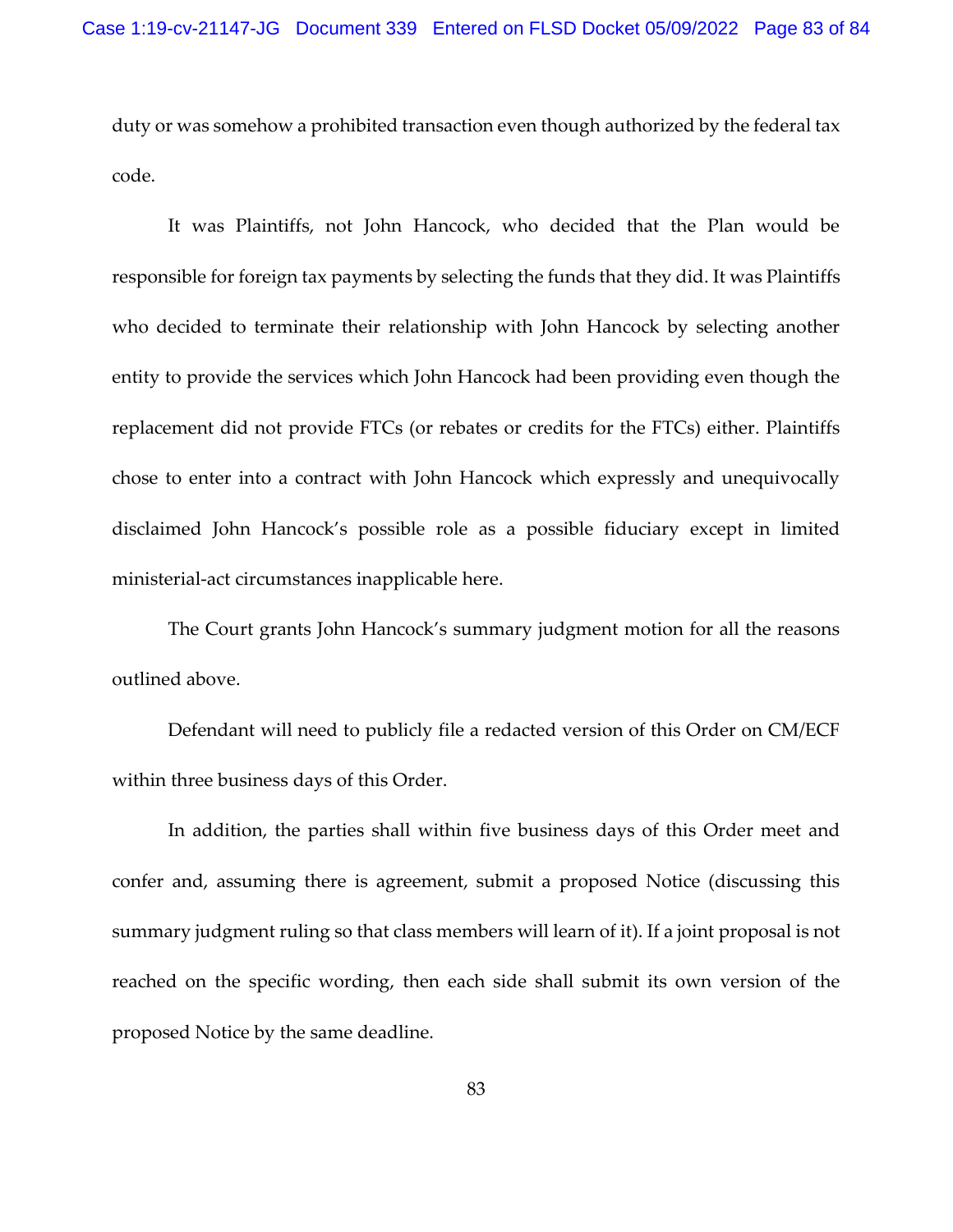duty or was somehow a prohibited transaction even though authorized by the federal tax code.

It was Plaintiffs, not John Hancock, who decided that the Plan would be responsible for foreign tax payments by selecting the funds that they did. It was Plaintiffs who decided to terminate their relationship with John Hancock by selecting another entity to provide the services which John Hancock had been providing even though the replacement did not provide FTCs (or rebates or credits for the FTCs) either. Plaintiffs chose to enter into a contract with John Hancock which expressly and unequivocally disclaimed John Hancock's possible role as a possible fiduciary except in limited ministerial-act circumstances inapplicable here.

The Court grants John Hancock's summary judgment motion for all the reasons outlined above.

Defendant will need to publicly file a redacted version of this Order on CM/ECF within three business days of this Order.

In addition, the parties shall within five business days of this Order meet and confer and, assuming there is agreement, submit a proposed Notice (discussing this summary judgment ruling so that class members will learn of it). If a joint proposal is not reached on the specific wording, then each side shall submit its own version of the proposed Notice by the same deadline.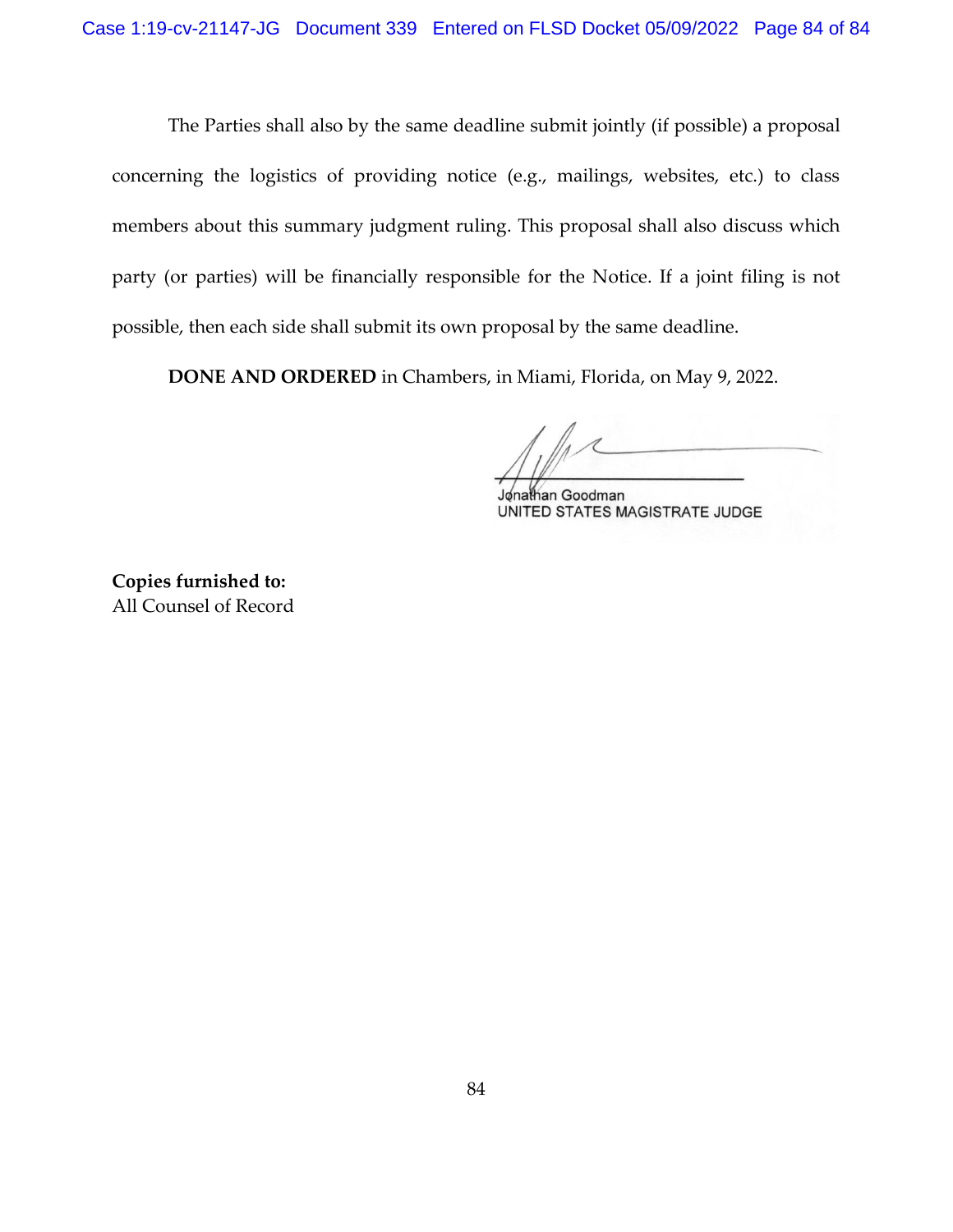The Parties shall also by the same deadline submit jointly (if possible) a proposal concerning the logistics of providing notice (e.g., mailings, websites, etc.) to class members about this summary judgment ruling. This proposal shall also discuss which party (or parties) will be financially responsible for the Notice. If a joint filing is not possible, then each side shall submit its own proposal by the same deadline.

**DONE AND ORDERED** in Chambers, in Miami, Florida, on May 9, 2022.

Jonathan Goodman
UNITED STATES MAGISTRATE JUDGE

**Copies furnished to:**
All Counsel of Record